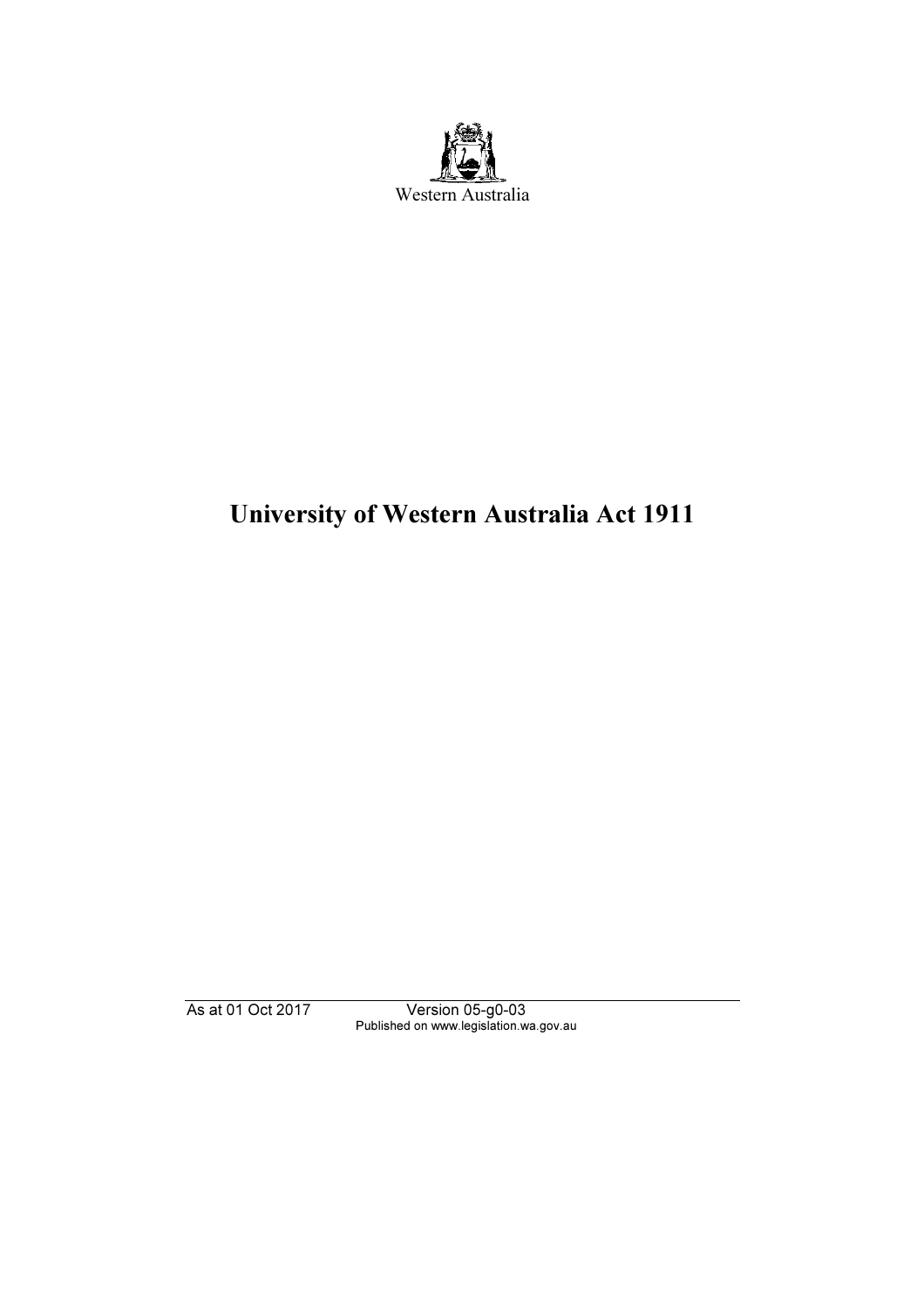Western Australia

# University of Western Australia Act 1911

As at 01 Oct 2017 Version 05-g0-03
Published on www.legislation.wa.gov.au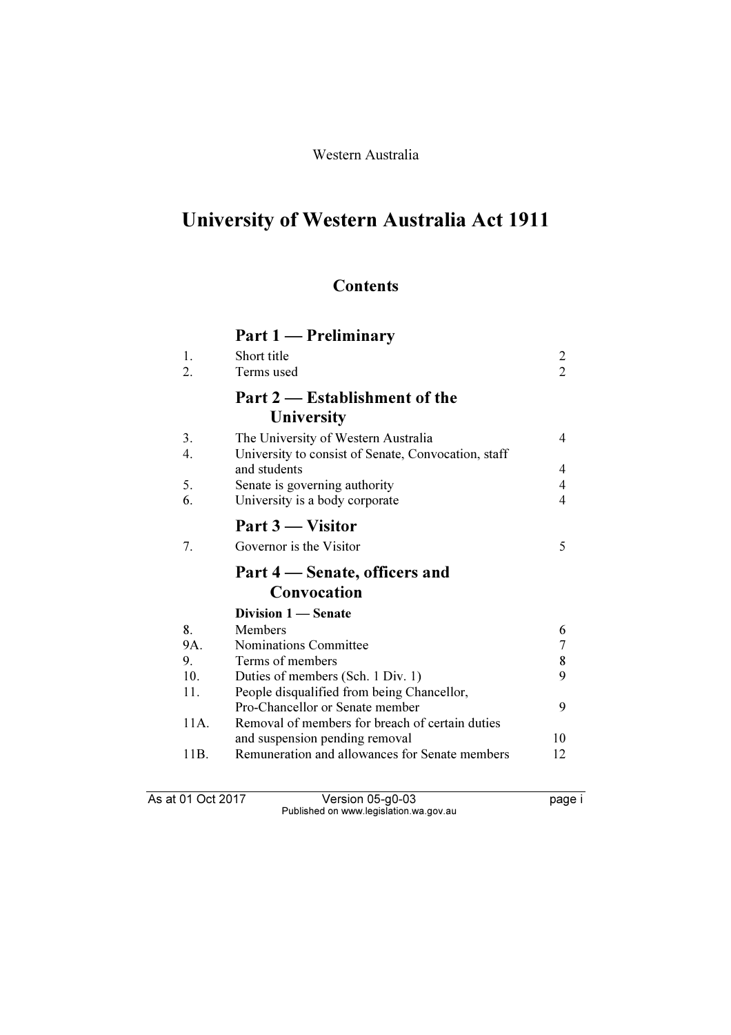Western Australia

# University of Western Australia Act 1911

## Contents

### Part 1 — Preliminary

| | | |
|---|---|---|
| 1. | Short title | 2 |
| 2. | Terms used | 2 |

### Part 2 — Establishment of the University

| | | |
|---|---|---|
| 3. | The University of Western Australia | 4 |
| 4. | University to consist of Senate, Convocation, staff and students | 4 |
| 5. | Senate is governing authority | 4 |
| 6. | University is a body corporate | 4 |

### Part 3 — Visitor

| | | |
|---|---|---|
| 7. | Governor is the Visitor | 5 |

### Part 4 — Senate, officers and Convocation

**Division 1 — Senate**

| | | |
|---|---|---|
| 8. | Members | 6 |
| 9A. | Nominations Committee | 7 |
| 9. | Terms of members | 8 |
| 10. | Duties of members (Sch. 1 Div. 1) | 9 |
| 11. | People disqualified from being Chancellor, Pro-Chancellor or Senate member | 9 |
| 11A. | Removal of members for breach of certain duties and suspension pending removal | 10 |
| 11B. | Remuneration and allowances for Senate members | 12 |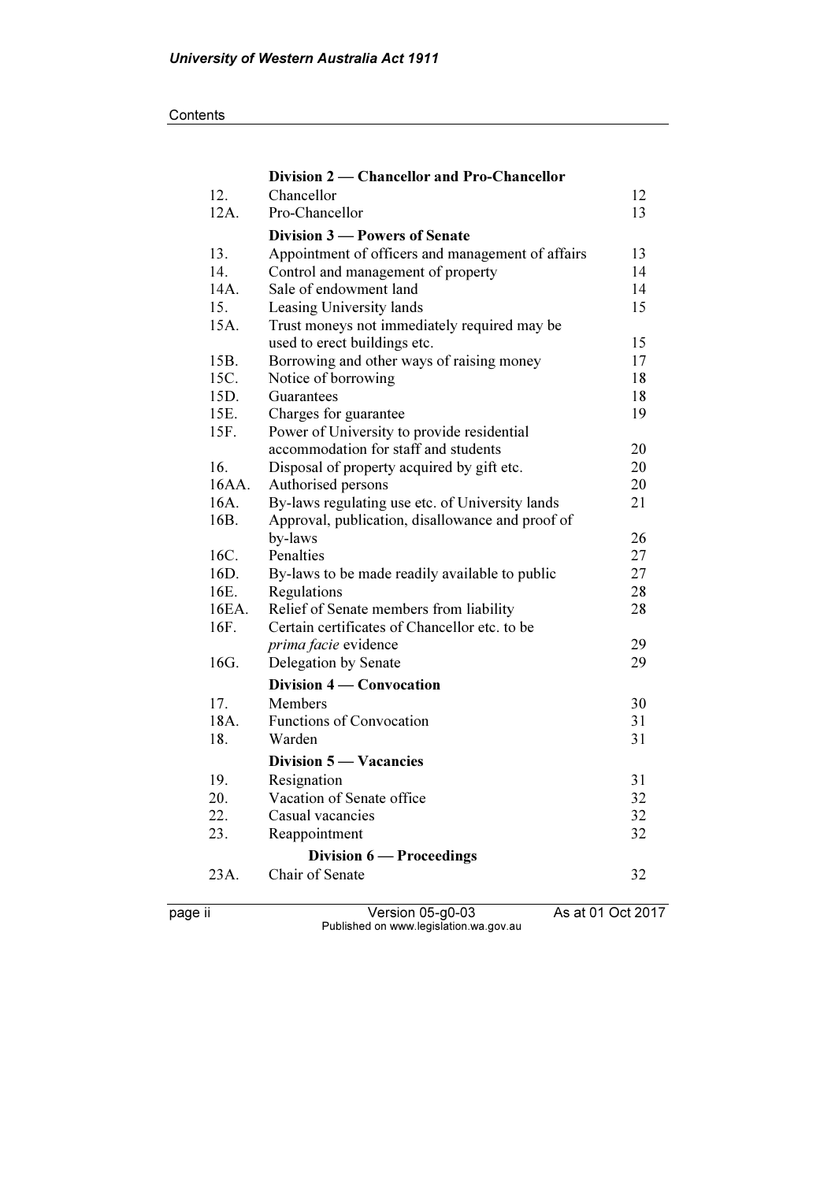| | | |
|---|---|---|
| | **Division 2 — Chancellor and Pro-Chancellor** | |
| 12. | Chancellor | 12 |
| 12A. | Pro-Chancellor | 13 |
| | **Division 3 — Powers of Senate** | |
| 13. | Appointment of officers and management of affairs | 13 |
| 14. | Control and management of property | 14 |
| 14A. | Sale of endowment land | 14 |
| 15. | Leasing University lands | 15 |
| 15A. | Trust moneys not immediately required may be used to erect buildings etc. | 15 |
| 15B. | Borrowing and other ways of raising money | 17 |
| 15C. | Notice of borrowing | 18 |
| 15D. | Guarantees | 18 |
| 15E. | Charges for guarantee | 19 |
| 15F. | Power of University to provide residential accommodation for staff and students | 20 |
| 16. | Disposal of property acquired by gift etc. | 20 |
| 16AA. | Authorised persons | 20 |
| 16A. | By-laws regulating use etc. of University lands | 21 |
| 16B. | Approval, publication, disallowance and proof of by-laws | 26 |
| 16C. | Penalties | 27 |
| 16D. | By-laws to be made readily available to public | 27 |
| 16E. | Regulations | 28 |
| 16EA. | Relief of Senate members from liability | 28 |
| 16F. | Certain certificates of Chancellor etc. to be *prima facie* evidence | 29 |
| 16G. | Delegation by Senate | 29 |
| | **Division 4 — Convocation** | |
| 17. | Members | 30 |
| 18A. | Functions of Convocation | 31 |
| 18. | Warden | 31 |
| | **Division 5 — Vacancies** | |
| 19. | Resignation | 31 |
| 20. | Vacation of Senate office | 32 |
| 22. | Casual vacancies | 32 |
| 23. | Reappointment | 32 |
| | **Division 6 — Proceedings** | |
| 23A. | Chair of Senate | 32 |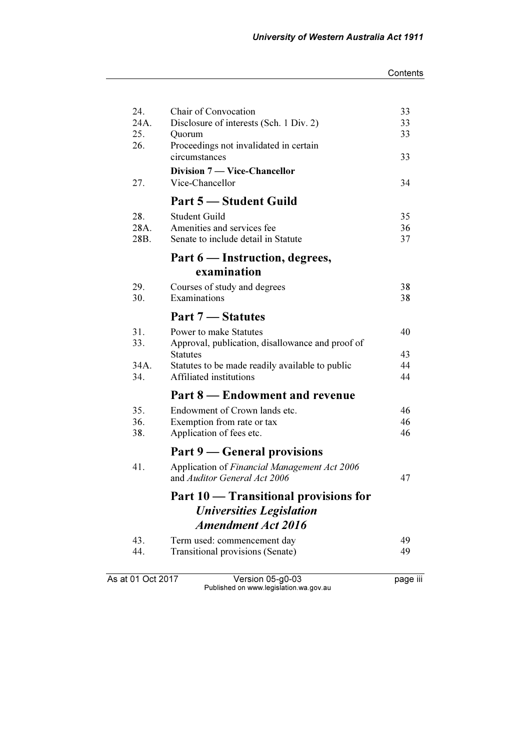| | | |
|---|---|---|
| 24. | Chair of Convocation | 33 |
| 24A. | Disclosure of interests (Sch. 1 Div. 2) | 33 |
| 25. | Quorum | 33 |
| 26. | Proceedings not invalidated in certain circumstances | 33 |
| | **Division 7 — Vice-Chancellor** | |
| 27. | Vice-Chancellor | 34 |
| | **Part 5 — Student Guild** | |
| 28. | Student Guild | 35 |
| 28A. | Amenities and services fee | 36 |
| 28B. | Senate to include detail in Statute | 37 |
| | **Part 6 — Instruction, degrees, examination** | |
| 29. | Courses of study and degrees | 38 |
| 30. | Examinations | 38 |
| | **Part 7 — Statutes** | |
| 31. | Power to make Statutes | 40 |
| 33. | Approval, publication, disallowance and proof of Statutes | 43 |
| 34A. | Statutes to be made readily available to public | 44 |
| 34. | Affiliated institutions | 44 |
| | **Part 8 — Endowment and revenue** | |
| 35. | Endowment of Crown lands etc. | 46 |
| 36. | Exemption from rate or tax | 46 |
| 38. | Application of fees etc. | 46 |
| | **Part 9 — General provisions** | |
| 41. | Application of *Financial Management Act 2006* and *Auditor General Act 2006* | 47 |
| | **Part 10 — Transitional provisions for *Universities Legislation Amendment Act 2016*** | |
| 43. | Term used: commencement day | 49 |
| 44. | Transitional provisions (Senate) | 49 |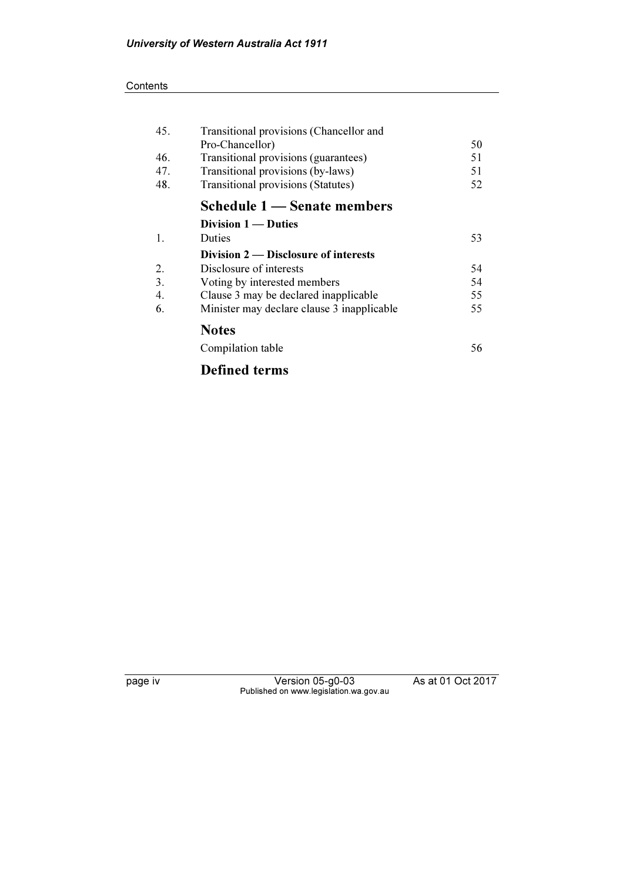| | | |
|---|---|---|
| 45. | Transitional provisions (Chancellor and Pro-Chancellor) | 50 |
| 46. | Transitional provisions (guarantees) | 51 |
| 47. | Transitional provisions (by-laws) | 51 |
| 48. | Transitional provisions (Statutes) | 52 |

## Schedule 1 — Senate members

### Division 1 — Duties

| | | |
|---|---|---|
| 1. | Duties | 53 |

### Division 2 — Disclosure of interests

| | | |
|---|---|---|
| 2. | Disclosure of interests | 54 |
| 3. | Voting by interested members | 54 |
| 4. | Clause 3 may be declared inapplicable | 55 |
| 6. | Minister may declare clause 3 inapplicable | 55 |

## Notes

| | |
|---|---|
| Compilation table | 56 |

## Defined terms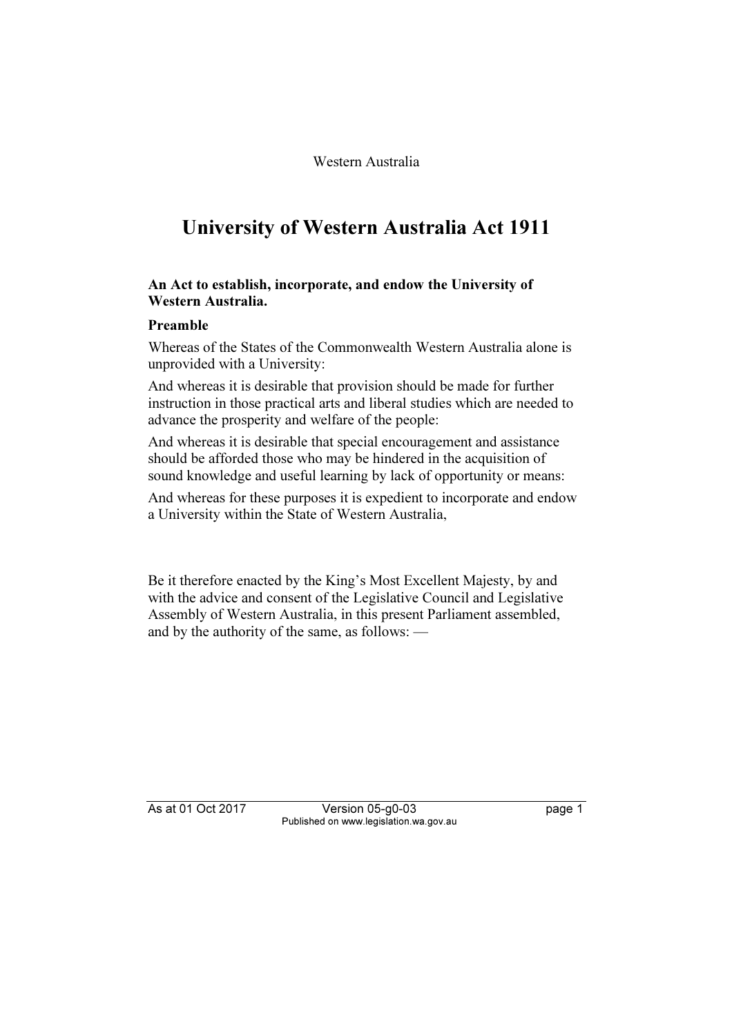Western Australia

# University of Western Australia Act 1911

**An Act to establish, incorporate, and endow the University of Western Australia.**

**Preamble**

Whereas of the States of the Commonwealth Western Australia alone is unprovided with a University:

And whereas it is desirable that provision should be made for further instruction in those practical arts and liberal studies which are needed to advance the prosperity and welfare of the people:

And whereas it is desirable that special encouragement and assistance should be afforded those who may be hindered in the acquisition of sound knowledge and useful learning by lack of opportunity or means:

And whereas for these purposes it is expedient to incorporate and endow a University within the State of Western Australia,

Be it therefore enacted by the King's Most Excellent Majesty, by and with the advice and consent of the Legislative Council and Legislative Assembly of Western Australia, in this present Parliament assembled, and by the authority of the same, as follows: —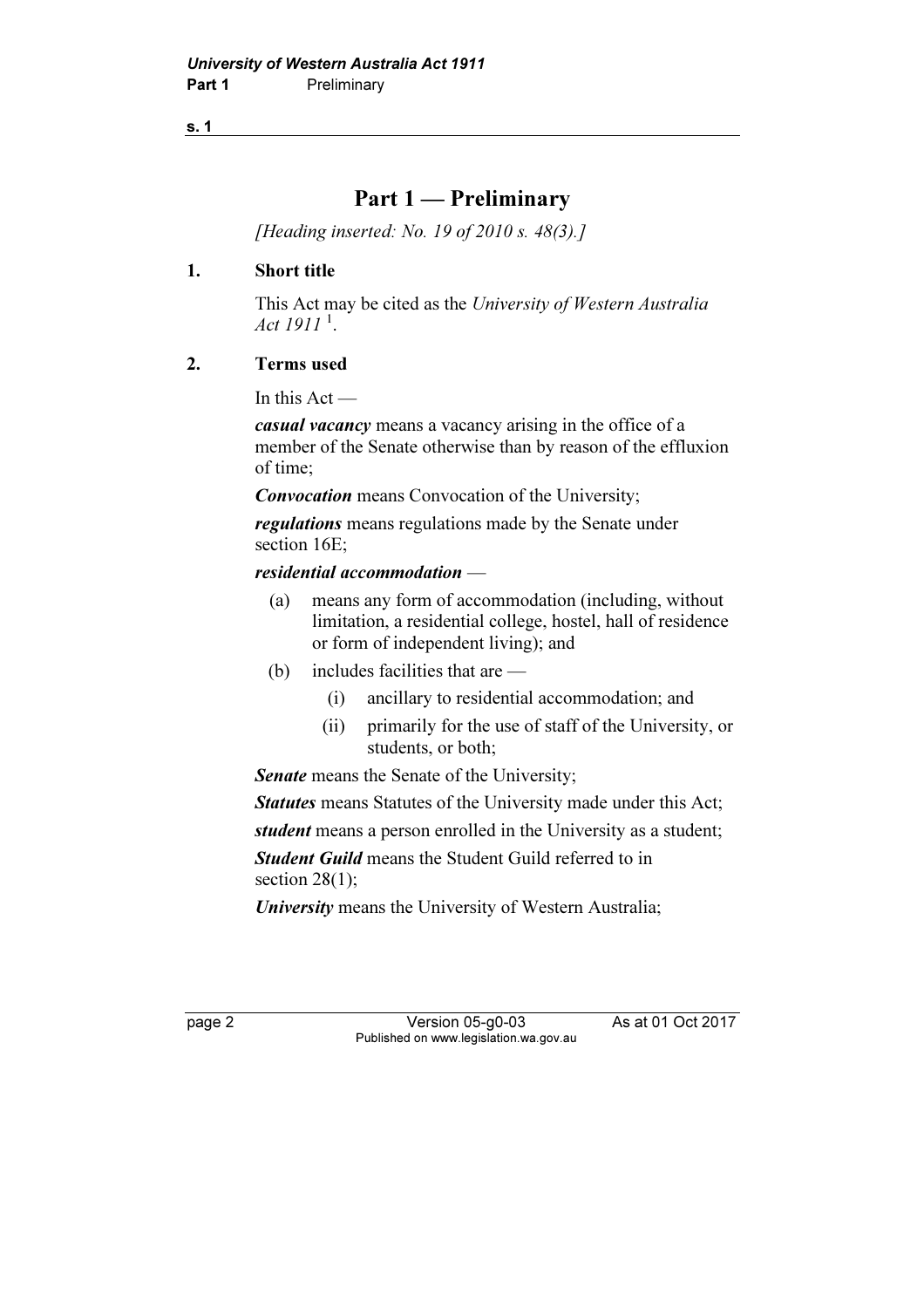# Part 1 — Preliminary

*[Heading inserted: No. 19 of 2010 s. 48(3).]*

## 1. Short title

This Act may be cited as the *University of Western Australia Act 1911* [1].

## 2. Terms used

In this Act —

***casual vacancy*** means a vacancy arising in the office of a member of the Senate otherwise than by reason of the effluxion of time;

***Convocation*** means Convocation of the University;

***regulations*** means regulations made by the Senate under section 16E;

***residential accommodation*** —

(a) means any form of accommodation (including, without limitation, a residential college, hostel, hall of residence or form of independent living); and

(b) includes facilities that are —

  (i) ancillary to residential accommodation; and

  (ii) primarily for the use of staff of the University, or students, or both;

***Senate*** means the Senate of the University;

***Statutes*** means Statutes of the University made under this Act;

***student*** means a person enrolled in the University as a student;

***Student Guild*** means the Student Guild referred to in section 28(1);

***University*** means the University of Western Australia;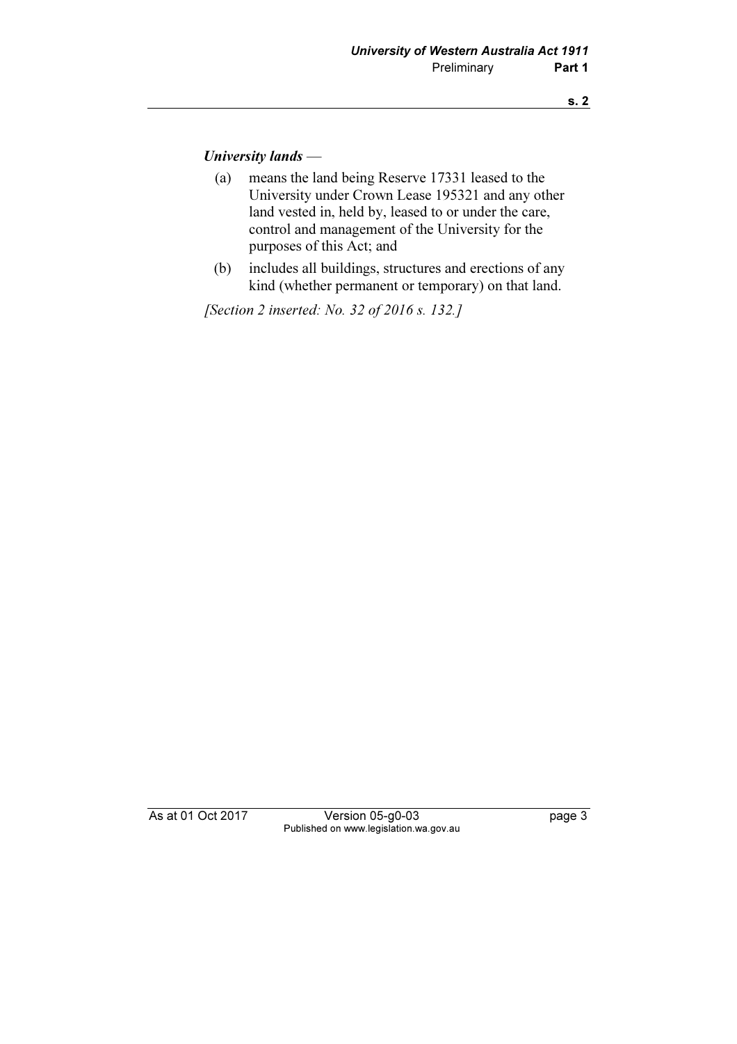***University lands*** —

(a) means the land being Reserve 17331 leased to the University under Crown Lease 195321 and any other land vested in, held by, leased to or under the care, control and management of the University for the purposes of this Act; and

(b) includes all buildings, structures and erections of any kind (whether permanent or temporary) on that land.

*[Section 2 inserted: No. 32 of 2016 s. 132.]*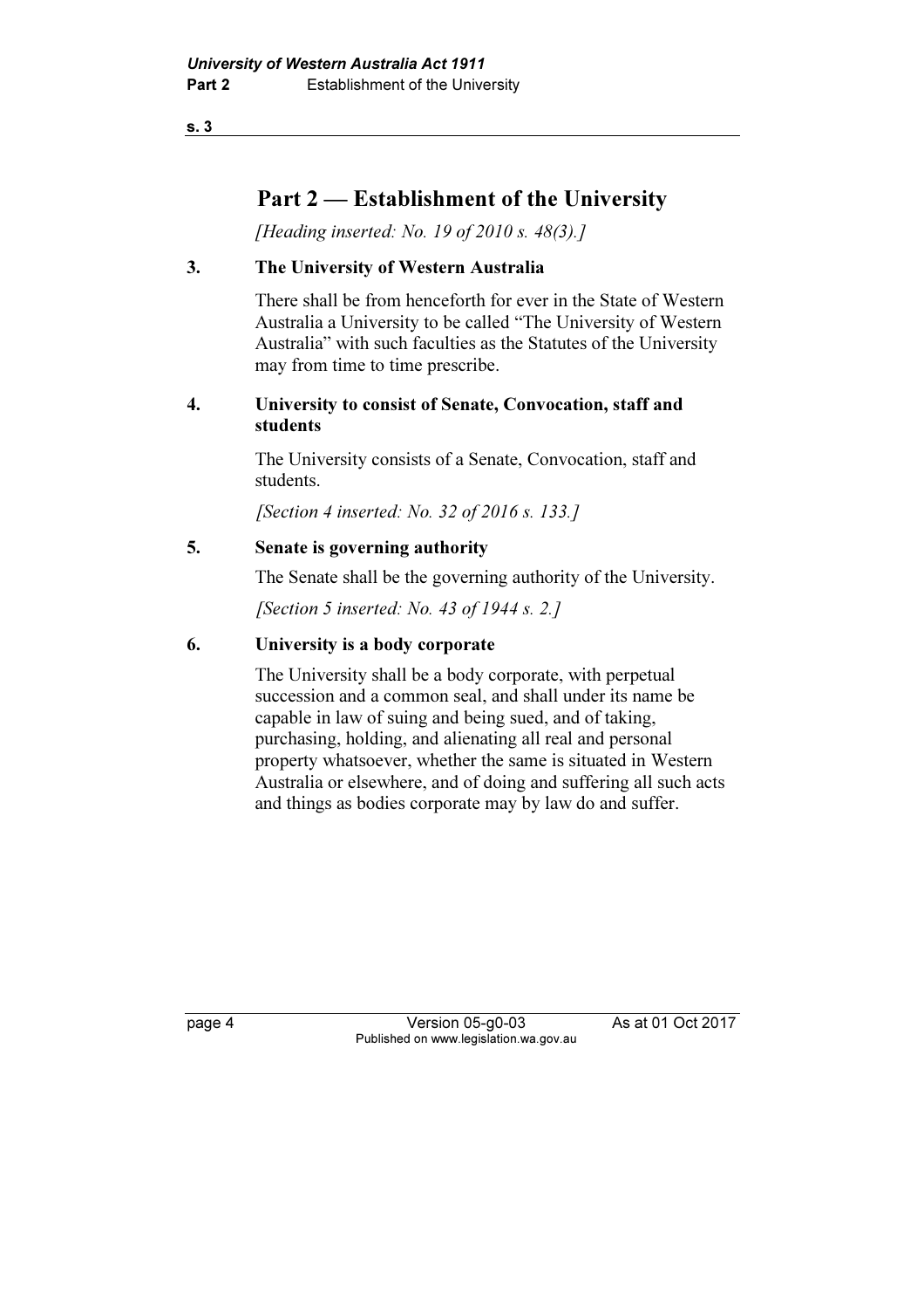# Part 2 — Establishment of the University

*[Heading inserted: No. 19 of 2010 s. 48(3).]*

### 3. The University of Western Australia

There shall be from henceforth for ever in the State of Western Australia a University to be called "The University of Western Australia" with such faculties as the Statutes of the University may from time to time prescribe.

### 4. University to consist of Senate, Convocation, staff and students

The University consists of a Senate, Convocation, staff and students.

*[Section 4 inserted: No. 32 of 2016 s. 133.]*

### 5. Senate is governing authority

The Senate shall be the governing authority of the University.

*[Section 5 inserted: No. 43 of 1944 s. 2.]*

### 6. University is a body corporate

The University shall be a body corporate, with perpetual succession and a common seal, and shall under its name be capable in law of suing and being sued, and of taking, purchasing, holding, and alienating all real and personal property whatsoever, whether the same is situated in Western Australia or elsewhere, and of doing and suffering all such acts and things as bodies corporate may by law do and suffer.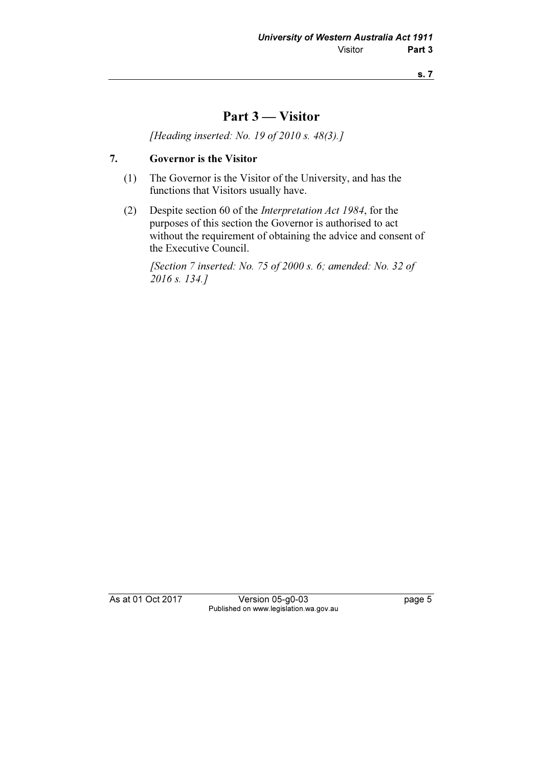# Part 3 — Visitor

*[Heading inserted: No. 19 of 2010 s. 48(3).]*

## 7. Governor is the Visitor

(1) The Governor is the Visitor of the University, and has the functions that Visitors usually have.

(2) Despite section 60 of the *Interpretation Act 1984*, for the purposes of this section the Governor is authorised to act without the requirement of obtaining the advice and consent of the Executive Council.

*[Section 7 inserted: No. 75 of 2000 s. 6; amended: No. 32 of 2016 s. 134.]*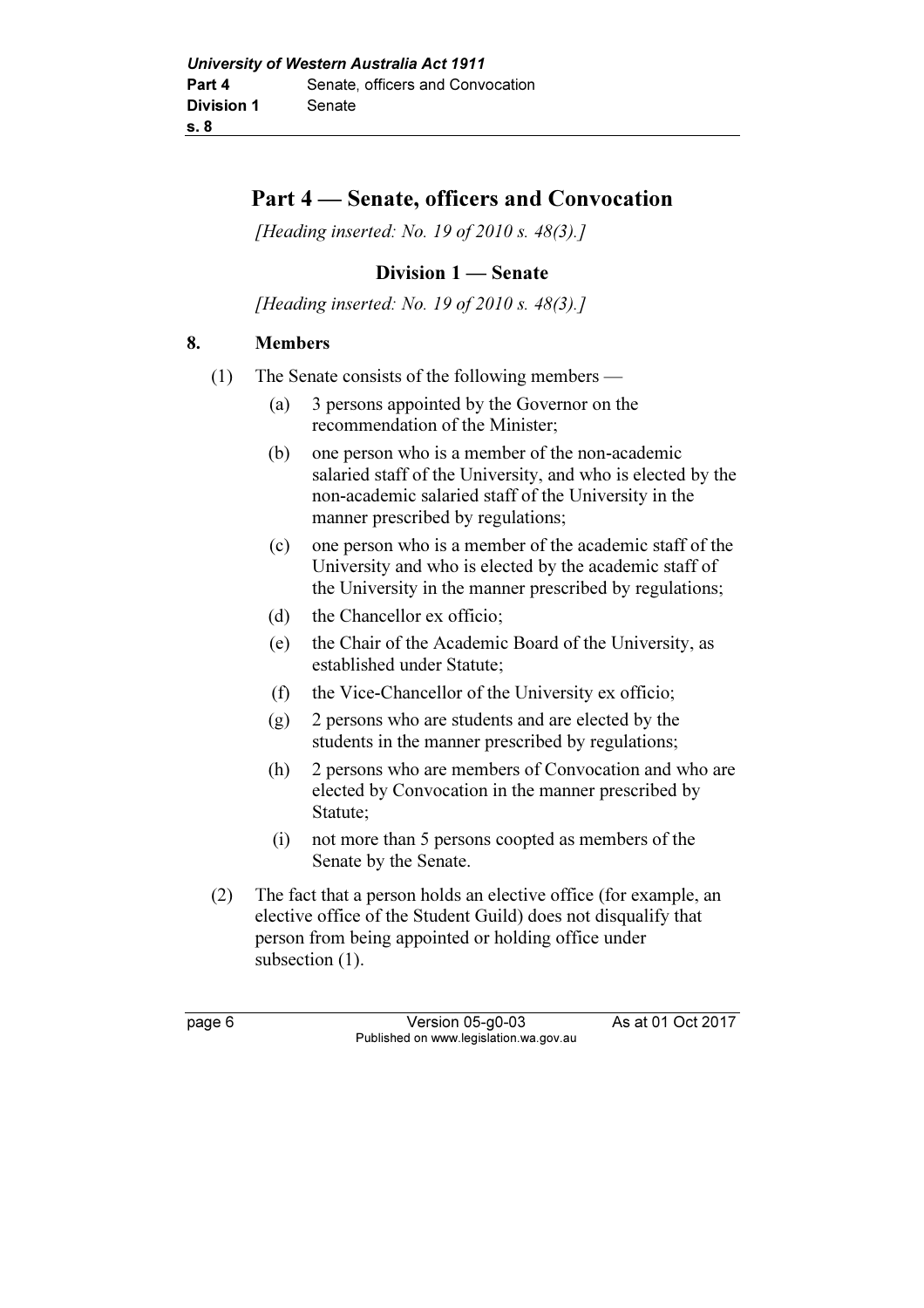## Part 4 — Senate, officers and Convocation

*[Heading inserted: No. 19 of 2010 s. 48(3).]*

### Division 1 — Senate

*[Heading inserted: No. 19 of 2010 s. 48(3).]*

**8. Members**

(1) The Senate consists of the following members —

- (a) 3 persons appointed by the Governor on the recommendation of the Minister;
- (b) one person who is a member of the non-academic salaried staff of the University, and who is elected by the non-academic salaried staff of the University in the manner prescribed by regulations;
- (c) one person who is a member of the academic staff of the University and who is elected by the academic staff of the University in the manner prescribed by regulations;
- (d) the Chancellor ex officio;
- (e) the Chair of the Academic Board of the University, as established under Statute;
- (f) the Vice-Chancellor of the University ex officio;
- (g) 2 persons who are students and are elected by the students in the manner prescribed by regulations;
- (h) 2 persons who are members of Convocation and who are elected by Convocation in the manner prescribed by Statute;
- (i) not more than 5 persons coopted as members of the Senate by the Senate.

(2) The fact that a person holds an elective office (for example, an elective office of the Student Guild) does not disqualify that person from being appointed or holding office under subsection (1).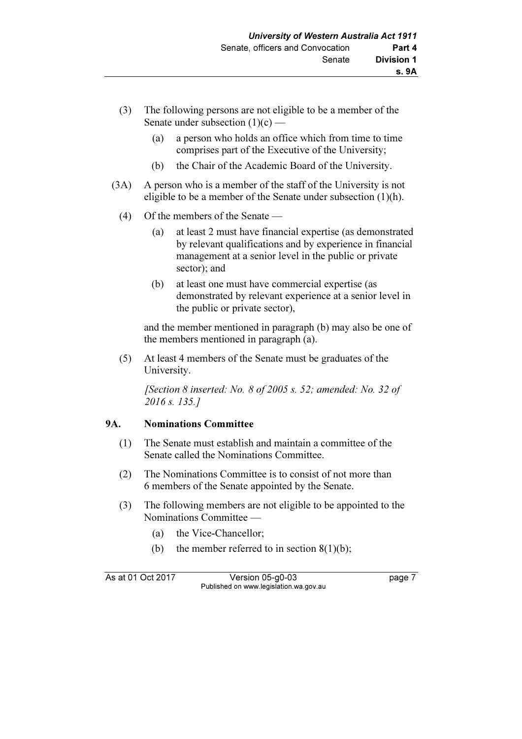(3) The following persons are not eligible to be a member of the Senate under subsection (1)(c) —

   (a) a person who holds an office which from time to time comprises part of the Executive of the University;

   (b) the Chair of the Academic Board of the University.

(3A) A person who is a member of the staff of the University is not eligible to be a member of the Senate under subsection (1)(h).

(4) Of the members of the Senate —

   (a) at least 2 must have financial expertise (as demonstrated by relevant qualifications and by experience in financial management at a senior level in the public or private sector); and

   (b) at least one must have commercial expertise (as demonstrated by relevant experience at a senior level in the public or private sector),

   and the member mentioned in paragraph (b) may also be one of the members mentioned in paragraph (a).

(5) At least 4 members of the Senate must be graduates of the University.

*[Section 8 inserted: No. 8 of 2005 s. 52; amended: No. 32 of 2016 s. 135.]*

### 9A. Nominations Committee

(1) The Senate must establish and maintain a committee of the Senate called the Nominations Committee.

(2) The Nominations Committee is to consist of not more than 6 members of the Senate appointed by the Senate.

(3) The following members are not eligible to be appointed to the Nominations Committee —

   (a) the Vice-Chancellor;

   (b) the member referred to in section 8(1)(b);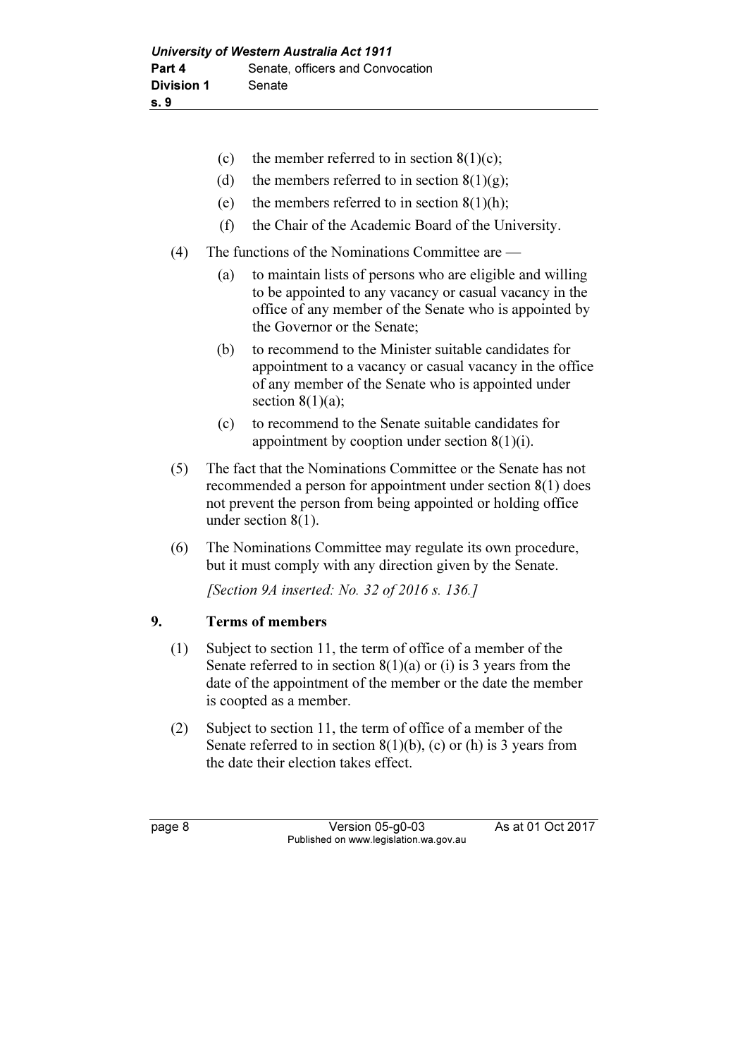(c) the member referred to in section 8(1)(c);

(d) the members referred to in section 8(1)(g);

(e) the members referred to in section 8(1)(h);

(f) the Chair of the Academic Board of the University.

(4) The functions of the Nominations Committee are —

(a) to maintain lists of persons who are eligible and willing to be appointed to any vacancy or casual vacancy in the office of any member of the Senate who is appointed by the Governor or the Senate;

(b) to recommend to the Minister suitable candidates for appointment to a vacancy or casual vacancy in the office of any member of the Senate who is appointed under section 8(1)(a);

(c) to recommend to the Senate suitable candidates for appointment by cooption under section 8(1)(i).

(5) The fact that the Nominations Committee or the Senate has not recommended a person for appointment under section 8(1) does not prevent the person from being appointed or holding office under section 8(1).

(6) The Nominations Committee may regulate its own procedure, but it must comply with any direction given by the Senate.

*[Section 9A inserted: No. 32 of 2016 s. 136.]*

## 9. Terms of members

(1) Subject to section 11, the term of office of a member of the Senate referred to in section 8(1)(a) or (i) is 3 years from the date of the appointment of the member or the date the member is coopted as a member.

(2) Subject to section 11, the term of office of a member of the Senate referred to in section 8(1)(b), (c) or (h) is 3 years from the date their election takes effect.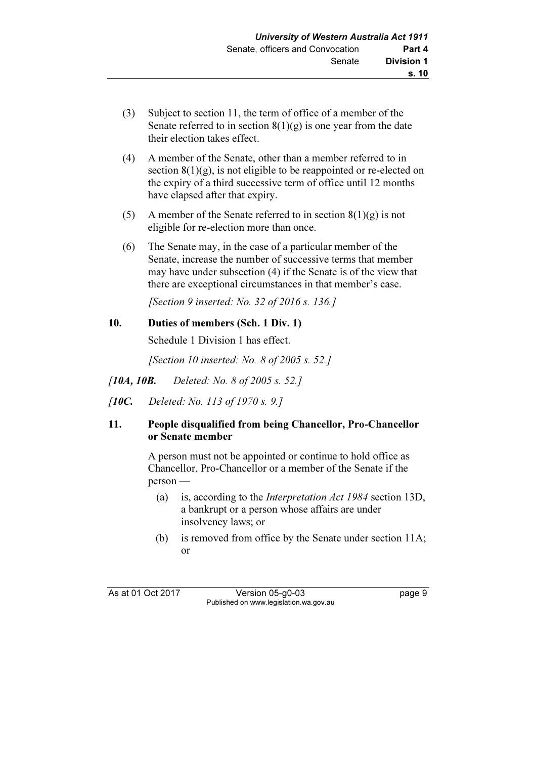(3) Subject to section 11, the term of office of a member of the Senate referred to in section 8(1)(g) is one year from the date their election takes effect.

(4) A member of the Senate, other than a member referred to in section 8(1)(g), is not eligible to be reappointed or re-elected on the expiry of a third successive term of office until 12 months have elapsed after that expiry.

(5) A member of the Senate referred to in section 8(1)(g) is not eligible for re-election more than once.

(6) The Senate may, in the case of a particular member of the Senate, increase the number of successive terms that member may have under subsection (4) if the Senate is of the view that there are exceptional circumstances in that member's case.

*[Section 9 inserted: No. 32 of 2016 s. 136.]*

**10. Duties of members (Sch. 1 Div. 1)**

Schedule 1 Division 1 has effect.

*[Section 10 inserted: No. 8 of 2005 s. 52.]*

*[**10A, 10B.** Deleted: No. 8 of 2005 s. 52.]*

*[**10C.** Deleted: No. 113 of 1970 s. 9.]*

**11. People disqualified from being Chancellor, Pro-Chancellor or Senate member**

A person must not be appointed or continue to hold office as Chancellor, Pro-Chancellor or a member of the Senate if the person —

(a) is, according to the *Interpretation Act 1984* section 13D, a bankrupt or a person whose affairs are under insolvency laws; or

(b) is removed from office by the Senate under section 11A; or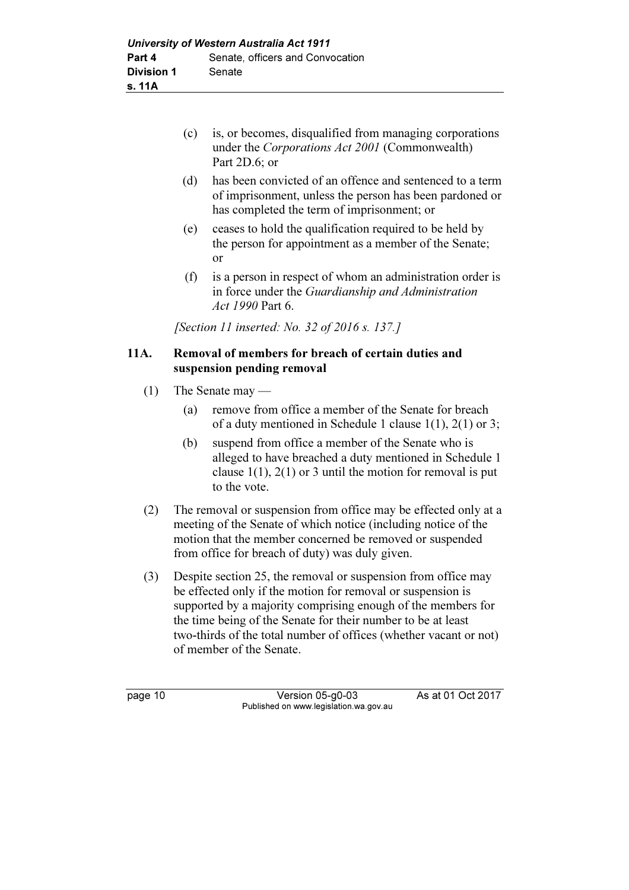(c) is, or becomes, disqualified from managing corporations under the *Corporations Act 2001* (Commonwealth) Part 2D.6; or

(d) has been convicted of an offence and sentenced to a term of imprisonment, unless the person has been pardoned or has completed the term of imprisonment; or

(e) ceases to hold the qualification required to be held by the person for appointment as a member of the Senate; or

(f) is a person in respect of whom an administration order is in force under the *Guardianship and Administration Act 1990* Part 6.

*[Section 11 inserted: No. 32 of 2016 s. 137.]*

### 11A. Removal of members for breach of certain duties and suspension pending removal

(1) The Senate may —

(a) remove from office a member of the Senate for breach of a duty mentioned in Schedule 1 clause 1(1), 2(1) or 3;

(b) suspend from office a member of the Senate who is alleged to have breached a duty mentioned in Schedule 1 clause 1(1), 2(1) or 3 until the motion for removal is put to the vote.

(2) The removal or suspension from office may be effected only at a meeting of the Senate of which notice (including notice of the motion that the member concerned be removed or suspended from office for breach of duty) was duly given.

(3) Despite section 25, the removal or suspension from office may be effected only if the motion for removal or suspension is supported by a majority comprising enough of the members for the time being of the Senate for their number to be at least two-thirds of the total number of offices (whether vacant or not) of member of the Senate.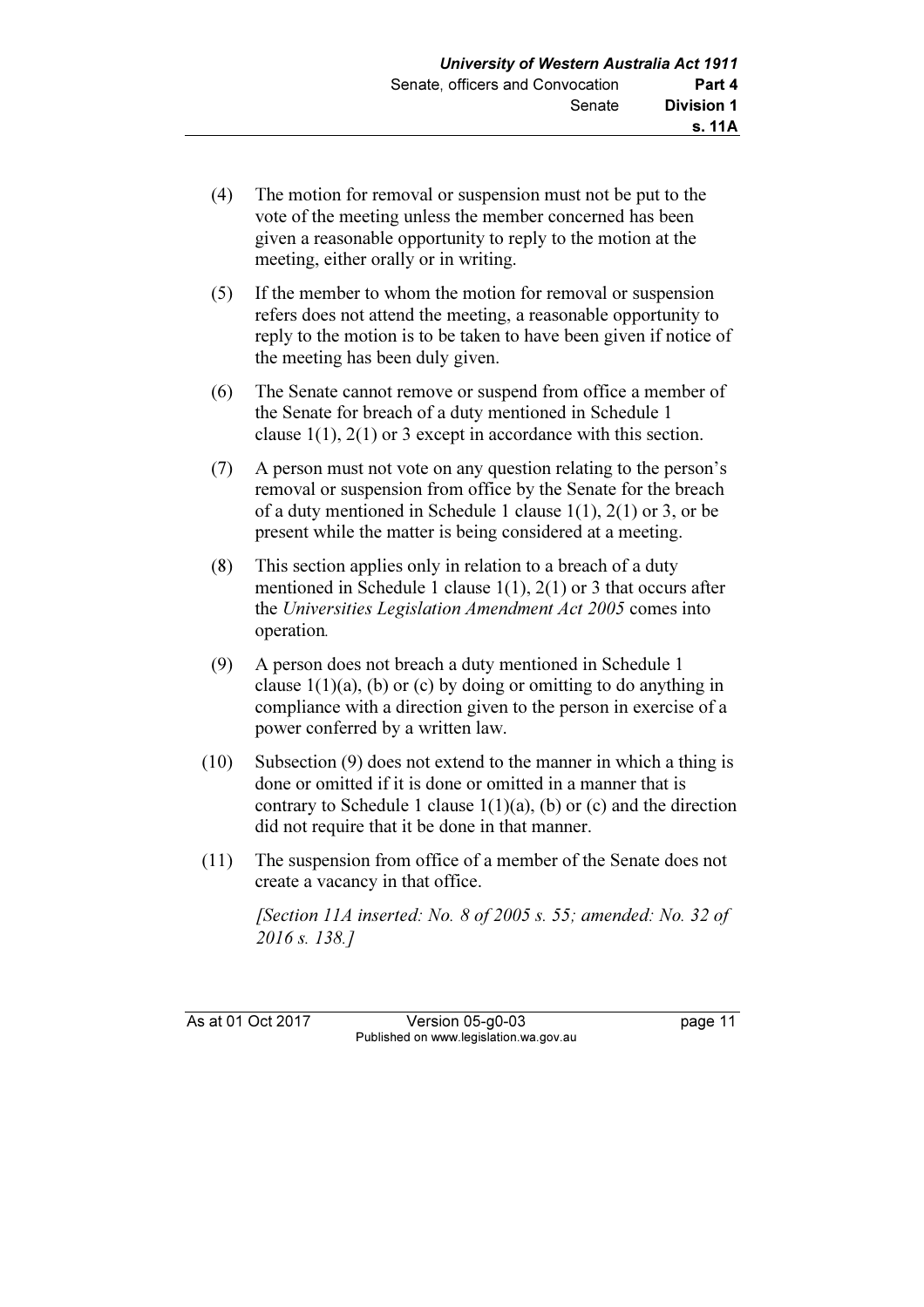(4) The motion for removal or suspension must not be put to the vote of the meeting unless the member concerned has been given a reasonable opportunity to reply to the motion at the meeting, either orally or in writing.

(5) If the member to whom the motion for removal or suspension refers does not attend the meeting, a reasonable opportunity to reply to the motion is to be taken to have been given if notice of the meeting has been duly given.

(6) The Senate cannot remove or suspend from office a member of the Senate for breach of a duty mentioned in Schedule 1 clause 1(1), 2(1) or 3 except in accordance with this section.

(7) A person must not vote on any question relating to the person's removal or suspension from office by the Senate for the breach of a duty mentioned in Schedule 1 clause 1(1), 2(1) or 3, or be present while the matter is being considered at a meeting.

(8) This section applies only in relation to a breach of a duty mentioned in Schedule 1 clause 1(1), 2(1) or 3 that occurs after the *Universities Legislation Amendment Act 2005* comes into operation.

(9) A person does not breach a duty mentioned in Schedule 1 clause 1(1)(a), (b) or (c) by doing or omitting to do anything in compliance with a direction given to the person in exercise of a power conferred by a written law.

(10) Subsection (9) does not extend to the manner in which a thing is done or omitted if it is done or omitted in a manner that is contrary to Schedule 1 clause 1(1)(a), (b) or (c) and the direction did not require that it be done in that manner.

(11) The suspension from office of a member of the Senate does not create a vacancy in that office.

*[Section 11A inserted: No. 8 of 2005 s. 55; amended: No. 32 of 2016 s. 138.]*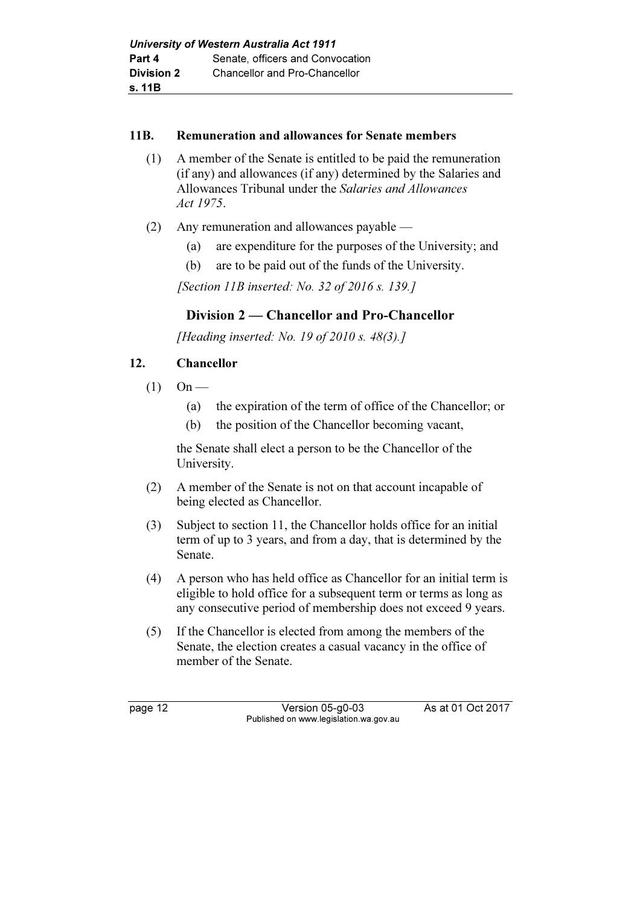### 11B. Remuneration and allowances for Senate members

(1) A member of the Senate is entitled to be paid the remuneration (if any) and allowances (if any) determined by the Salaries and Allowances Tribunal under the *Salaries and Allowances Act 1975*.

(2) Any remuneration and allowances payable —

(a) are expenditure for the purposes of the University; and

(b) are to be paid out of the funds of the University.

*[Section 11B inserted: No. 32 of 2016 s. 139.]*

## Division 2 — Chancellor and Pro-Chancellor

*[Heading inserted: No. 19 of 2010 s. 48(3).]*

### 12. Chancellor

(1) On —

(a) the expiration of the term of office of the Chancellor; or

(b) the position of the Chancellor becoming vacant,

the Senate shall elect a person to be the Chancellor of the University.

(2) A member of the Senate is not on that account incapable of being elected as Chancellor.

(3) Subject to section 11, the Chancellor holds office for an initial term of up to 3 years, and from a day, that is determined by the Senate.

(4) A person who has held office as Chancellor for an initial term is eligible to hold office for a subsequent term or terms as long as any consecutive period of membership does not exceed 9 years.

(5) If the Chancellor is elected from among the members of the Senate, the election creates a casual vacancy in the office of member of the Senate.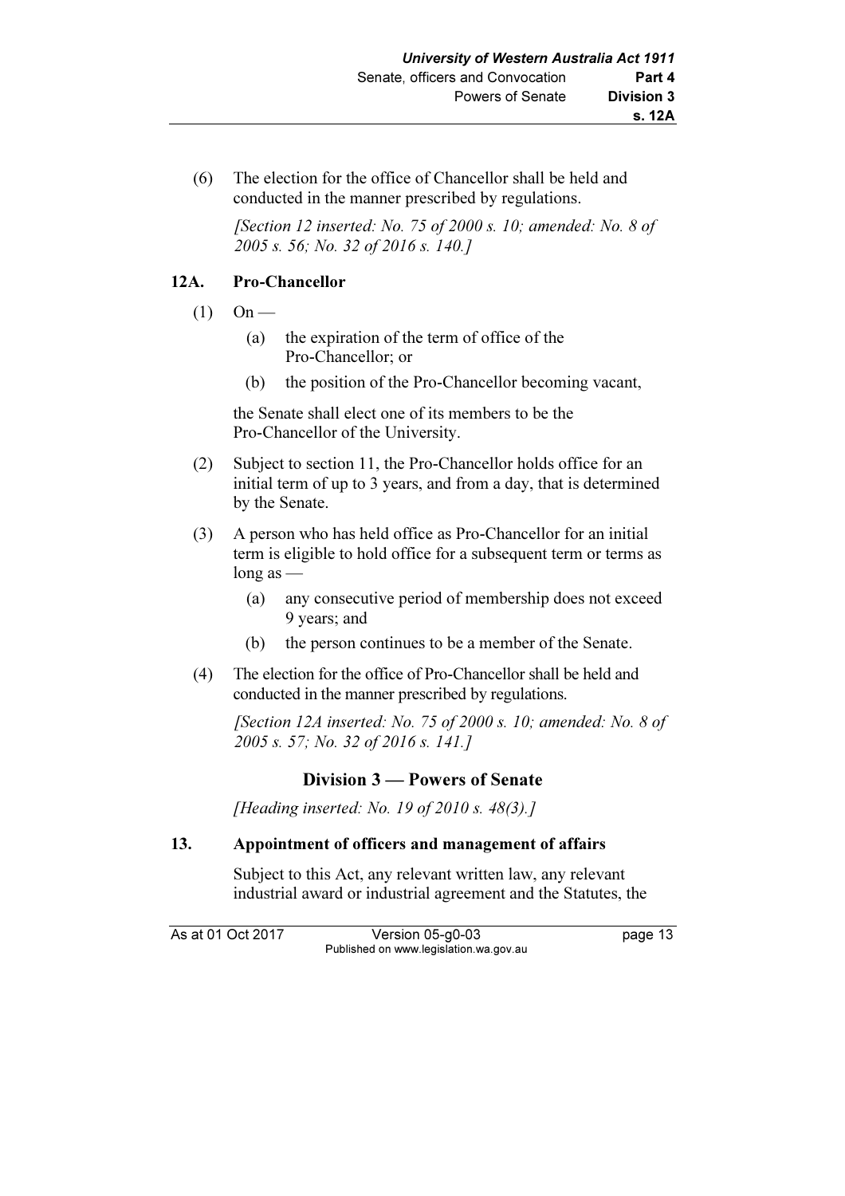(6) The election for the office of Chancellor shall be held and conducted in the manner prescribed by regulations.

*[Section 12 inserted: No. 75 of 2000 s. 10; amended: No. 8 of 2005 s. 56; No. 32 of 2016 s. 140.]*

### 12A. Pro-Chancellor

(1) On —

(a) the expiration of the term of office of the Pro-Chancellor; or

(b) the position of the Pro-Chancellor becoming vacant,

the Senate shall elect one of its members to be the Pro-Chancellor of the University.

(2) Subject to section 11, the Pro-Chancellor holds office for an initial term of up to 3 years, and from a day, that is determined by the Senate.

(3) A person who has held office as Pro-Chancellor for an initial term is eligible to hold office for a subsequent term or terms as long as —

(a) any consecutive period of membership does not exceed 9 years; and

(b) the person continues to be a member of the Senate.

(4) The election for the office of Pro-Chancellor shall be held and conducted in the manner prescribed by regulations.

*[Section 12A inserted: No. 75 of 2000 s. 10; amended: No. 8 of 2005 s. 57; No. 32 of 2016 s. 141.]*

## Division 3 — Powers of Senate

*[Heading inserted: No. 19 of 2010 s. 48(3).]*

### 13. Appointment of officers and management of affairs

Subject to this Act, any relevant written law, any relevant industrial award or industrial agreement and the Statutes, the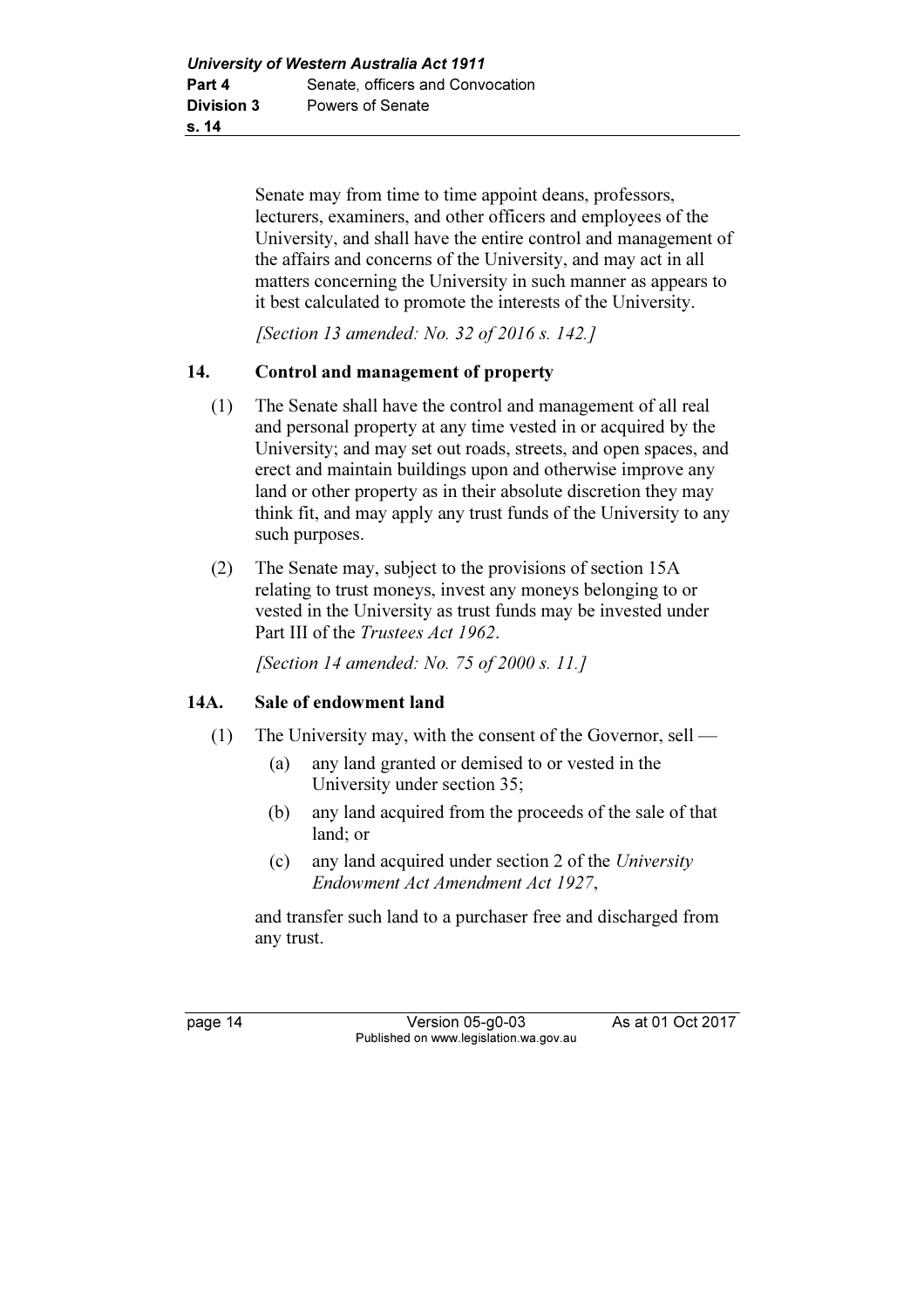Senate may from time to time appoint deans, professors, lecturers, examiners, and other officers and employees of the University, and shall have the entire control and management of the affairs and concerns of the University, and may act in all matters concerning the University in such manner as appears to it best calculated to promote the interests of the University.

*[Section 13 amended: No. 32 of 2016 s. 142.]*

### 14. Control and management of property

(1) The Senate shall have the control and management of all real and personal property at any time vested in or acquired by the University; and may set out roads, streets, and open spaces, and erect and maintain buildings upon and otherwise improve any land or other property as in their absolute discretion they may think fit, and may apply any trust funds of the University to any such purposes.

(2) The Senate may, subject to the provisions of section 15A relating to trust moneys, invest any moneys belonging to or vested in the University as trust funds may be invested under Part III of the *Trustees Act 1962*.

*[Section 14 amended: No. 75 of 2000 s. 11.]*

### 14A. Sale of endowment land

(1) The University may, with the consent of the Governor, sell —

(a) any land granted or demised to or vested in the University under section 35;

(b) any land acquired from the proceeds of the sale of that land; or

(c) any land acquired under section 2 of the *University Endowment Act Amendment Act 1927*,

and transfer such land to a purchaser free and discharged from any trust.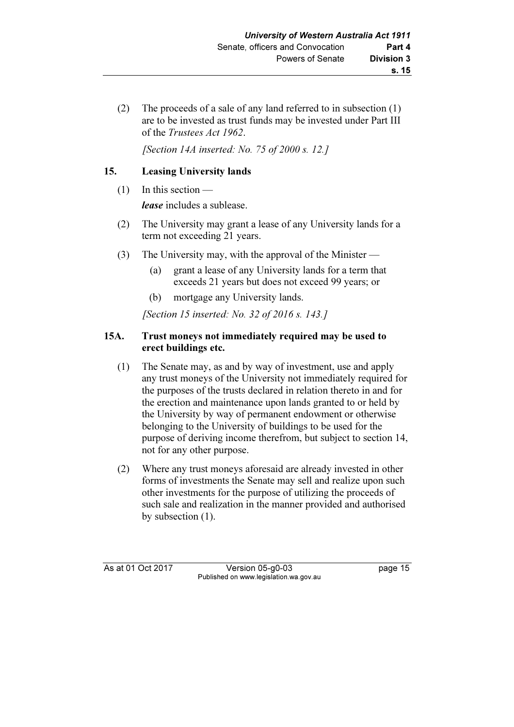(2) The proceeds of a sale of any land referred to in subsection (1) are to be invested as trust funds may be invested under Part III of the *Trustees Act 1962*.

*[Section 14A inserted: No. 75 of 2000 s. 12.]*

## 15. Leasing University lands

(1) In this section —

***lease*** includes a sublease.

(2) The University may grant a lease of any University lands for a term not exceeding 21 years.

(3) The University may, with the approval of the Minister —

- (a) grant a lease of any University lands for a term that exceeds 21 years but does not exceed 99 years; or
- (b) mortgage any University lands.

*[Section 15 inserted: No. 32 of 2016 s. 143.]*

## 15A. Trust moneys not immediately required may be used to erect buildings etc.

(1) The Senate may, as and by way of investment, use and apply any trust moneys of the University not immediately required for the purposes of the trusts declared in relation thereto in and for the erection and maintenance upon lands granted to or held by the University by way of permanent endowment or otherwise belonging to the University of buildings to be used for the purpose of deriving income therefrom, but subject to section 14, not for any other purpose.

(2) Where any trust moneys aforesaid are already invested in other forms of investments the Senate may sell and realize upon such other investments for the purpose of utilizing the proceeds of such sale and realization in the manner provided and authorised by subsection (1).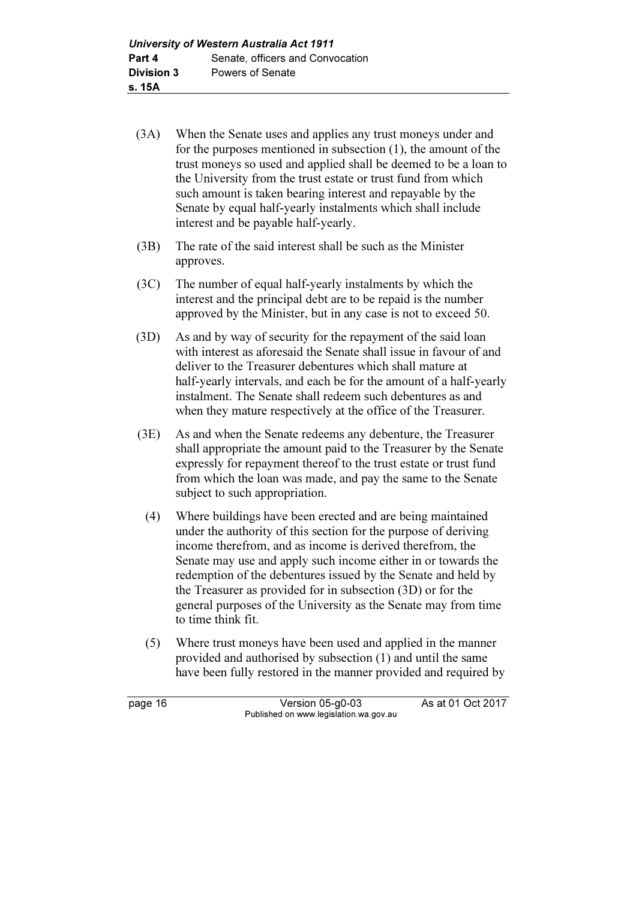(3A) When the Senate uses and applies any trust moneys under and for the purposes mentioned in subsection (1), the amount of the trust moneys so used and applied shall be deemed to be a loan to the University from the trust estate or trust fund from which such amount is taken bearing interest and repayable by the Senate by equal half-yearly instalments which shall include interest and be payable half-yearly.

(3B) The rate of the said interest shall be such as the Minister approves.

(3C) The number of equal half-yearly instalments by which the interest and the principal debt are to be repaid is the number approved by the Minister, but in any case is not to exceed 50.

(3D) As and by way of security for the repayment of the said loan with interest as aforesaid the Senate shall issue in favour of and deliver to the Treasurer debentures which shall mature at half-yearly intervals, and each be for the amount of a half-yearly instalment. The Senate shall redeem such debentures as and when they mature respectively at the office of the Treasurer.

(3E) As and when the Senate redeems any debenture, the Treasurer shall appropriate the amount paid to the Treasurer by the Senate expressly for repayment thereof to the trust estate or trust fund from which the loan was made, and pay the same to the Senate subject to such appropriation.

(4) Where buildings have been erected and are being maintained under the authority of this section for the purpose of deriving income therefrom, and as income is derived therefrom, the Senate may use and apply such income either in or towards the redemption of the debentures issued by the Senate and held by the Treasurer as provided for in subsection (3D) or for the general purposes of the University as the Senate may from time to time think fit.

(5) Where trust moneys have been used and applied in the manner provided and authorised by subsection (1) and until the same have been fully restored in the manner provided and required by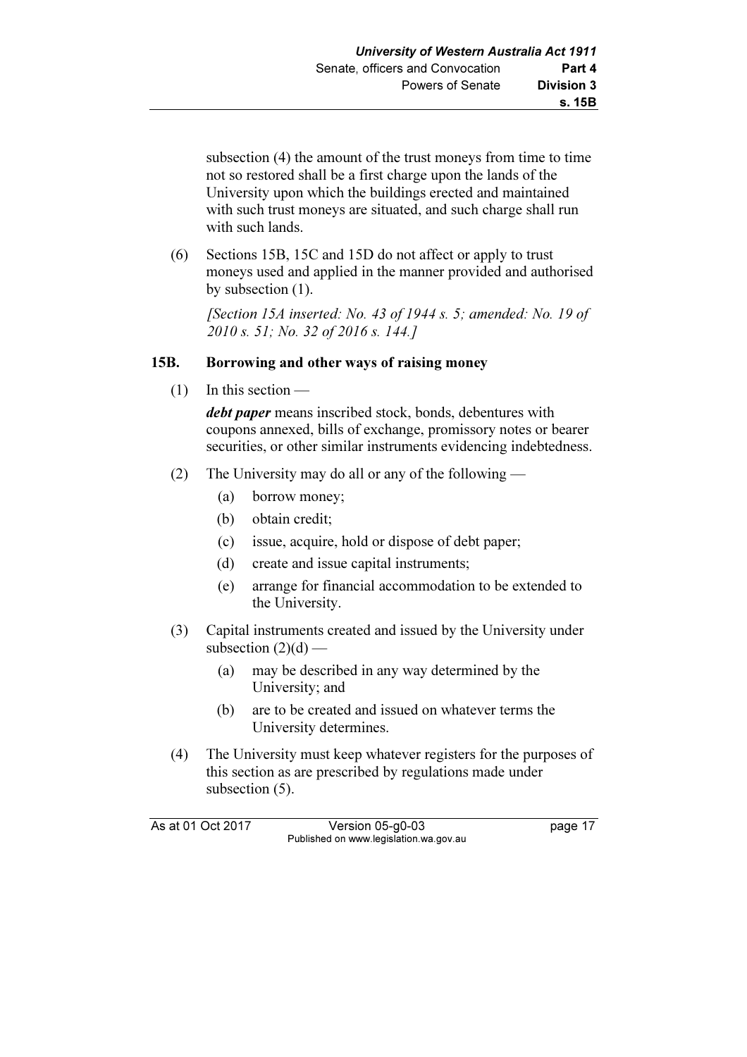subsection (4) the amount of the trust moneys from time to time not so restored shall be a first charge upon the lands of the University upon which the buildings erected and maintained with such trust moneys are situated, and such charge shall run with such lands.

(6) Sections 15B, 15C and 15D do not affect or apply to trust moneys used and applied in the manner provided and authorised by subsection (1).

*[Section 15A inserted: No. 43 of 1944 s. 5; amended: No. 19 of 2010 s. 51; No. 32 of 2016 s. 144.]*

### 15B. Borrowing and other ways of raising money

(1) In this section —

***debt paper*** means inscribed stock, bonds, debentures with coupons annexed, bills of exchange, promissory notes or bearer securities, or other similar instruments evidencing indebtedness.

(2) The University may do all or any of the following —

- (a) borrow money;
- (b) obtain credit;
- (c) issue, acquire, hold or dispose of debt paper;
- (d) create and issue capital instruments;
- (e) arrange for financial accommodation to be extended to the University.

(3) Capital instruments created and issued by the University under subsection (2)(d) —

- (a) may be described in any way determined by the University; and
- (b) are to be created and issued on whatever terms the University determines.

(4) The University must keep whatever registers for the purposes of this section as are prescribed by regulations made under subsection (5).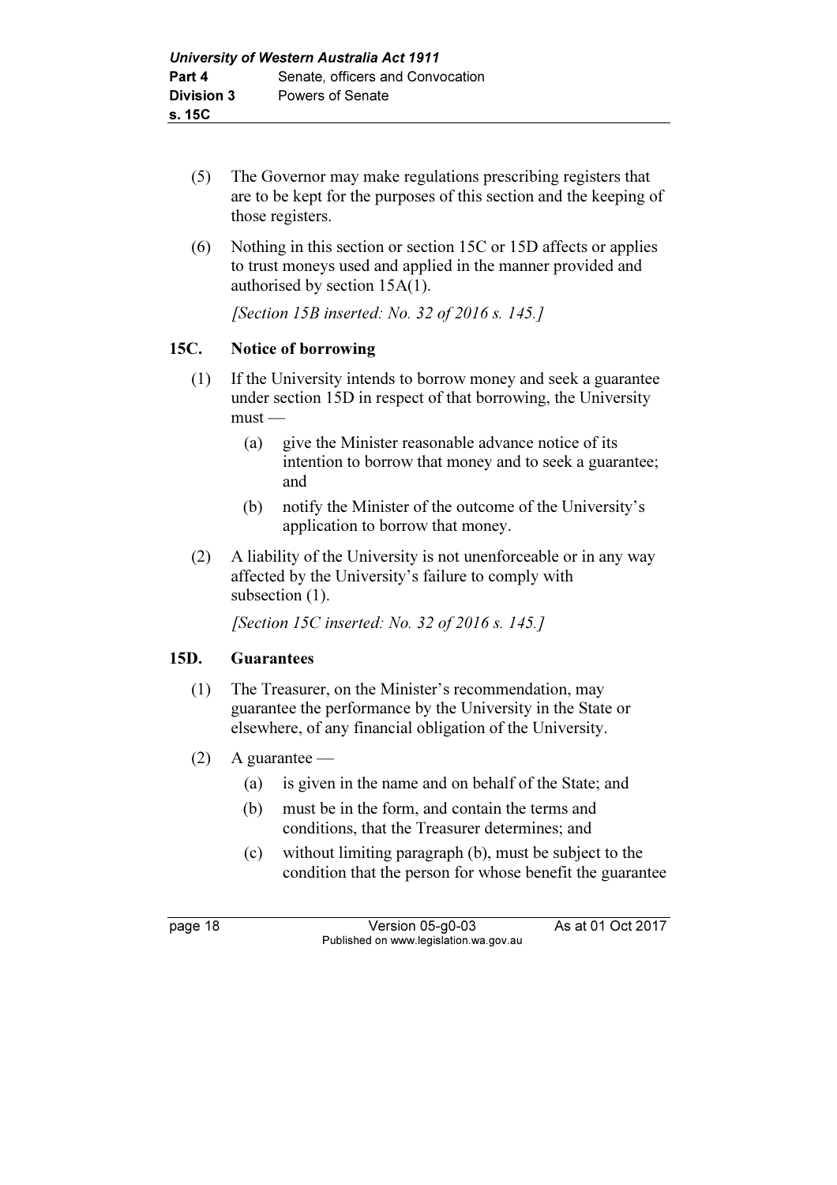(5) The Governor may make regulations prescribing registers that are to be kept for the purposes of this section and the keeping of those registers.

(6) Nothing in this section or section 15C or 15D affects or applies to trust moneys used and applied in the manner provided and authorised by section 15A(1).

*[Section 15B inserted: No. 32 of 2016 s. 145.]*

### 15C. Notice of borrowing

(1) If the University intends to borrow money and seek a guarantee under section 15D in respect of that borrowing, the University must —

  (a) give the Minister reasonable advance notice of its intention to borrow that money and to seek a guarantee; and

  (b) notify the Minister of the outcome of the University's application to borrow that money.

(2) A liability of the University is not unenforceable or in any way affected by the University's failure to comply with subsection (1).

*[Section 15C inserted: No. 32 of 2016 s. 145.]*

### 15D. Guarantees

(1) The Treasurer, on the Minister's recommendation, may guarantee the performance by the University in the State or elsewhere, of any financial obligation of the University.

(2) A guarantee —

  (a) is given in the name and on behalf of the State; and

  (b) must be in the form, and contain the terms and conditions, that the Treasurer determines; and

  (c) without limiting paragraph (b), must be subject to the condition that the person for whose benefit the guarantee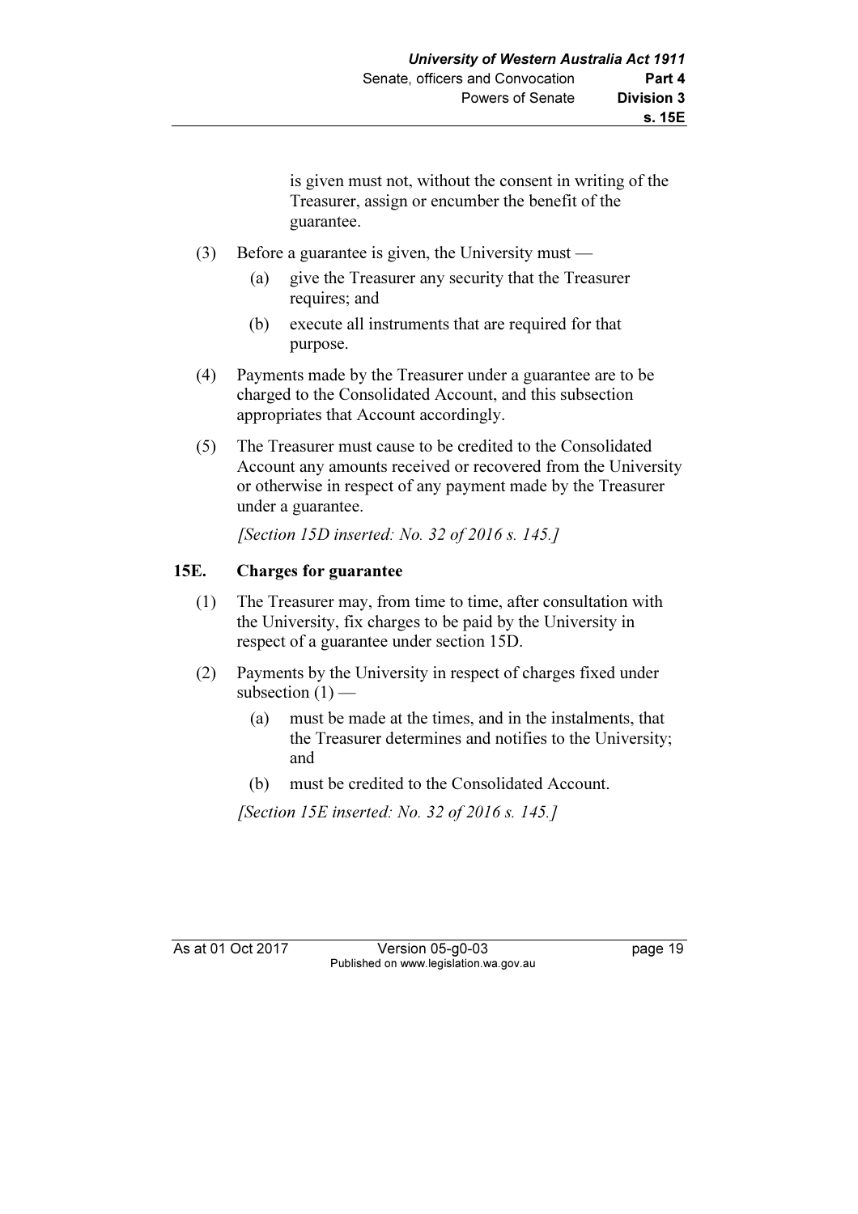is given must not, without the consent in writing of the Treasurer, assign or encumber the benefit of the guarantee.

(3) Before a guarantee is given, the University must —

(a) give the Treasurer any security that the Treasurer requires; and

(b) execute all instruments that are required for that purpose.

(4) Payments made by the Treasurer under a guarantee are to be charged to the Consolidated Account, and this subsection appropriates that Account accordingly.

(5) The Treasurer must cause to be credited to the Consolidated Account any amounts received or recovered from the University or otherwise in respect of any payment made by the Treasurer under a guarantee.

*[Section 15D inserted: No. 32 of 2016 s. 145.]*

### 15E. Charges for guarantee

(1) The Treasurer may, from time to time, after consultation with the University, fix charges to be paid by the University in respect of a guarantee under section 15D.

(2) Payments by the University in respect of charges fixed under subsection (1) —

(a) must be made at the times, and in the instalments, that the Treasurer determines and notifies to the University; and

(b) must be credited to the Consolidated Account.

*[Section 15E inserted: No. 32 of 2016 s. 145.]*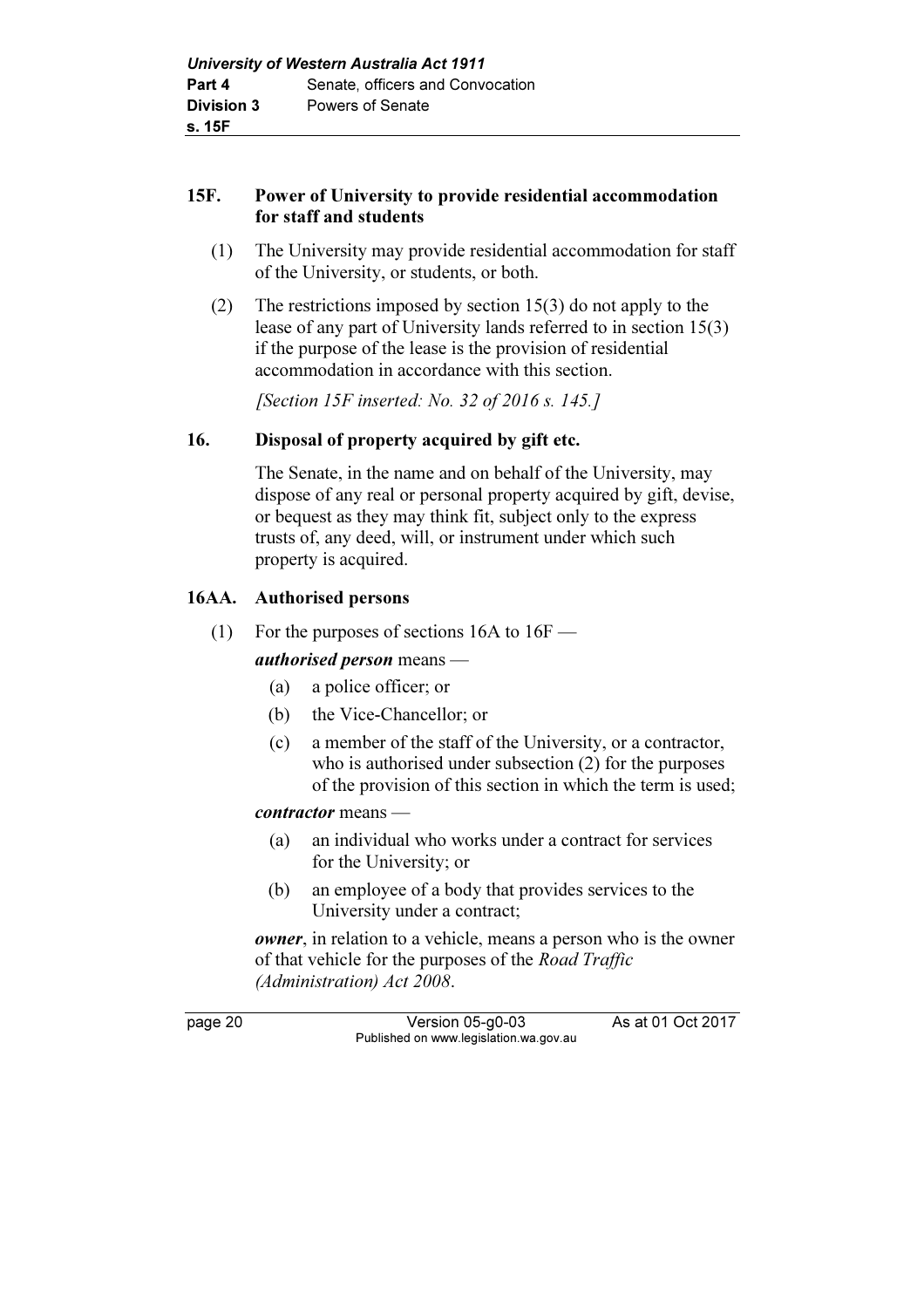### 15F. Power of University to provide residential accommodation for staff and students

(1) The University may provide residential accommodation for staff of the University, or students, or both.

(2) The restrictions imposed by section 15(3) do not apply to the lease of any part of University lands referred to in section 15(3) if the purpose of the lease is the provision of residential accommodation in accordance with this section.

*[Section 15F inserted: No. 32 of 2016 s. 145.]*

### 16. Disposal of property acquired by gift etc.

The Senate, in the name and on behalf of the University, may dispose of any real or personal property acquired by gift, devise, or bequest as they may think fit, subject only to the express trusts of, any deed, will, or instrument under which such property is acquired.

### 16AA. Authorised persons

(1) For the purposes of sections 16A to 16F —

***authorised person*** means —

- (a) a police officer; or
- (b) the Vice-Chancellor; or
- (c) a member of the staff of the University, or a contractor, who is authorised under subsection (2) for the purposes of the provision of this section in which the term is used;

***contractor*** means —

- (a) an individual who works under a contract for services for the University; or
- (b) an employee of a body that provides services to the University under a contract;

***owner***, in relation to a vehicle, means a person who is the owner of that vehicle for the purposes of the *Road Traffic (Administration) Act 2008*.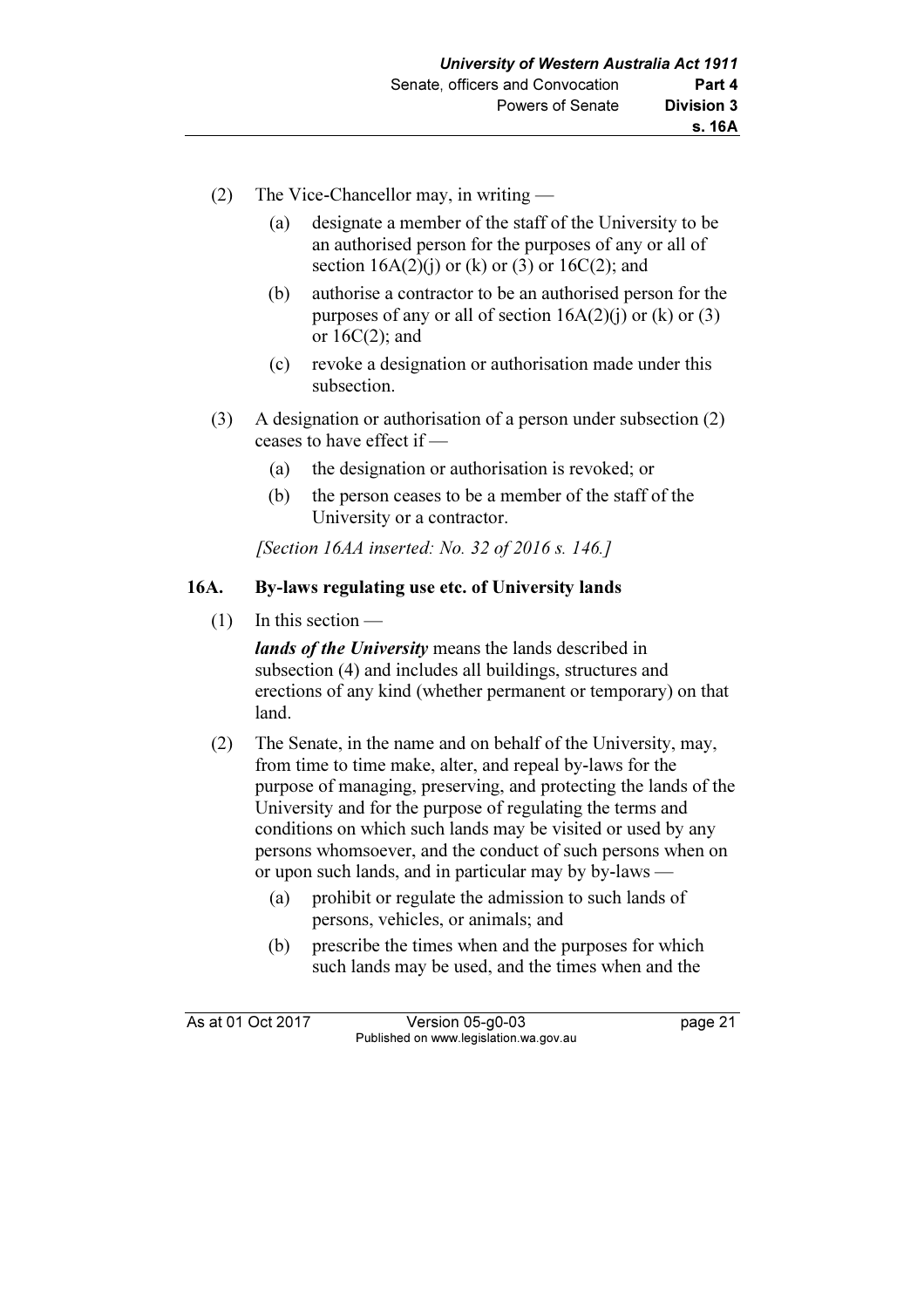(2) The Vice-Chancellor may, in writing —

  (a) designate a member of the staff of the University to be an authorised person for the purposes of any or all of section 16A(2)(j) or (k) or (3) or 16C(2); and

  (b) authorise a contractor to be an authorised person for the purposes of any or all of section 16A(2)(j) or (k) or (3) or 16C(2); and

  (c) revoke a designation or authorisation made under this subsection.

(3) A designation or authorisation of a person under subsection (2) ceases to have effect if —

  (a) the designation or authorisation is revoked; or

  (b) the person ceases to be a member of the staff of the University or a contractor.

*[Section 16AA inserted: No. 32 of 2016 s. 146.]*

### 16A. By-laws regulating use etc. of University lands

(1) In this section —

***lands of the University*** means the lands described in subsection (4) and includes all buildings, structures and erections of any kind (whether permanent or temporary) on that land.

(2) The Senate, in the name and on behalf of the University, may, from time to time make, alter, and repeal by-laws for the purpose of managing, preserving, and protecting the lands of the University and for the purpose of regulating the terms and conditions on which such lands may be visited or used by any persons whomsoever, and the conduct of such persons when on or upon such lands, and in particular may by by-laws —

  (a) prohibit or regulate the admission to such lands of persons, vehicles, or animals; and

  (b) prescribe the times when and the purposes for which such lands may be used, and the times when and the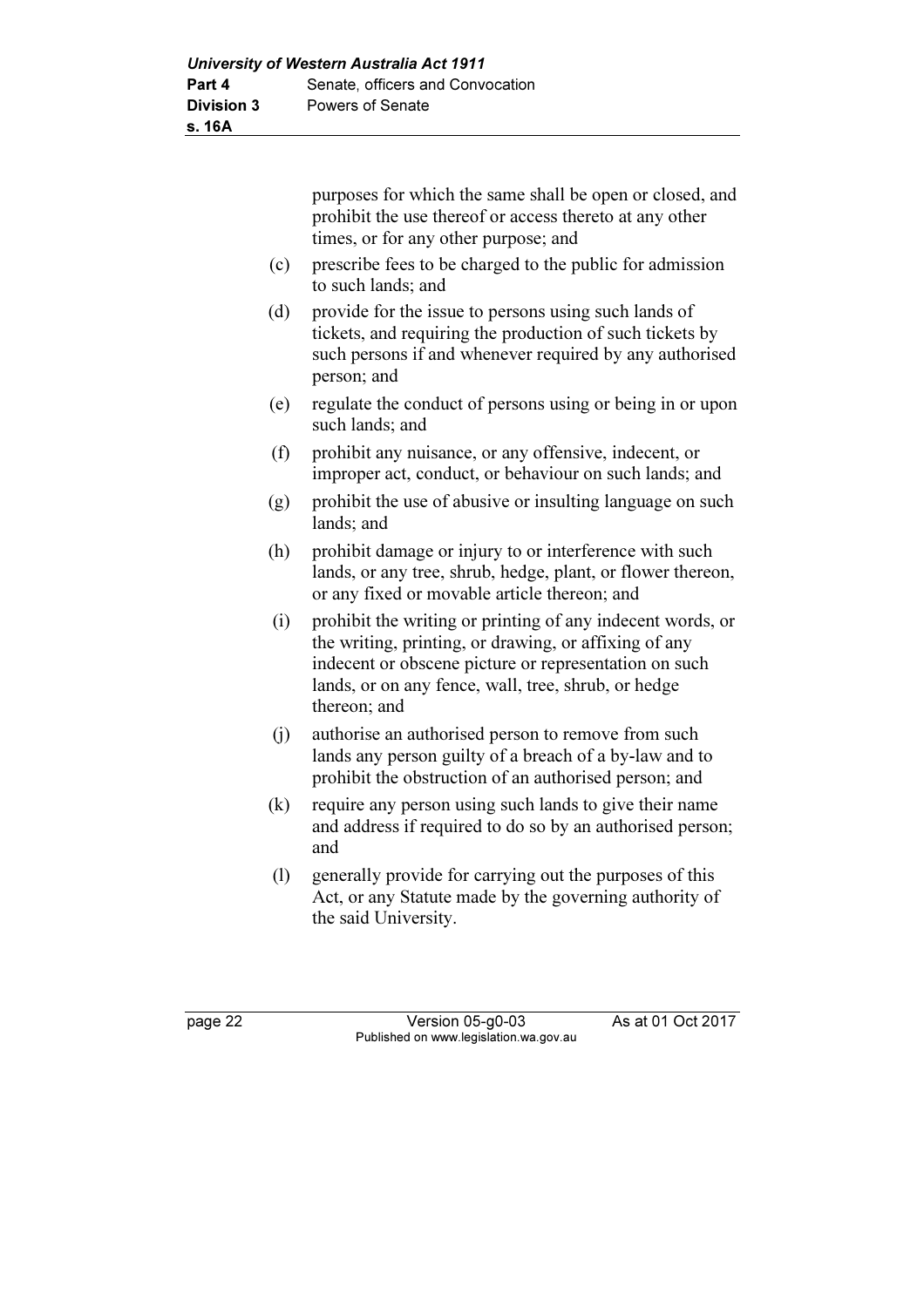purposes for which the same shall be open or closed, and prohibit the use thereof or access thereto at any other times, or for any other purpose; and

(c) prescribe fees to be charged to the public for admission to such lands; and

(d) provide for the issue to persons using such lands of tickets, and requiring the production of such tickets by such persons if and whenever required by any authorised person; and

(e) regulate the conduct of persons using or being in or upon such lands; and

(f) prohibit any nuisance, or any offensive, indecent, or improper act, conduct, or behaviour on such lands; and

(g) prohibit the use of abusive or insulting language on such lands; and

(h) prohibit damage or injury to or interference with such lands, or any tree, shrub, hedge, plant, or flower thereon, or any fixed or movable article thereon; and

(i) prohibit the writing or printing of any indecent words, or the writing, printing, or drawing, or affixing of any indecent or obscene picture or representation on such lands, or on any fence, wall, tree, shrub, or hedge thereon; and

(j) authorise an authorised person to remove from such lands any person guilty of a breach of a by-law and to prohibit the obstruction of an authorised person; and

(k) require any person using such lands to give their name and address if required to do so by an authorised person; and

(l) generally provide for carrying out the purposes of this Act, or any Statute made by the governing authority of the said University.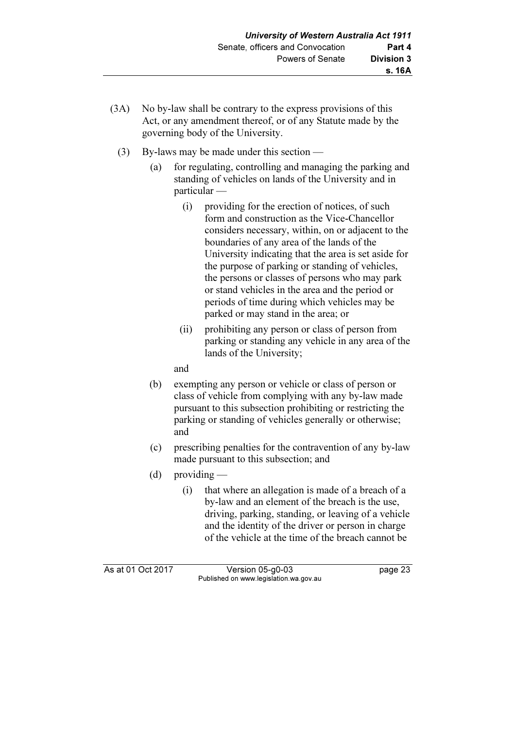(3A) No by-law shall be contrary to the express provisions of this Act, or any amendment thereof, or of any Statute made by the governing body of the University.

(3) By-laws may be made under this section —

(a) for regulating, controlling and managing the parking and standing of vehicles on lands of the University and in particular —

(i) providing for the erection of notices, of such form and construction as the Vice-Chancellor considers necessary, within, on or adjacent to the boundaries of any area of the lands of the University indicating that the area is set aside for the purpose of parking or standing of vehicles, the persons or classes of persons who may park or stand vehicles in the area and the period or periods of time during which vehicles may be parked or may stand in the area; or

(ii) prohibiting any person or class of person from parking or standing any vehicle in any area of the lands of the University;

and

(b) exempting any person or vehicle or class of person or class of vehicle from complying with any by-law made pursuant to this subsection prohibiting or restricting the parking or standing of vehicles generally or otherwise; and

(c) prescribing penalties for the contravention of any by-law made pursuant to this subsection; and

(d) providing —

(i) that where an allegation is made of a breach of a by-law and an element of the breach is the use, driving, parking, standing, or leaving of a vehicle and the identity of the driver or person in charge of the vehicle at the time of the breach cannot be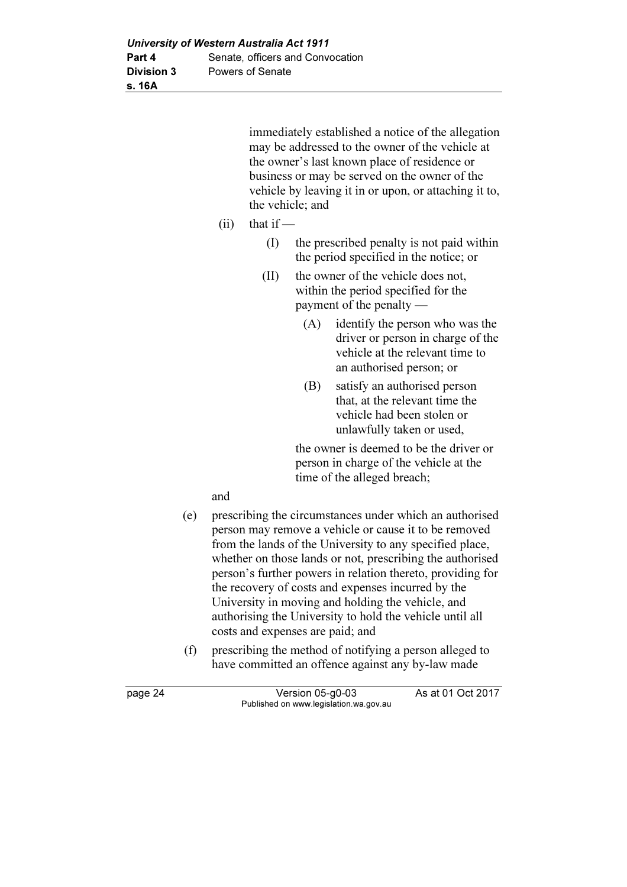immediately established a notice of the allegation may be addressed to the owner of the vehicle at the owner's last known place of residence or business or may be served on the owner of the vehicle by leaving it in or upon, or attaching it to, the vehicle; and

(ii) that if —

(I) the prescribed penalty is not paid within the period specified in the notice; or

(II) the owner of the vehicle does not, within the period specified for the payment of the penalty —

(A) identify the person who was the driver or person in charge of the vehicle at the relevant time to an authorised person; or

(B) satisfy an authorised person that, at the relevant time the vehicle had been stolen or unlawfully taken or used,

the owner is deemed to be the driver or person in charge of the vehicle at the time of the alleged breach;

and

(e) prescribing the circumstances under which an authorised person may remove a vehicle or cause it to be removed from the lands of the University to any specified place, whether on those lands or not, prescribing the authorised person's further powers in relation thereto, providing for the recovery of costs and expenses incurred by the University in moving and holding the vehicle, and authorising the University to hold the vehicle until all costs and expenses are paid; and

(f) prescribing the method of notifying a person alleged to have committed an offence against any by-law made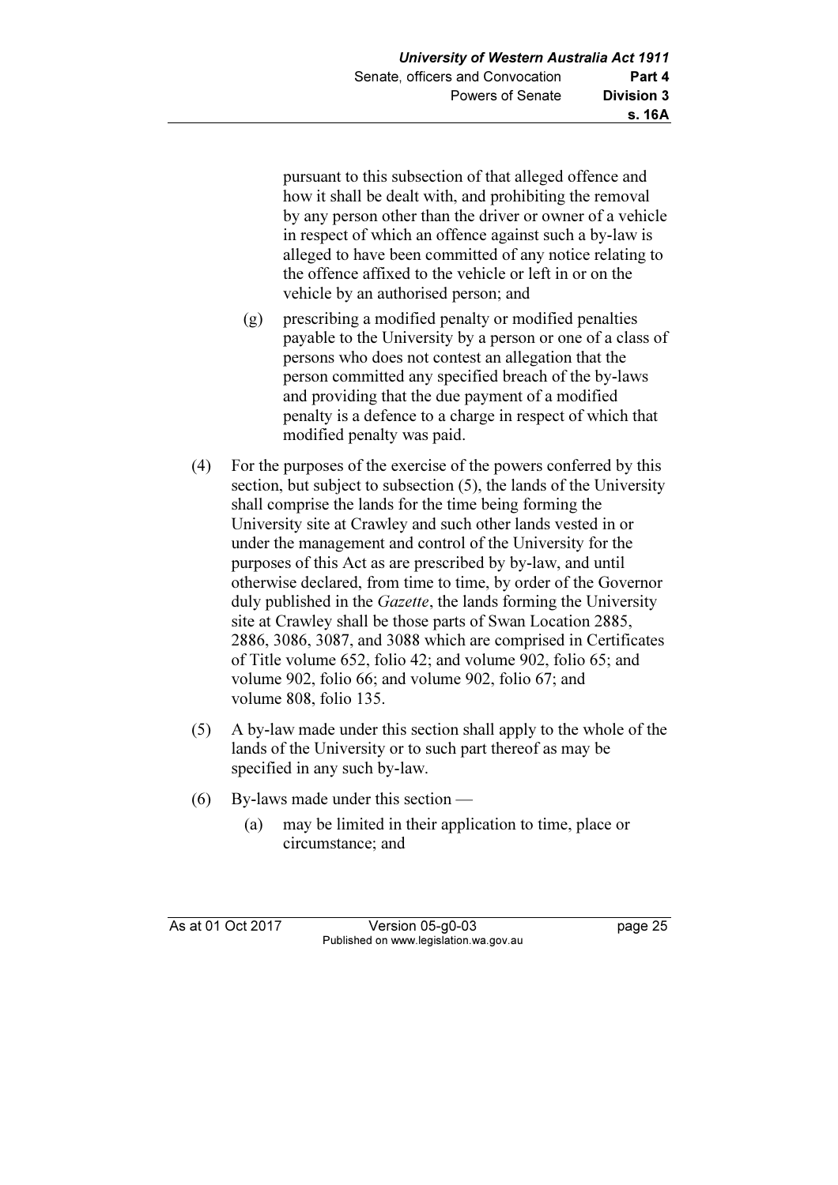pursuant to this subsection of that alleged offence and how it shall be dealt with, and prohibiting the removal by any person other than the driver or owner of a vehicle in respect of which an offence against such a by-law is alleged to have been committed of any notice relating to the offence affixed to the vehicle or left in or on the vehicle by an authorised person; and

(g) prescribing a modified penalty or modified penalties payable to the University by a person or one of a class of persons who does not contest an allegation that the person committed any specified breach of the by-laws and providing that the due payment of a modified penalty is a defence to a charge in respect of which that modified penalty was paid.

(4) For the purposes of the exercise of the powers conferred by this section, but subject to subsection (5), the lands of the University shall comprise the lands for the time being forming the University site at Crawley and such other lands vested in or under the management and control of the University for the purposes of this Act as are prescribed by by-law, and until otherwise declared, from time to time, by order of the Governor duly published in the *Gazette*, the lands forming the University site at Crawley shall be those parts of Swan Location 2885, 2886, 3086, 3087, and 3088 which are comprised in Certificates of Title volume 652, folio 42; and volume 902, folio 65; and volume 902, folio 66; and volume 902, folio 67; and volume 808, folio 135.

(5) A by-law made under this section shall apply to the whole of the lands of the University or to such part thereof as may be specified in any such by-law.

(6) By-laws made under this section —

(a) may be limited in their application to time, place or circumstance; and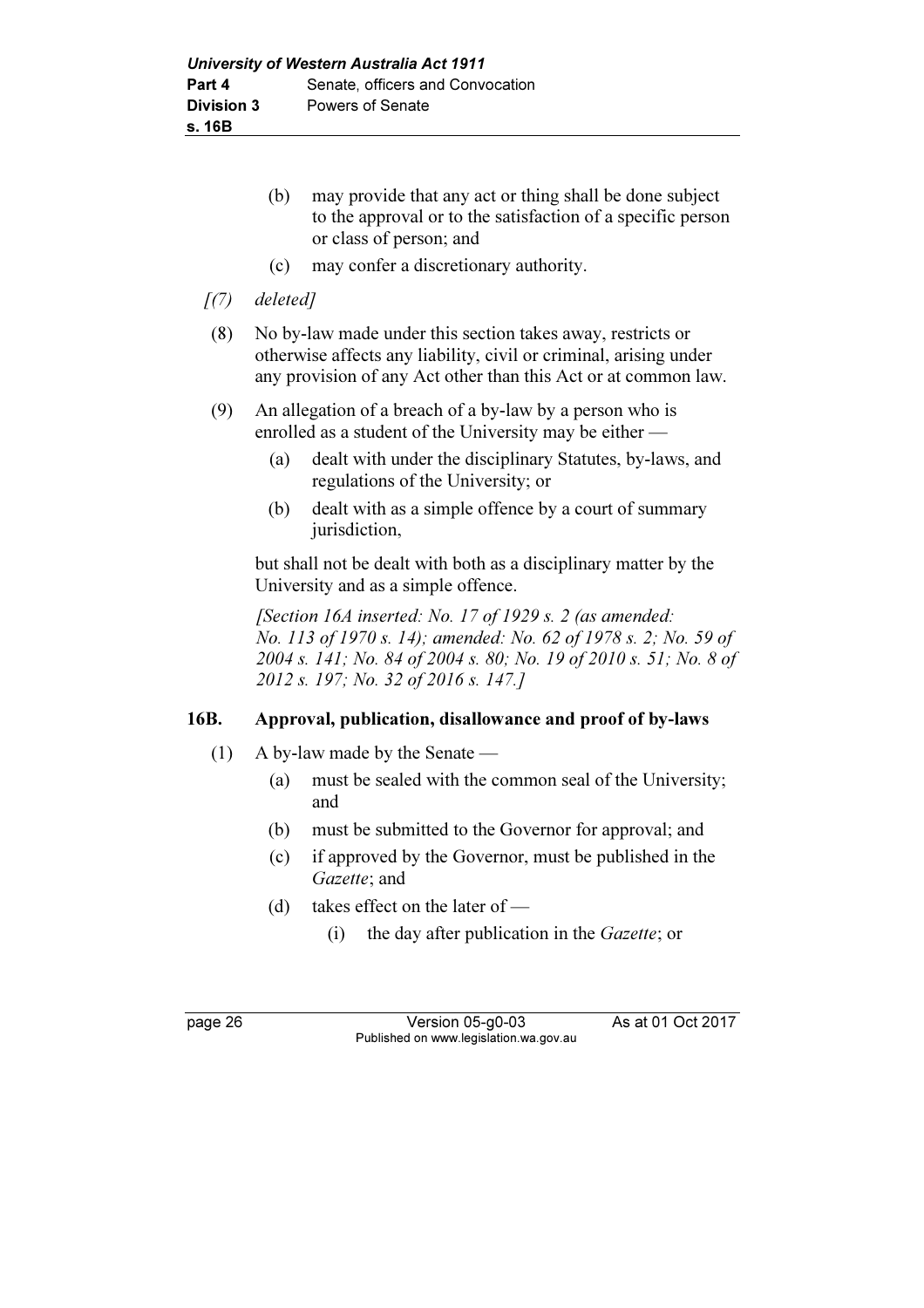(b) may provide that any act or thing shall be done subject to the approval or to the satisfaction of a specific person or class of person; and

(c) may confer a discretionary authority.

*[(7) deleted]*

(8) No by-law made under this section takes away, restricts or otherwise affects any liability, civil or criminal, arising under any provision of any Act other than this Act or at common law.

(9) An allegation of a breach of a by-law by a person who is enrolled as a student of the University may be either —

(a) dealt with under the disciplinary Statutes, by-laws, and regulations of the University; or

(b) dealt with as a simple offence by a court of summary jurisdiction,

but shall not be dealt with both as a disciplinary matter by the University and as a simple offence.

*[Section 16A inserted: No. 17 of 1929 s. 2 (as amended: No. 113 of 1970 s. 14); amended: No. 62 of 1978 s. 2; No. 59 of 2004 s. 141; No. 84 of 2004 s. 80; No. 19 of 2010 s. 51; No. 8 of 2012 s. 197; No. 32 of 2016 s. 147.]*

### 16B. Approval, publication, disallowance and proof of by-laws

(1) A by-law made by the Senate —

(a) must be sealed with the common seal of the University; and

(b) must be submitted to the Governor for approval; and

(c) if approved by the Governor, must be published in the *Gazette*; and

(d) takes effect on the later of —

(i) the day after publication in the *Gazette*; or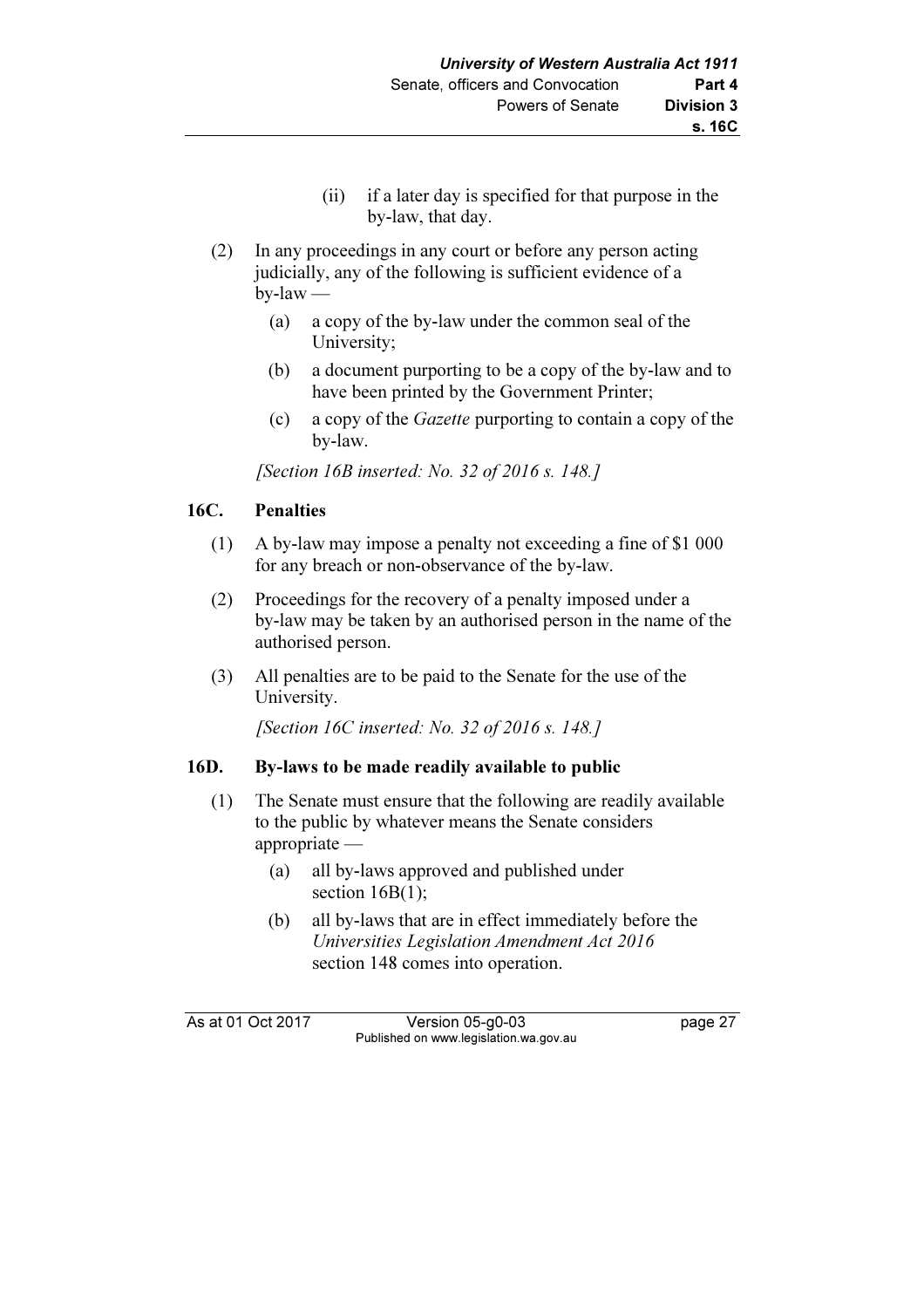(ii) if a later day is specified for that purpose in the by-law, that day.

(2) In any proceedings in any court or before any person acting judicially, any of the following is sufficient evidence of a by-law —

(a) a copy of the by-law under the common seal of the University;

(b) a document purporting to be a copy of the by-law and to have been printed by the Government Printer;

(c) a copy of the *Gazette* purporting to contain a copy of the by-law.

*[Section 16B inserted: No. 32 of 2016 s. 148.]*

## 16C. Penalties

(1) A by-law may impose a penalty not exceeding a fine of $1 000 for any breach or non-observance of the by-law.

(2) Proceedings for the recovery of a penalty imposed under a by-law may be taken by an authorised person in the name of the authorised person.

(3) All penalties are to be paid to the Senate for the use of the University.

*[Section 16C inserted: No. 32 of 2016 s. 148.]*

## 16D. By-laws to be made readily available to public

(1) The Senate must ensure that the following are readily available to the public by whatever means the Senate considers appropriate —

(a) all by-laws approved and published under section 16B(1);

(b) all by-laws that are in effect immediately before the *Universities Legislation Amendment Act 2016* section 148 comes into operation.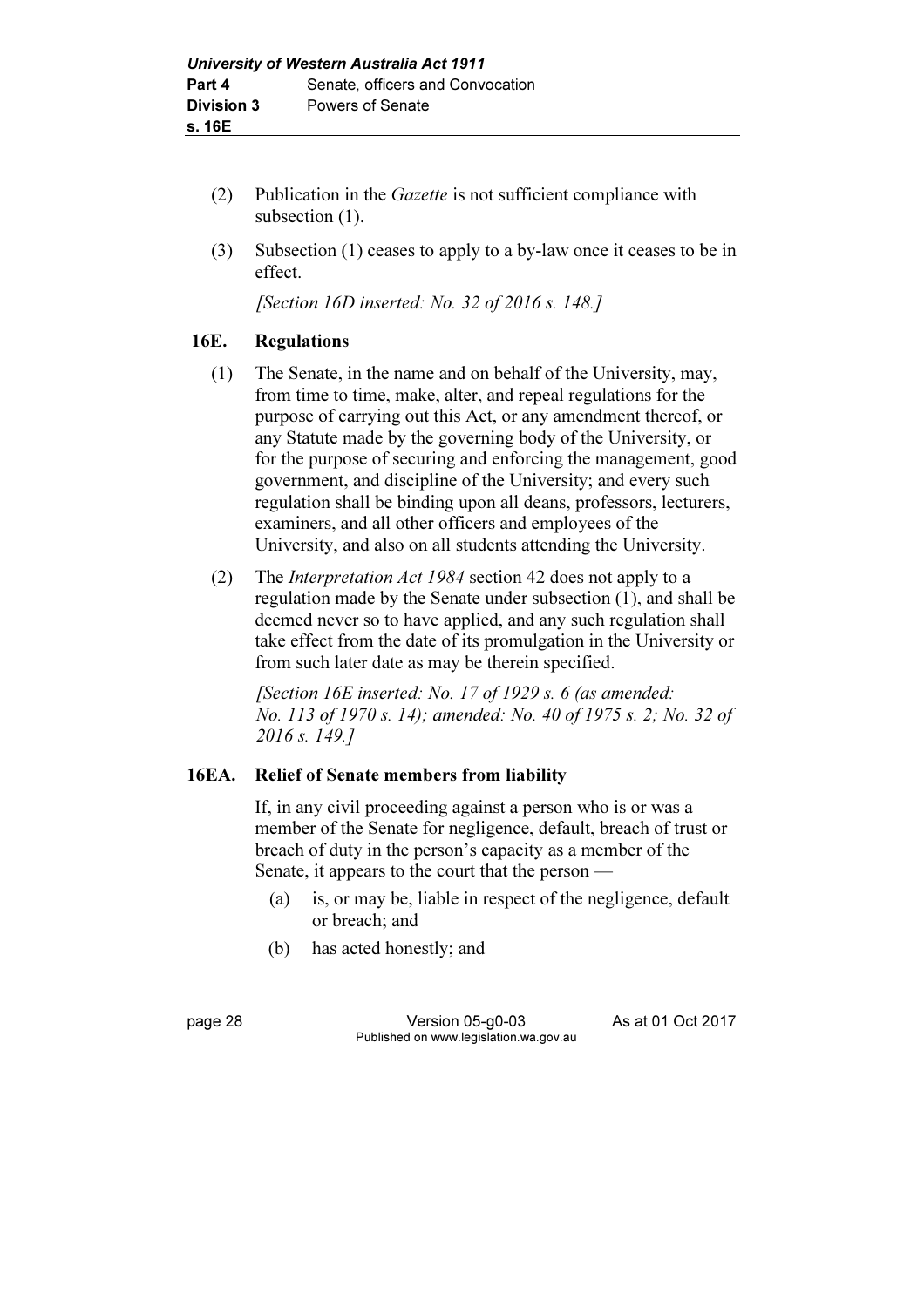(2) Publication in the *Gazette* is not sufficient compliance with subsection (1).

(3) Subsection (1) ceases to apply to a by-law once it ceases to be in effect.

*[Section 16D inserted: No. 32 of 2016 s. 148.]*

### 16E. Regulations

(1) The Senate, in the name and on behalf of the University, may, from time to time, make, alter, and repeal regulations for the purpose of carrying out this Act, or any amendment thereof, or any Statute made by the governing body of the University, or for the purpose of securing and enforcing the management, good government, and discipline of the University; and every such regulation shall be binding upon all deans, professors, lecturers, examiners, and all other officers and employees of the University, and also on all students attending the University.

(2) The *Interpretation Act 1984* section 42 does not apply to a regulation made by the Senate under subsection (1), and shall be deemed never so to have applied, and any such regulation shall take effect from the date of its promulgation in the University or from such later date as may be therein specified.

*[Section 16E inserted: No. 17 of 1929 s. 6 (as amended: No. 113 of 1970 s. 14); amended: No. 40 of 1975 s. 2; No. 32 of 2016 s. 149.]*

### 16EA. Relief of Senate members from liability

If, in any civil proceeding against a person who is or was a member of the Senate for negligence, default, breach of trust or breach of duty in the person's capacity as a member of the Senate, it appears to the court that the person —

(a) is, or may be, liable in respect of the negligence, default or breach; and

(b) has acted honestly; and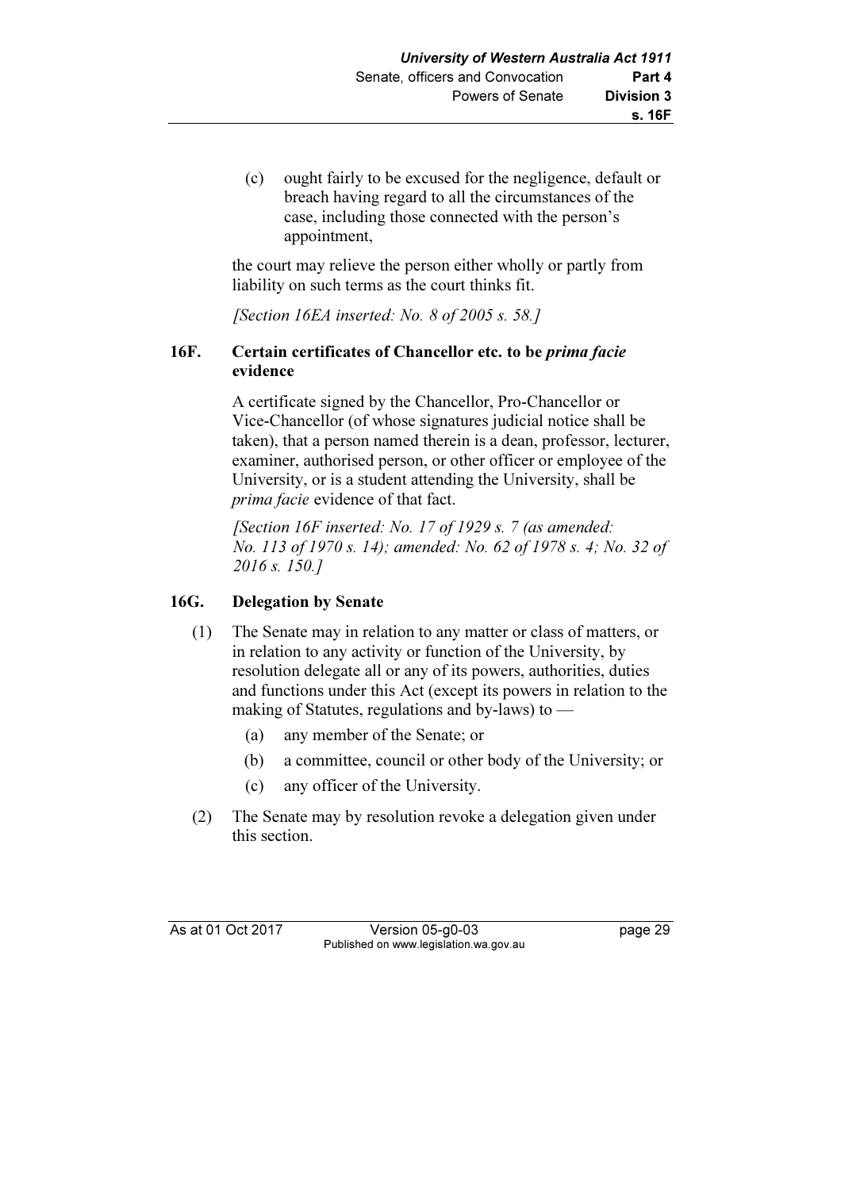(c) ought fairly to be excused for the negligence, default or breach having regard to all the circumstances of the case, including those connected with the person's appointment,

the court may relieve the person either wholly or partly from liability on such terms as the court thinks fit.

*[Section 16EA inserted: No. 8 of 2005 s. 58.]*

### 16F. Certain certificates of Chancellor etc. to be *prima facie* evidence

A certificate signed by the Chancellor, Pro-Chancellor or Vice-Chancellor (of whose signatures judicial notice shall be taken), that a person named therein is a dean, professor, lecturer, examiner, authorised person, or other officer or employee of the University, or is a student attending the University, shall be *prima facie* evidence of that fact.

*[Section 16F inserted: No. 17 of 1929 s. 7 (as amended: No. 113 of 1970 s. 14); amended: No. 62 of 1978 s. 4; No. 32 of 2016 s. 150.]*

### 16G. Delegation by Senate

(1) The Senate may in relation to any matter or class of matters, or in relation to any activity or function of the University, by resolution delegate all or any of its powers, authorities, duties and functions under this Act (except its powers in relation to the making of Statutes, regulations and by-laws) to —

(a) any member of the Senate; or

(b) a committee, council or other body of the University; or

(c) any officer of the University.

(2) The Senate may by resolution revoke a delegation given under this section.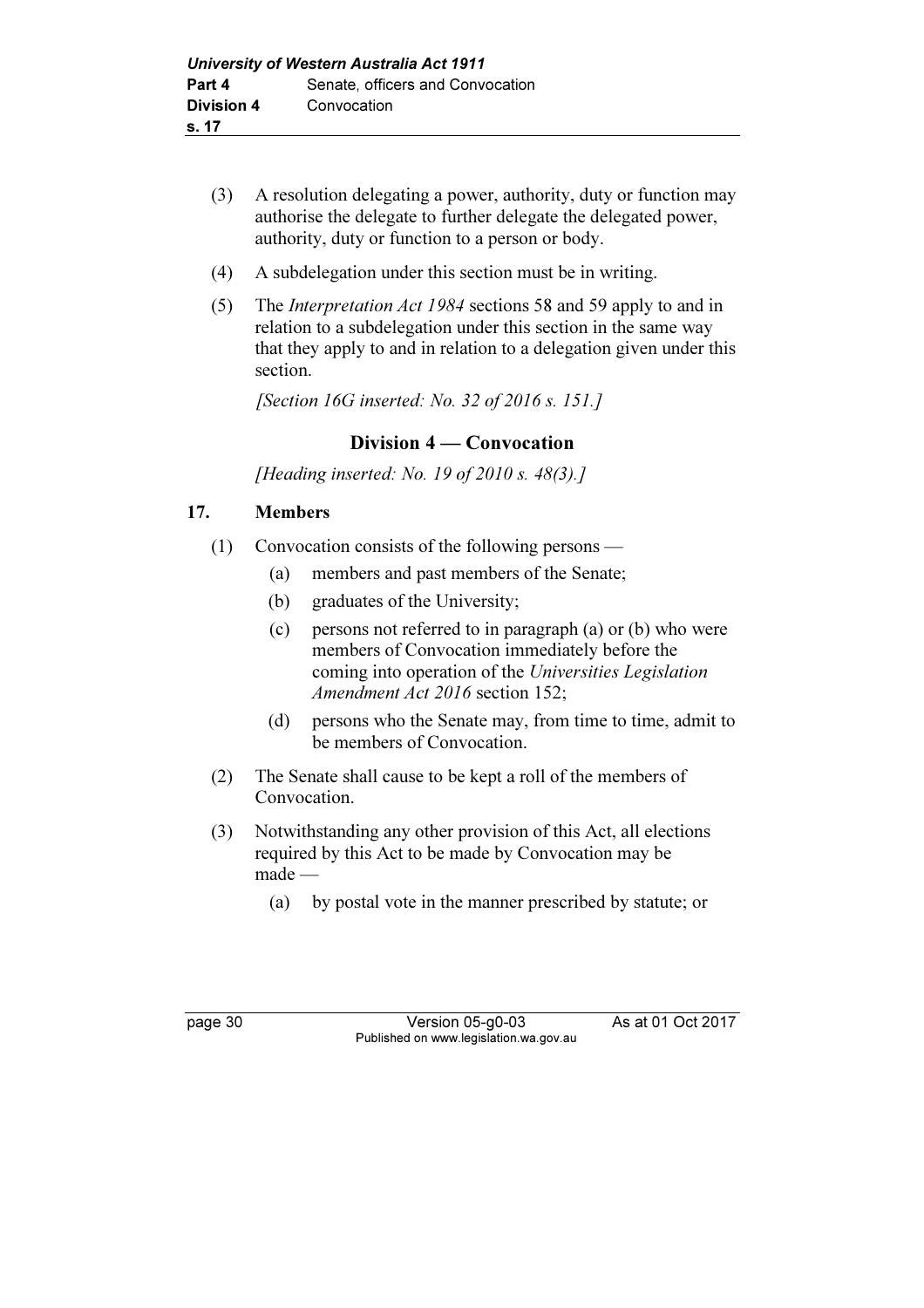(3) A resolution delegating a power, authority, duty or function may authorise the delegate to further delegate the delegated power, authority, duty or function to a person or body.

(4) A subdelegation under this section must be in writing.

(5) The *Interpretation Act 1984* sections 58 and 59 apply to and in relation to a subdelegation under this section in the same way that they apply to and in relation to a delegation given under this section.

*[Section 16G inserted: No. 32 of 2016 s. 151.]*

## Division 4 — Convocation

*[Heading inserted: No. 19 of 2010 s. 48(3).]*

### 17. Members

(1) Convocation consists of the following persons —

- (a) members and past members of the Senate;
- (b) graduates of the University;
- (c) persons not referred to in paragraph (a) or (b) who were members of Convocation immediately before the coming into operation of the *Universities Legislation Amendment Act 2016* section 152;
- (d) persons who the Senate may, from time to time, admit to be members of Convocation.

(2) The Senate shall cause to be kept a roll of the members of Convocation.

(3) Notwithstanding any other provision of this Act, all elections required by this Act to be made by Convocation may be made —

- (a) by postal vote in the manner prescribed by statute; or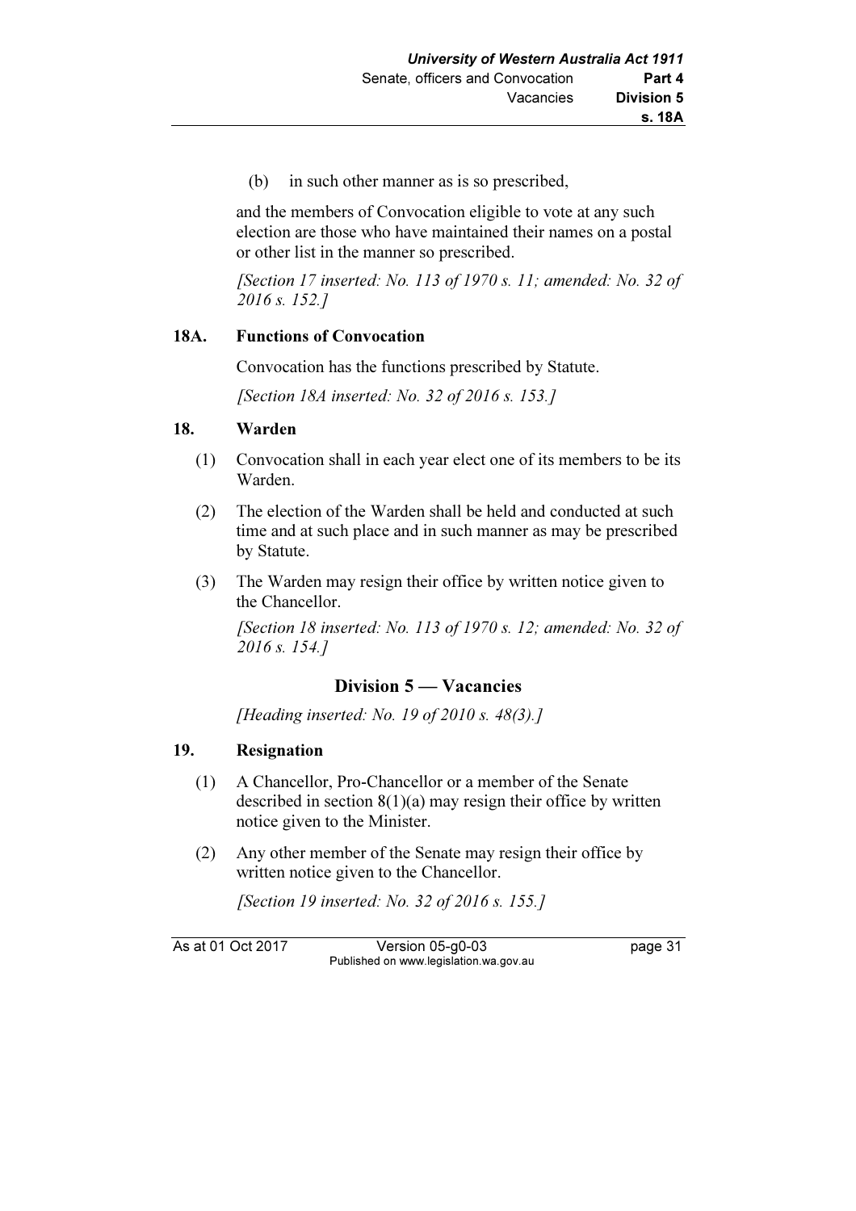(b) in such other manner as is so prescribed,

and the members of Convocation eligible to vote at any such election are those who have maintained their names on a postal or other list in the manner so prescribed.

*[Section 17 inserted: No. 113 of 1970 s. 11; amended: No. 32 of 2016 s. 152.]*

### 18A. Functions of Convocation

Convocation has the functions prescribed by Statute.

*[Section 18A inserted: No. 32 of 2016 s. 153.]*

### 18. Warden

(1) Convocation shall in each year elect one of its members to be its Warden.

(2) The election of the Warden shall be held and conducted at such time and at such place and in such manner as may be prescribed by Statute.

(3) The Warden may resign their office by written notice given to the Chancellor.

*[Section 18 inserted: No. 113 of 1970 s. 12; amended: No. 32 of 2016 s. 154.]*

## Division 5 — Vacancies

*[Heading inserted: No. 19 of 2010 s. 48(3).]*

### 19. Resignation

(1) A Chancellor, Pro-Chancellor or a member of the Senate described in section 8(1)(a) may resign their office by written notice given to the Minister.

(2) Any other member of the Senate may resign their office by written notice given to the Chancellor.

*[Section 19 inserted: No. 32 of 2016 s. 155.]*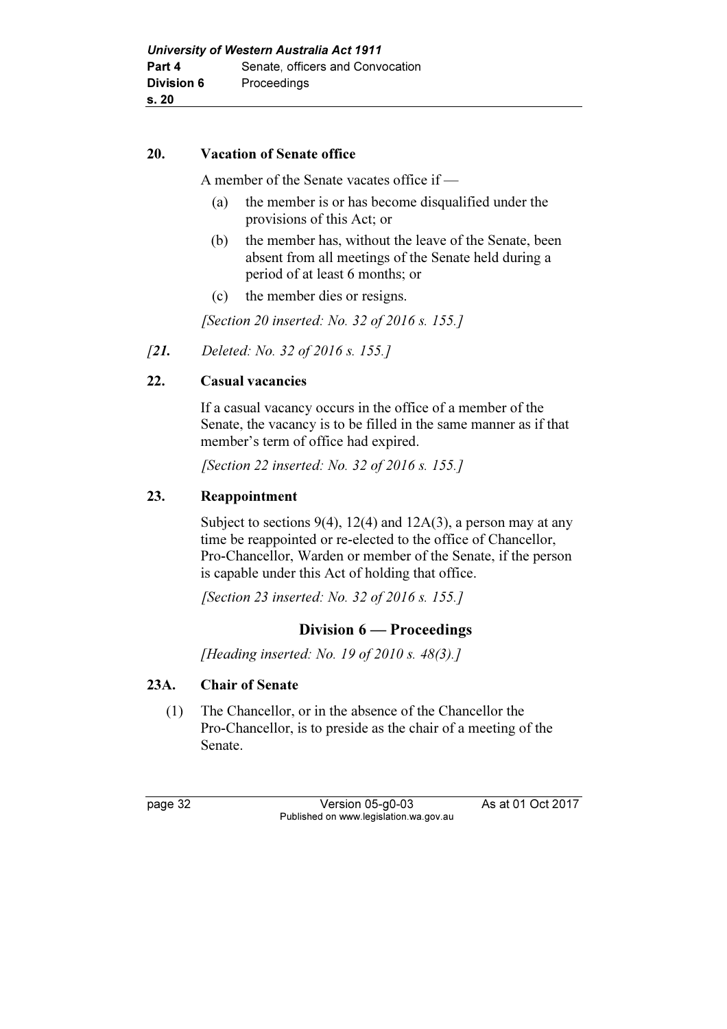**20. Vacation of Senate office**

A member of the Senate vacates office if —

(a) the member is or has become disqualified under the provisions of this Act; or

(b) the member has, without the leave of the Senate, been absent from all meetings of the Senate held during a period of at least 6 months; or

(c) the member dies or resigns.

*[Section 20 inserted: No. 32 of 2016 s. 155.]*

*[**21.** Deleted: No. 32 of 2016 s. 155.]*

**22. Casual vacancies**

If a casual vacancy occurs in the office of a member of the Senate, the vacancy is to be filled in the same manner as if that member's term of office had expired.

*[Section 22 inserted: No. 32 of 2016 s. 155.]*

**23. Reappointment**

Subject to sections 9(4), 12(4) and 12A(3), a person may at any time be reappointed or re-elected to the office of Chancellor, Pro-Chancellor, Warden or member of the Senate, if the person is capable under this Act of holding that office.

*[Section 23 inserted: No. 32 of 2016 s. 155.]*

## Division 6 — Proceedings

*[Heading inserted: No. 19 of 2010 s. 48(3).]*

**23A. Chair of Senate**

(1) The Chancellor, or in the absence of the Chancellor the Pro-Chancellor, is to preside as the chair of a meeting of the Senate.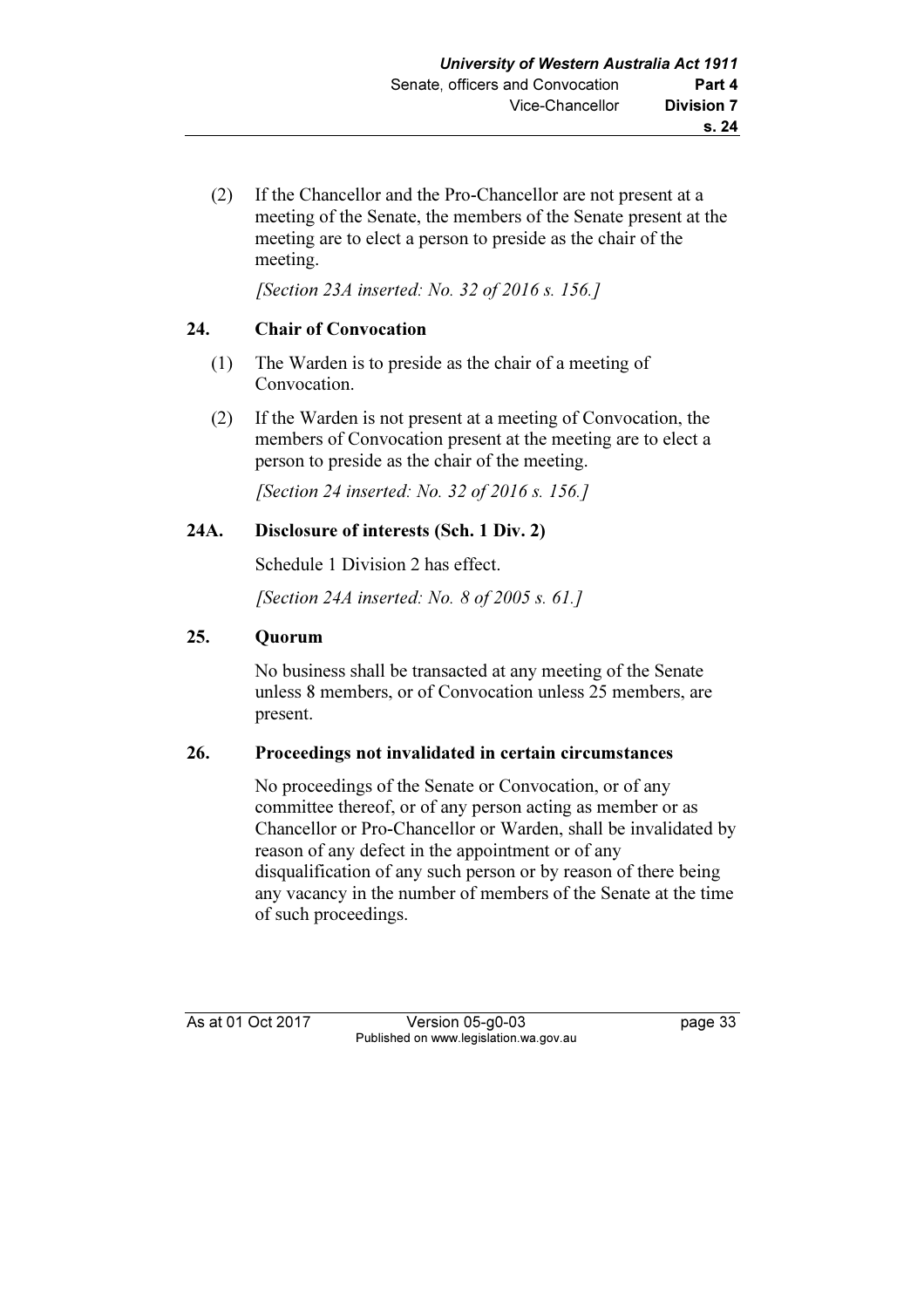(2) If the Chancellor and the Pro-Chancellor are not present at a meeting of the Senate, the members of the Senate present at the meeting are to elect a person to preside as the chair of the meeting.

*[Section 23A inserted: No. 32 of 2016 s. 156.]*

### 24. Chair of Convocation

(1) The Warden is to preside as the chair of a meeting of Convocation.

(2) If the Warden is not present at a meeting of Convocation, the members of Convocation present at the meeting are to elect a person to preside as the chair of the meeting.

*[Section 24 inserted: No. 32 of 2016 s. 156.]*

### 24A. Disclosure of interests (Sch. 1 Div. 2)

Schedule 1 Division 2 has effect.

*[Section 24A inserted: No. 8 of 2005 s. 61.]*

### 25. Quorum

No business shall be transacted at any meeting of the Senate unless 8 members, or of Convocation unless 25 members, are present.

### 26. Proceedings not invalidated in certain circumstances

No proceedings of the Senate or Convocation, or of any committee thereof, or of any person acting as member or as Chancellor or Pro-Chancellor or Warden, shall be invalidated by reason of any defect in the appointment or of any disqualification of any such person or by reason of there being any vacancy in the number of members of the Senate at the time of such proceedings.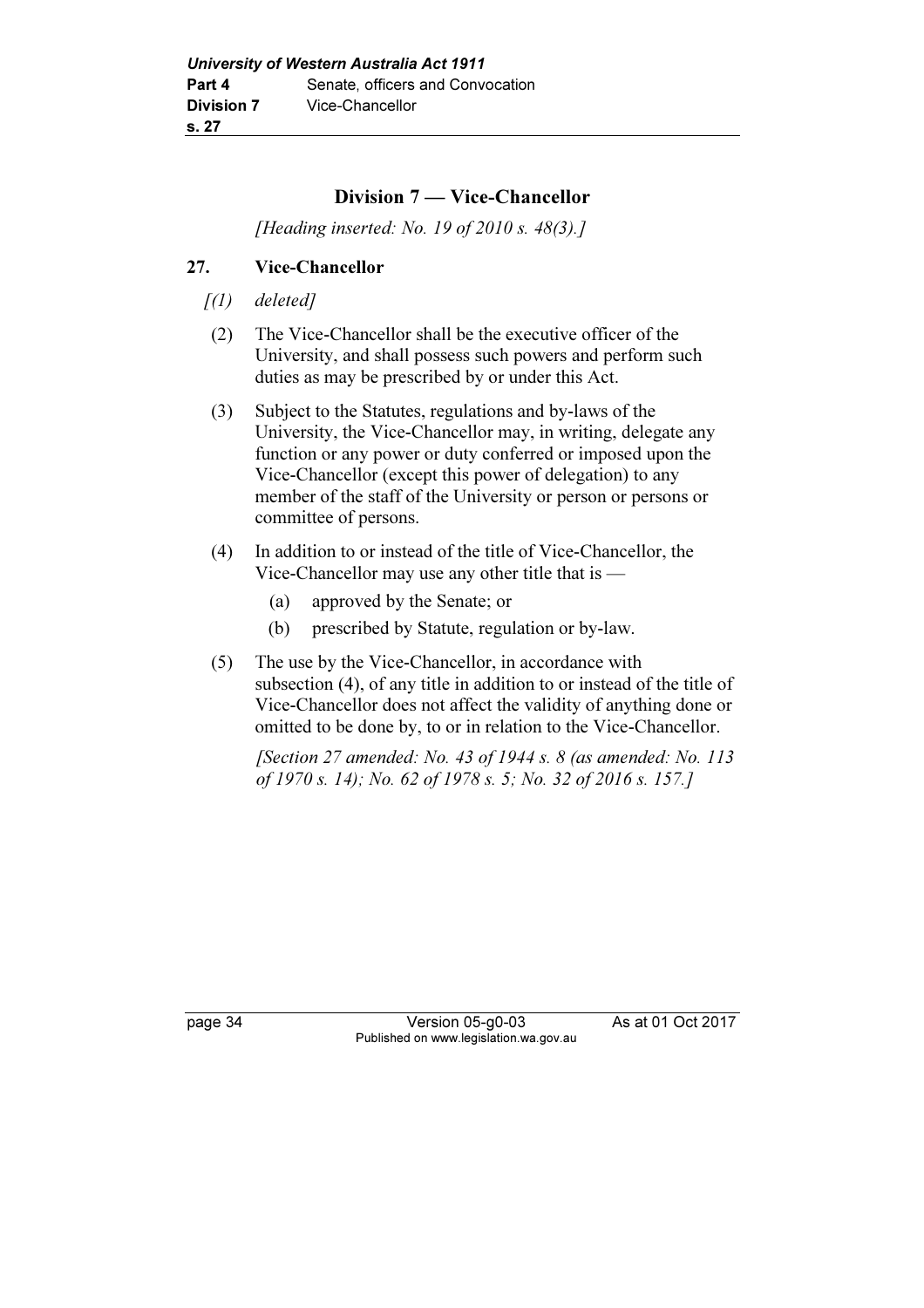## Division 7 — Vice-Chancellor

*[Heading inserted: No. 19 of 2010 s. 48(3).]*

### 27. Vice-Chancellor

*[(1) deleted]*

(2) The Vice-Chancellor shall be the executive officer of the University, and shall possess such powers and perform such duties as may be prescribed by or under this Act.

(3) Subject to the Statutes, regulations and by-laws of the University, the Vice-Chancellor may, in writing, delegate any function or any power or duty conferred or imposed upon the Vice-Chancellor (except this power of delegation) to any member of the staff of the University or person or persons or committee of persons.

(4) In addition to or instead of the title of Vice-Chancellor, the Vice-Chancellor may use any other title that is —

- (a) approved by the Senate; or
- (b) prescribed by Statute, regulation or by-law.

(5) The use by the Vice-Chancellor, in accordance with subsection (4), of any title in addition to or instead of the title of Vice-Chancellor does not affect the validity of anything done or omitted to be done by, to or in relation to the Vice-Chancellor.

*[Section 27 amended: No. 43 of 1944 s. 8 (as amended: No. 113 of 1970 s. 14); No. 62 of 1978 s. 5; No. 32 of 2016 s. 157.]*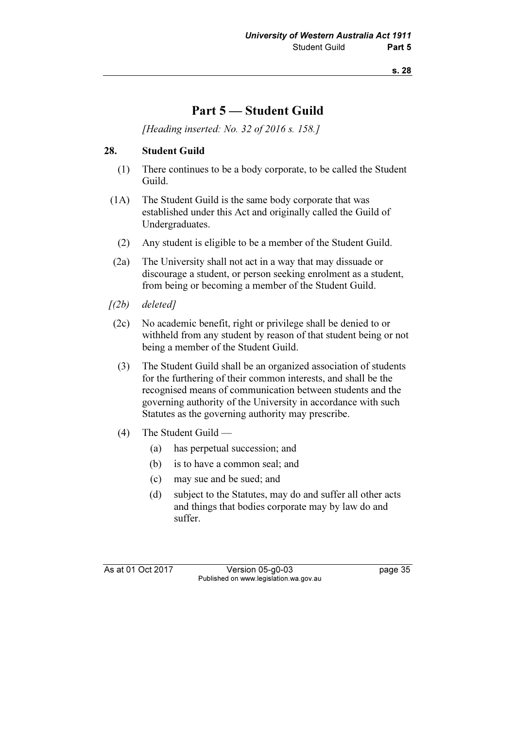# Part 5 — Student Guild

*[Heading inserted: No. 32 of 2016 s. 158.]*

## 28. Student Guild

(1) There continues to be a body corporate, to be called the Student Guild.

(1A) The Student Guild is the same body corporate that was established under this Act and originally called the Guild of Undergraduates.

(2) Any student is eligible to be a member of the Student Guild.

(2a) The University shall not act in a way that may dissuade or discourage a student, or person seeking enrolment as a student, from being or becoming a member of the Student Guild.

*[(2b) deleted]*

(2c) No academic benefit, right or privilege shall be denied to or withheld from any student by reason of that student being or not being a member of the Student Guild.

(3) The Student Guild shall be an organized association of students for the furthering of their common interests, and shall be the recognised means of communication between students and the governing authority of the University in accordance with such Statutes as the governing authority may prescribe.

(4) The Student Guild —

- (a) has perpetual succession; and
- (b) is to have a common seal; and
- (c) may sue and be sued; and
- (d) subject to the Statutes, may do and suffer all other acts and things that bodies corporate may by law do and suffer.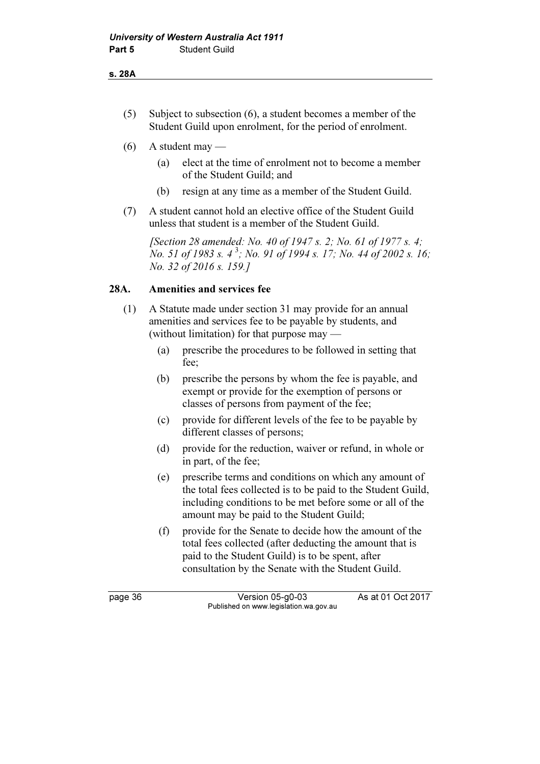(5) Subject to subsection (6), a student becomes a member of the Student Guild upon enrolment, for the period of enrolment.

(6) A student may —

   (a) elect at the time of enrolment not to become a member of the Student Guild; and

   (b) resign at any time as a member of the Student Guild.

(7) A student cannot hold an elective office of the Student Guild unless that student is a member of the Student Guild.

*[Section 28 amended: No. 40 of 1947 s. 2; No. 61 of 1977 s. 4; No. 51 of 1983 s. 4 [3]; No. 91 of 1994 s. 17; No. 44 of 2002 s. 16; No. 32 of 2016 s. 159.]*

### 28A. Amenities and services fee

(1) A Statute made under section 31 may provide for an annual amenities and services fee to be payable by students, and (without limitation) for that purpose may —

   (a) prescribe the procedures to be followed in setting that fee;

   (b) prescribe the persons by whom the fee is payable, and exempt or provide for the exemption of persons or classes of persons from payment of the fee;

   (c) provide for different levels of the fee to be payable by different classes of persons;

   (d) provide for the reduction, waiver or refund, in whole or in part, of the fee;

   (e) prescribe terms and conditions on which any amount of the total fees collected is to be paid to the Student Guild, including conditions to be met before some or all of the amount may be paid to the Student Guild;

   (f) provide for the Senate to decide how the amount of the total fees collected (after deducting the amount that is paid to the Student Guild) is to be spent, after consultation by the Senate with the Student Guild.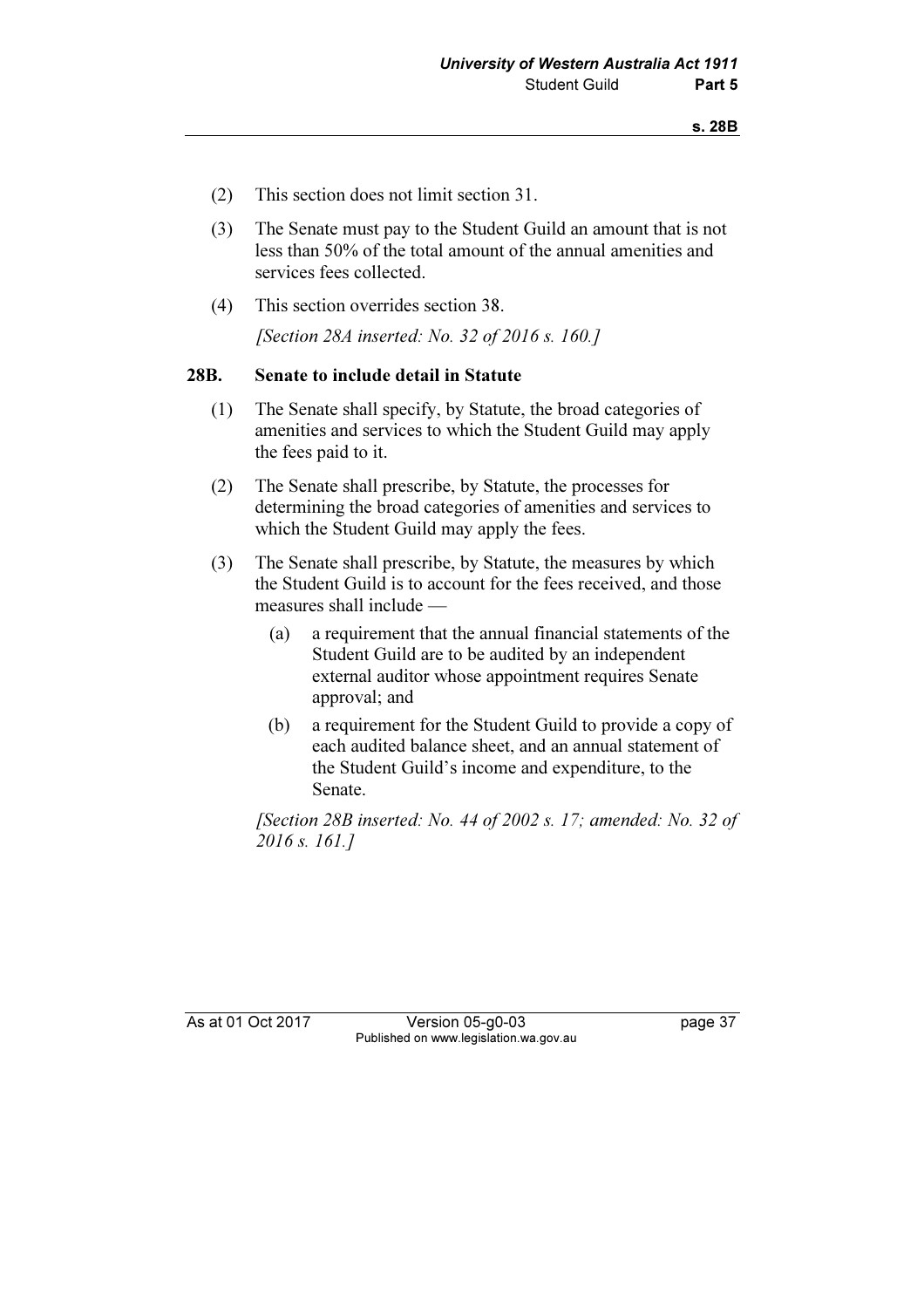(2) This section does not limit section 31.

(3) The Senate must pay to the Student Guild an amount that is not less than 50% of the total amount of the annual amenities and services fees collected.

(4) This section overrides section 38.

*[Section 28A inserted: No. 32 of 2016 s. 160.]*

## 28B. Senate to include detail in Statute

(1) The Senate shall specify, by Statute, the broad categories of amenities and services to which the Student Guild may apply the fees paid to it.

(2) The Senate shall prescribe, by Statute, the processes for determining the broad categories of amenities and services to which the Student Guild may apply the fees.

(3) The Senate shall prescribe, by Statute, the measures by which the Student Guild is to account for the fees received, and those measures shall include —

(a) a requirement that the annual financial statements of the Student Guild are to be audited by an independent external auditor whose appointment requires Senate approval; and

(b) a requirement for the Student Guild to provide a copy of each audited balance sheet, and an annual statement of the Student Guild's income and expenditure, to the Senate.

*[Section 28B inserted: No. 44 of 2002 s. 17; amended: No. 32 of 2016 s. 161.]*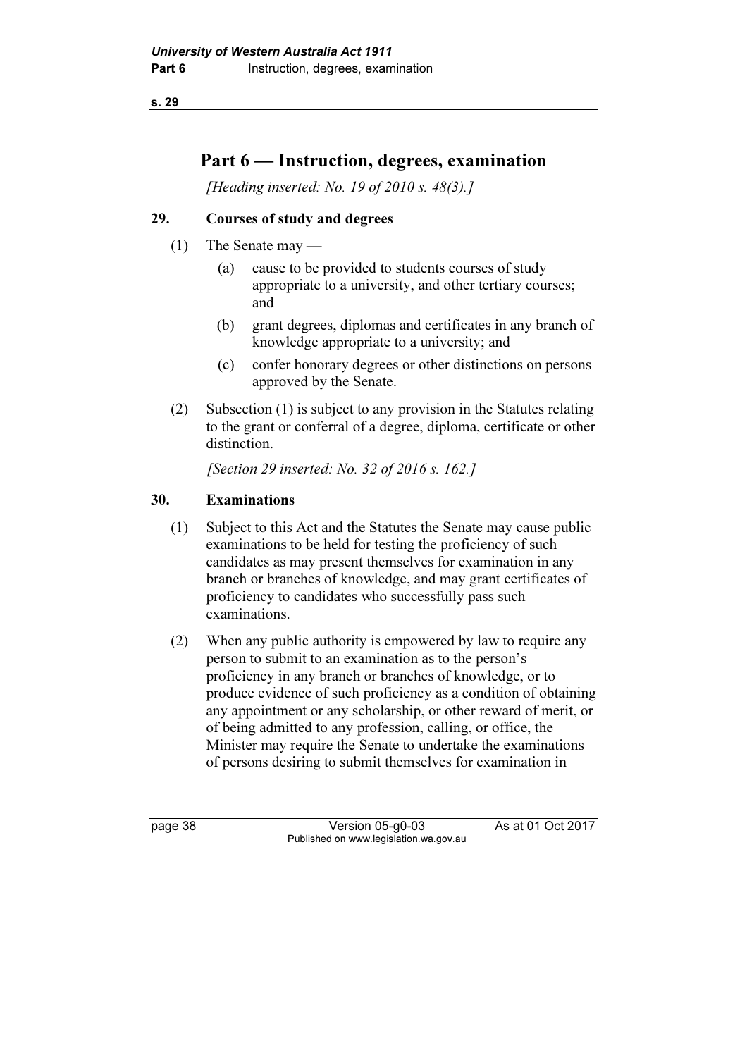# Part 6 — Instruction, degrees, examination

*[Heading inserted: No. 19 of 2010 s. 48(3).]*

## 29. Courses of study and degrees

(1) The Senate may —

(a) cause to be provided to students courses of study appropriate to a university, and other tertiary courses; and

(b) grant degrees, diplomas and certificates in any branch of knowledge appropriate to a university; and

(c) confer honorary degrees or other distinctions on persons approved by the Senate.

(2) Subsection (1) is subject to any provision in the Statutes relating to the grant or conferral of a degree, diploma, certificate or other distinction.

*[Section 29 inserted: No. 32 of 2016 s. 162.]*

## 30. Examinations

(1) Subject to this Act and the Statutes the Senate may cause public examinations to be held for testing the proficiency of such candidates as may present themselves for examination in any branch or branches of knowledge, and may grant certificates of proficiency to candidates who successfully pass such examinations.

(2) When any public authority is empowered by law to require any person to submit to an examination as to the person's proficiency in any branch or branches of knowledge, or to produce evidence of such proficiency as a condition of obtaining any appointment or any scholarship, or other reward of merit, or of being admitted to any profession, calling, or office, the Minister may require the Senate to undertake the examinations of persons desiring to submit themselves for examination in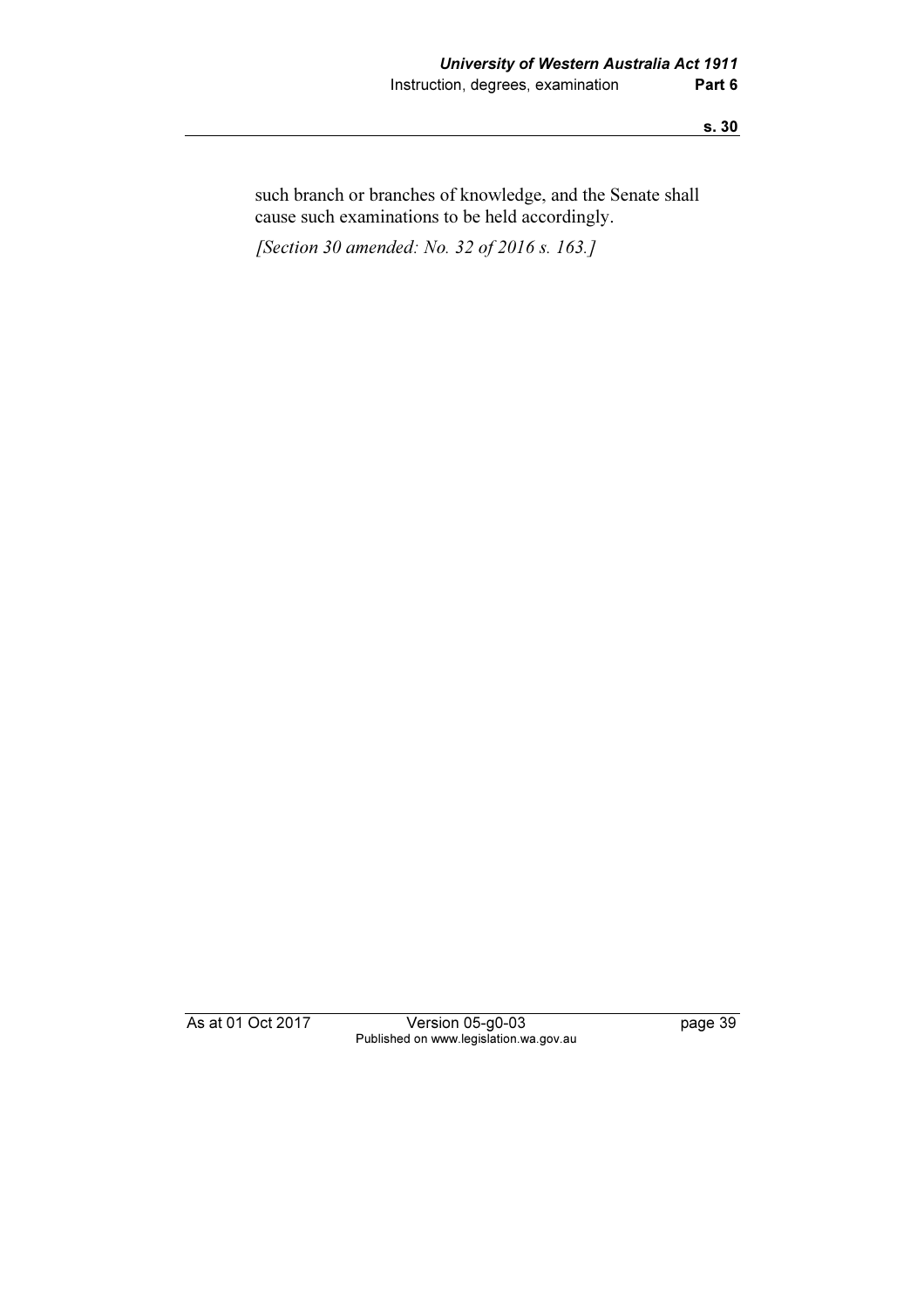such branch or branches of knowledge, and the Senate shall cause such examinations to be held accordingly.

*[Section 30 amended: No. 32 of 2016 s. 163.]*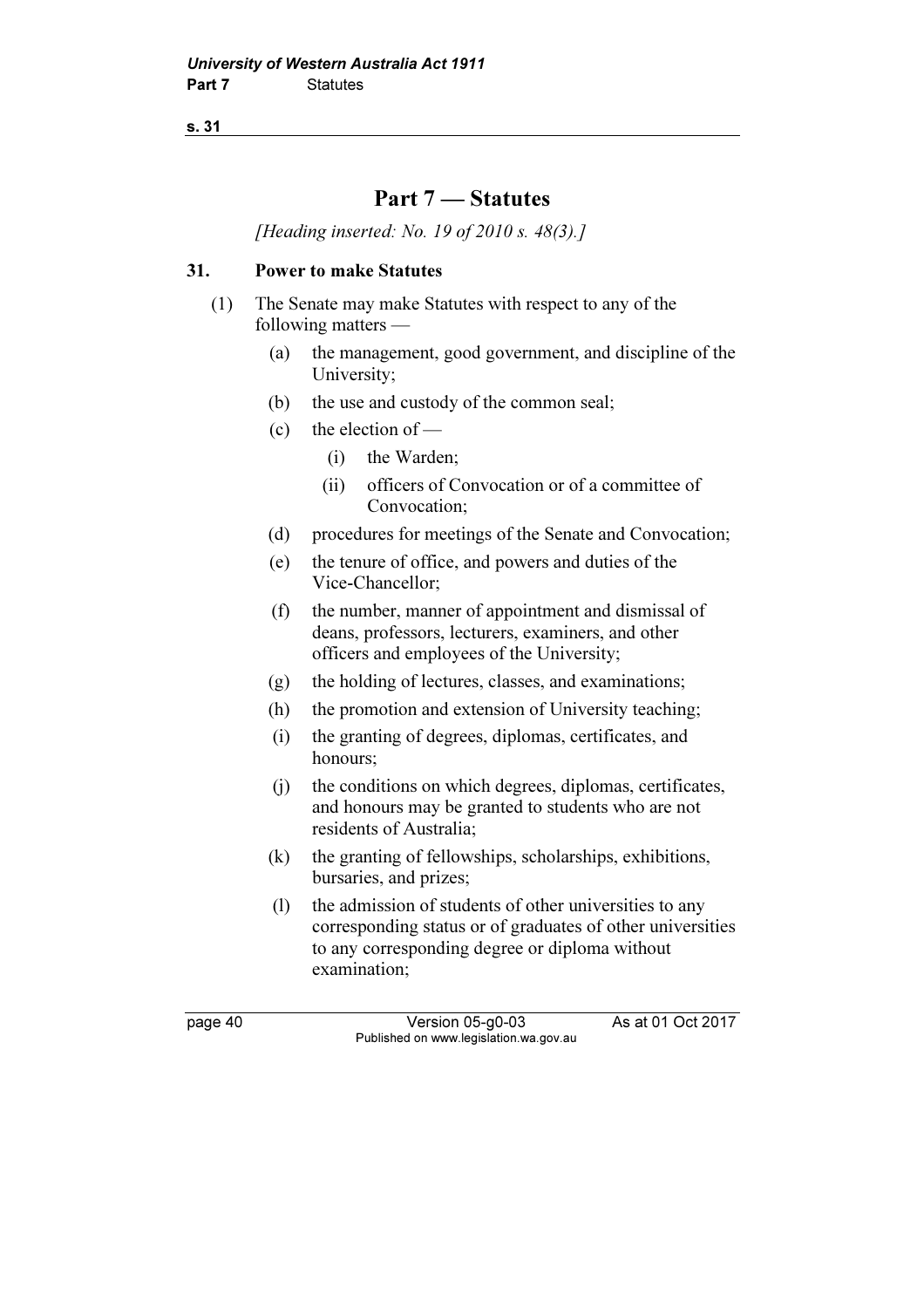# Part 7 — Statutes

*[Heading inserted: No. 19 of 2010 s. 48(3).]*

## 31. Power to make Statutes

(1) The Senate may make Statutes with respect to any of the following matters —

- (a) the management, good government, and discipline of the University;
- (b) the use and custody of the common seal;
- (c) the election of —
  - (i) the Warden;
  - (ii) officers of Convocation or of a committee of Convocation;
- (d) procedures for meetings of the Senate and Convocation;
- (e) the tenure of office, and powers and duties of the Vice-Chancellor;
- (f) the number, manner of appointment and dismissal of deans, professors, lecturers, examiners, and other officers and employees of the University;
- (g) the holding of lectures, classes, and examinations;
- (h) the promotion and extension of University teaching;
- (i) the granting of degrees, diplomas, certificates, and honours;
- (j) the conditions on which degrees, diplomas, certificates, and honours may be granted to students who are not residents of Australia;
- (k) the granting of fellowships, scholarships, exhibitions, bursaries, and prizes;
- (l) the admission of students of other universities to any corresponding status or of graduates of other universities to any corresponding degree or diploma without examination;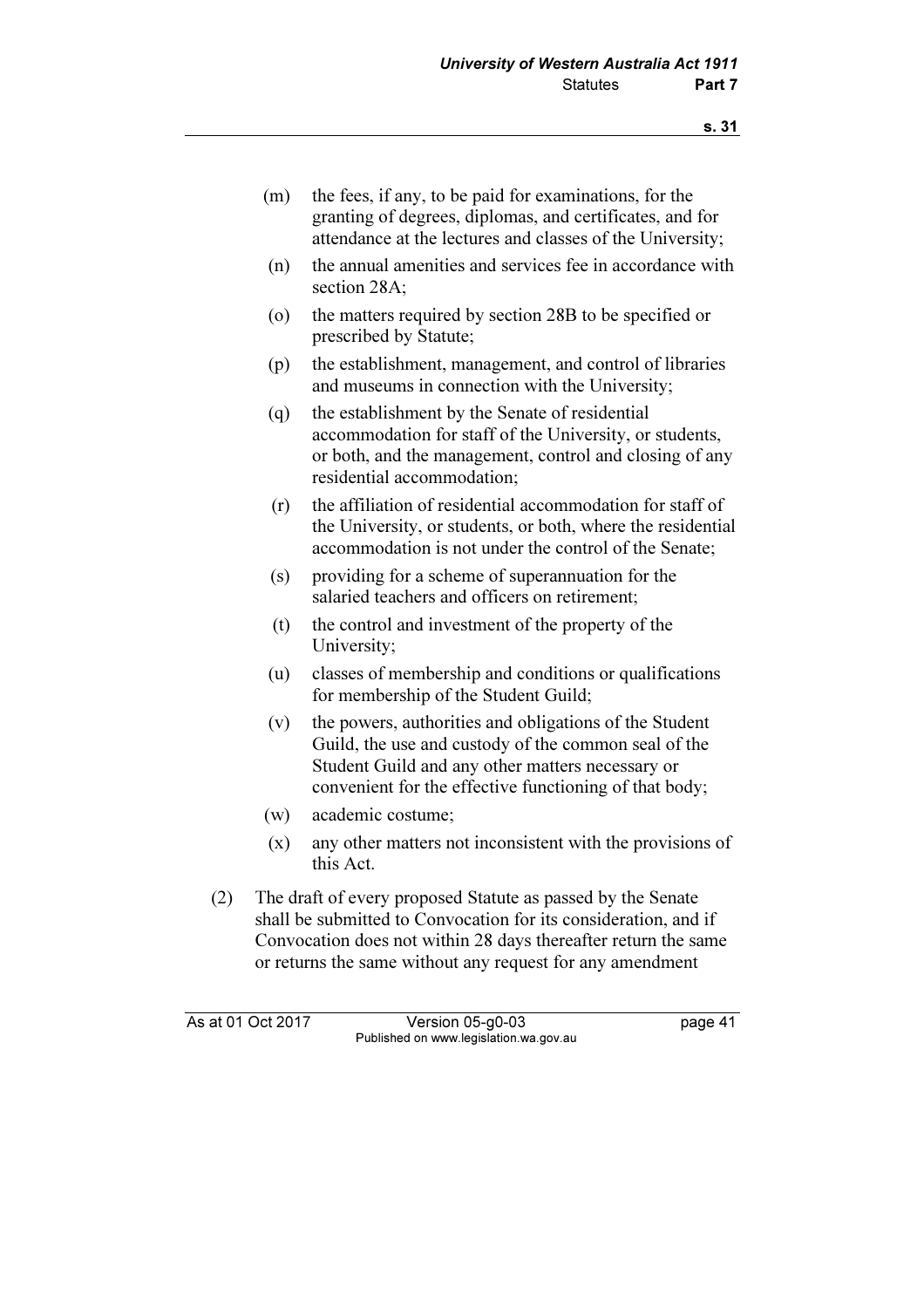(m) the fees, if any, to be paid for examinations, for the granting of degrees, diplomas, and certificates, and for attendance at the lectures and classes of the University;

(n) the annual amenities and services fee in accordance with section 28A;

(o) the matters required by section 28B to be specified or prescribed by Statute;

(p) the establishment, management, and control of libraries and museums in connection with the University;

(q) the establishment by the Senate of residential accommodation for staff of the University, or students, or both, and the management, control and closing of any residential accommodation;

(r) the affiliation of residential accommodation for staff of the University, or students, or both, where the residential accommodation is not under the control of the Senate;

(s) providing for a scheme of superannuation for the salaried teachers and officers on retirement;

(t) the control and investment of the property of the University;

(u) classes of membership and conditions or qualifications for membership of the Student Guild;

(v) the powers, authorities and obligations of the Student Guild, the use and custody of the common seal of the Student Guild and any other matters necessary or convenient for the effective functioning of that body;

(w) academic costume;

(x) any other matters not inconsistent with the provisions of this Act.

(2) The draft of every proposed Statute as passed by the Senate shall be submitted to Convocation for its consideration, and if Convocation does not within 28 days thereafter return the same or returns the same without any request for any amendment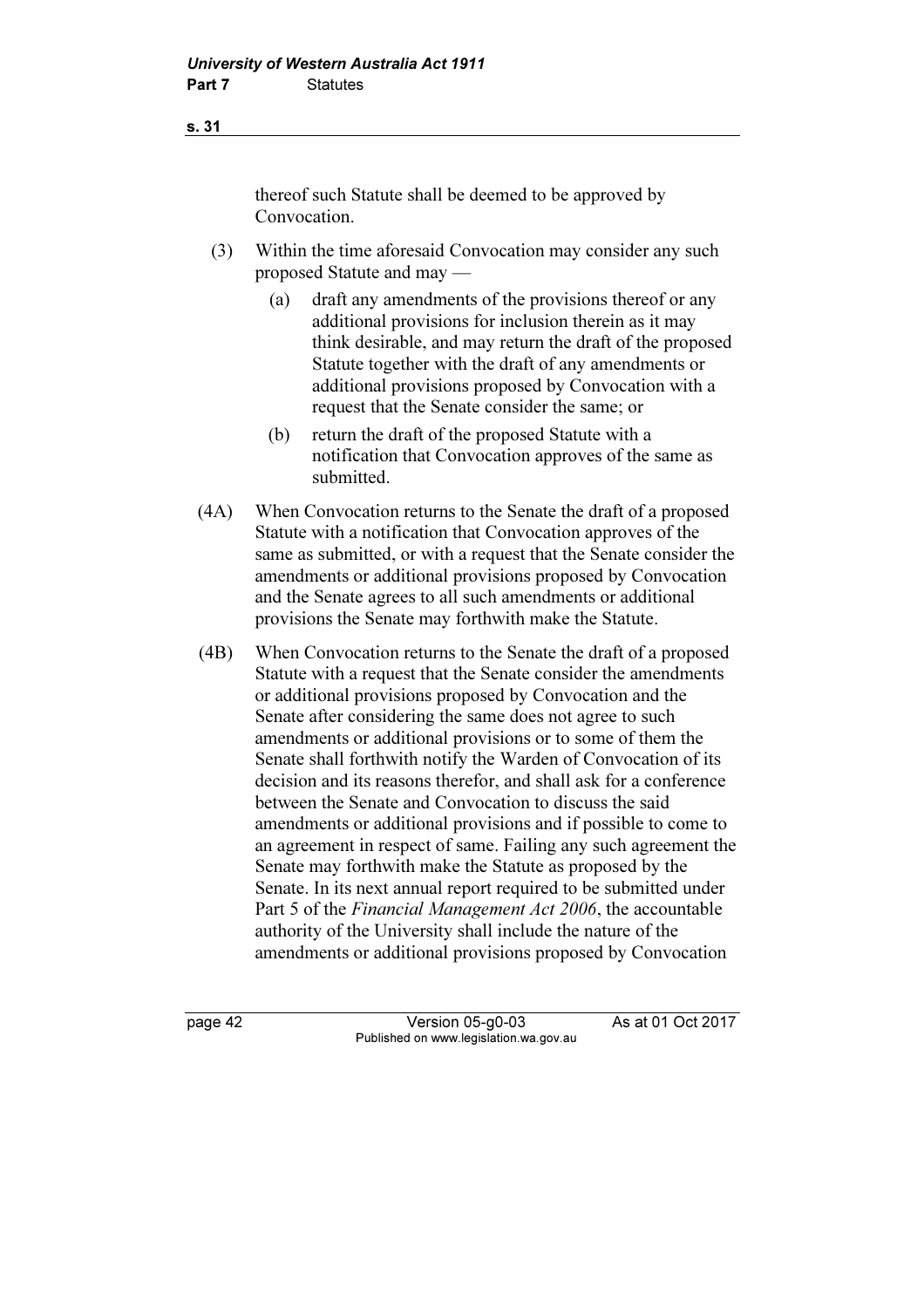thereof such Statute shall be deemed to be approved by Convocation.

(3) Within the time aforesaid Convocation may consider any such proposed Statute and may —

(a) draft any amendments of the provisions thereof or any additional provisions for inclusion therein as it may think desirable, and may return the draft of the proposed Statute together with the draft of any amendments or additional provisions proposed by Convocation with a request that the Senate consider the same; or

(b) return the draft of the proposed Statute with a notification that Convocation approves of the same as submitted.

(4A) When Convocation returns to the Senate the draft of a proposed Statute with a notification that Convocation approves of the same as submitted, or with a request that the Senate consider the amendments or additional provisions proposed by Convocation and the Senate agrees to all such amendments or additional provisions the Senate may forthwith make the Statute.

(4B) When Convocation returns to the Senate the draft of a proposed Statute with a request that the Senate consider the amendments or additional provisions proposed by Convocation and the Senate after considering the same does not agree to such amendments or additional provisions or to some of them the Senate shall forthwith notify the Warden of Convocation of its decision and its reasons therefor, and shall ask for a conference between the Senate and Convocation to discuss the said amendments or additional provisions and if possible to come to an agreement in respect of same. Failing any such agreement the Senate may forthwith make the Statute as proposed by the Senate. In its next annual report required to be submitted under Part 5 of the *Financial Management Act 2006*, the accountable authority of the University shall include the nature of the amendments or additional provisions proposed by Convocation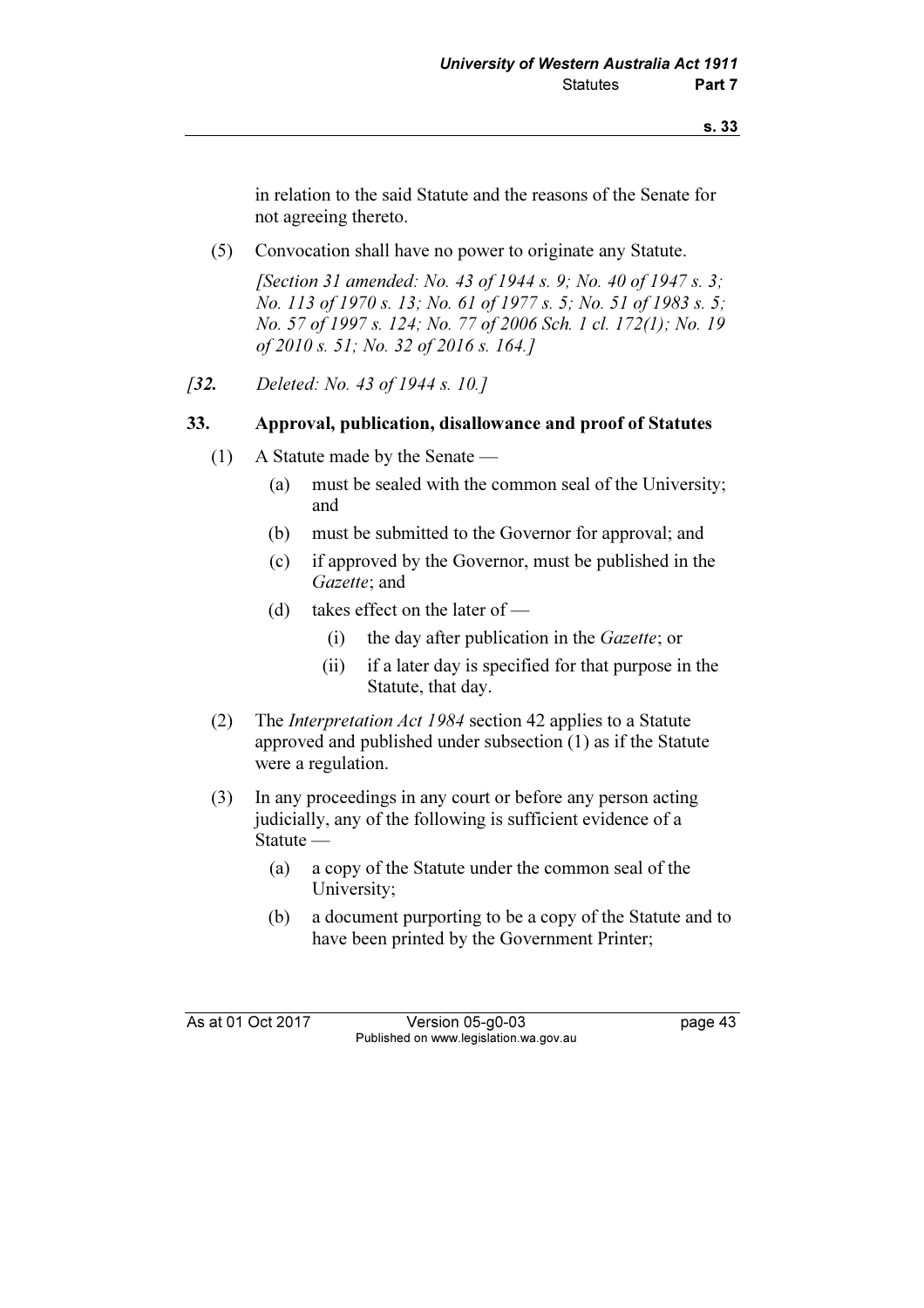in relation to the said Statute and the reasons of the Senate for not agreeing thereto.

(5) Convocation shall have no power to originate any Statute.

*[Section 31 amended: No. 43 of 1944 s. 9; No. 40 of 1947 s. 3; No. 113 of 1970 s. 13; No. 61 of 1977 s. 5; No. 51 of 1983 s. 5; No. 57 of 1997 s. 124; No. 77 of 2006 Sch. 1 cl. 172(1); No. 19 of 2010 s. 51; No. 32 of 2016 s. 164.]*

*[**32.** Deleted: No. 43 of 1944 s. 10.]*

### 33. Approval, publication, disallowance and proof of Statutes

(1) A Statute made by the Senate —

(a) must be sealed with the common seal of the University; and

(b) must be submitted to the Governor for approval; and

(c) if approved by the Governor, must be published in the *Gazette*; and

(d) takes effect on the later of —

(i) the day after publication in the *Gazette*; or

(ii) if a later day is specified for that purpose in the Statute, that day.

(2) The *Interpretation Act 1984* section 42 applies to a Statute approved and published under subsection (1) as if the Statute were a regulation.

(3) In any proceedings in any court or before any person acting judicially, any of the following is sufficient evidence of a Statute —

(a) a copy of the Statute under the common seal of the University;

(b) a document purporting to be a copy of the Statute and to have been printed by the Government Printer;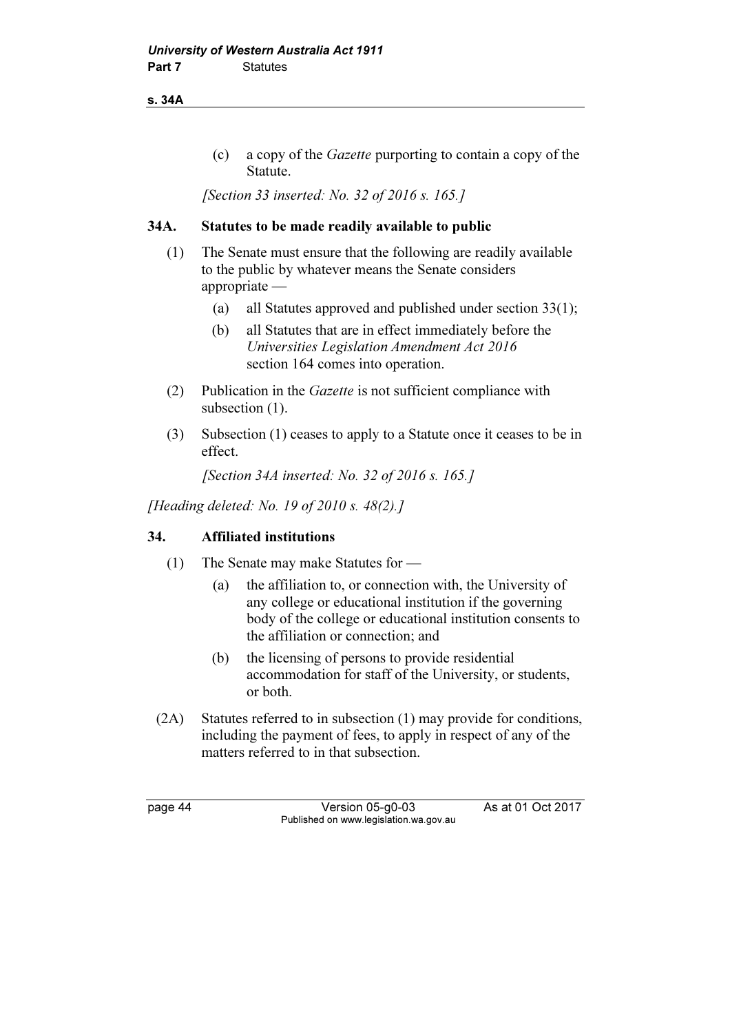(c) a copy of the *Gazette* purporting to contain a copy of the Statute.

*[Section 33 inserted: No. 32 of 2016 s. 165.]*

### 34A. Statutes to be made readily available to public

(1) The Senate must ensure that the following are readily available to the public by whatever means the Senate considers appropriate —

(a) all Statutes approved and published under section 33(1);

(b) all Statutes that are in effect immediately before the *Universities Legislation Amendment Act 2016* section 164 comes into operation.

(2) Publication in the *Gazette* is not sufficient compliance with subsection (1).

(3) Subsection (1) ceases to apply to a Statute once it ceases to be in effect.

*[Section 34A inserted: No. 32 of 2016 s. 165.]*

*[Heading deleted: No. 19 of 2010 s. 48(2).]*

### 34. Affiliated institutions

(1) The Senate may make Statutes for —

(a) the affiliation to, or connection with, the University of any college or educational institution if the governing body of the college or educational institution consents to the affiliation or connection; and

(b) the licensing of persons to provide residential accommodation for staff of the University, or students, or both.

(2A) Statutes referred to in subsection (1) may provide for conditions, including the payment of fees, to apply in respect of any of the matters referred to in that subsection.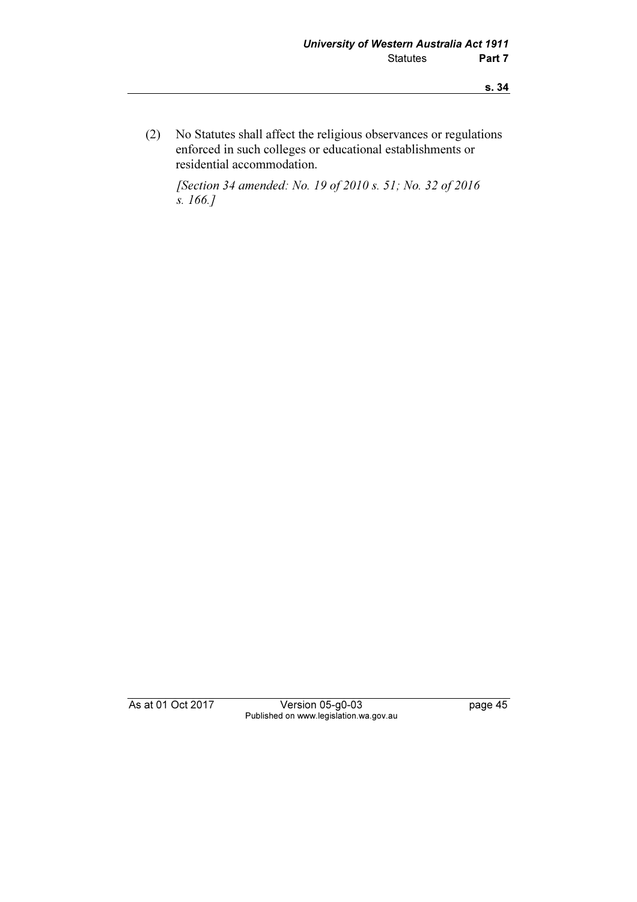(2) No Statutes shall affect the religious observances or regulations enforced in such colleges or educational establishments or residential accommodation.

*[Section 34 amended: No. 19 of 2010 s. 51; No. 32 of 2016 s. 166.]*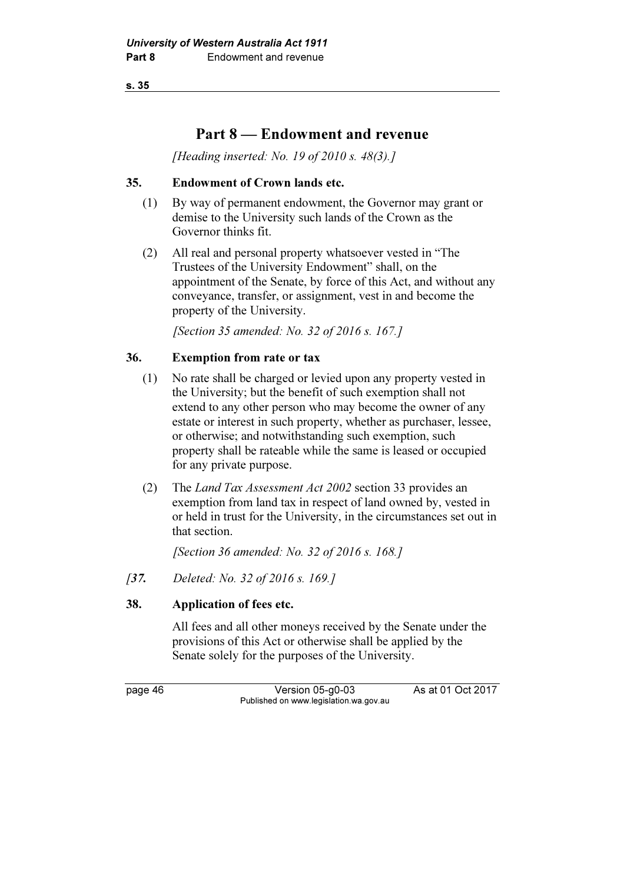# Part 8 — Endowment and revenue

*[Heading inserted: No. 19 of 2010 s. 48(3).]*

### 35. Endowment of Crown lands etc.

(1) By way of permanent endowment, the Governor may grant or demise to the University such lands of the Crown as the Governor thinks fit.

(2) All real and personal property whatsoever vested in "The Trustees of the University Endowment" shall, on the appointment of the Senate, by force of this Act, and without any conveyance, transfer, or assignment, vest in and become the property of the University.

*[Section 35 amended: No. 32 of 2016 s. 167.]*

### 36. Exemption from rate or tax

(1) No rate shall be charged or levied upon any property vested in the University; but the benefit of such exemption shall not extend to any other person who may become the owner of any estate or interest in such property, whether as purchaser, lessee, or otherwise; and notwithstanding such exemption, such property shall be rateable while the same is leased or occupied for any private purpose.

(2) The *Land Tax Assessment Act 2002* section 33 provides an exemption from land tax in respect of land owned by, vested in or held in trust for the University, in the circumstances set out in that section.

*[Section 36 amended: No. 32 of 2016 s. 168.]*

*[**37.** Deleted: No. 32 of 2016 s. 169.]*

### 38. Application of fees etc.

All fees and all other moneys received by the Senate under the provisions of this Act or otherwise shall be applied by the Senate solely for the purposes of the University.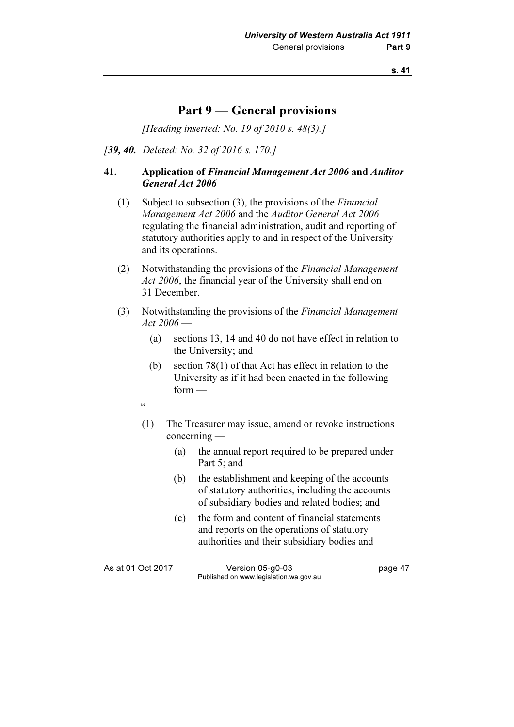# Part 9 — General provisions

*[Heading inserted: No. 19 of 2010 s. 48(3).]*

*[**39, 40.** Deleted: No. 32 of 2016 s. 170.]*

**41. Application of *Financial Management Act 2006* and *Auditor General Act 2006***

(1) Subject to subsection (3), the provisions of the *Financial Management Act 2006* and the *Auditor General Act 2006* regulating the financial administration, audit and reporting of statutory authorities apply to and in respect of the University and its operations.

(2) Notwithstanding the provisions of the *Financial Management Act 2006*, the financial year of the University shall end on 31 December.

(3) Notwithstanding the provisions of the *Financial Management Act 2006* —

(a) sections 13, 14 and 40 do not have effect in relation to the University; and

(b) section 78(1) of that Act has effect in relation to the University as if it had been enacted in the following form —

"

(1) The Treasurer may issue, amend or revoke instructions concerning —

(a) the annual report required to be prepared under Part 5; and

(b) the establishment and keeping of the accounts of statutory authorities, including the accounts of subsidiary bodies and related bodies; and

(c) the form and content of financial statements and reports on the operations of statutory authorities and their subsidiary bodies and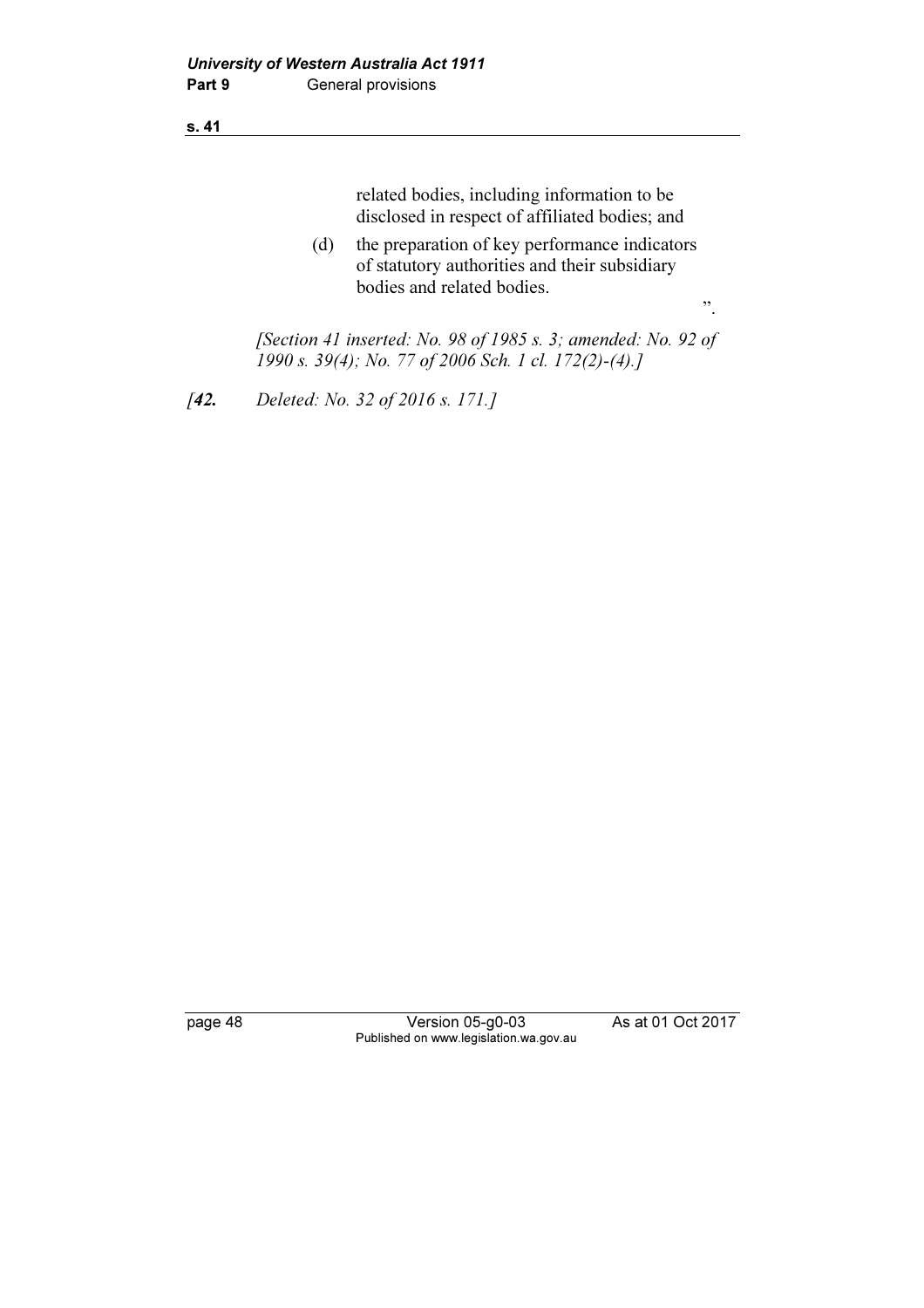related bodies, including information to be disclosed in respect of affiliated bodies; and

(d) the preparation of key performance indicators of statutory authorities and their subsidiary bodies and related bodies.

".

*[Section 41 inserted: No. 98 of 1985 s. 3; amended: No. 92 of 1990 s. 39(4); No. 77 of 2006 Sch. 1 cl. 172(2)-(4).]*

*[**42.** Deleted: No. 32 of 2016 s. 171.]*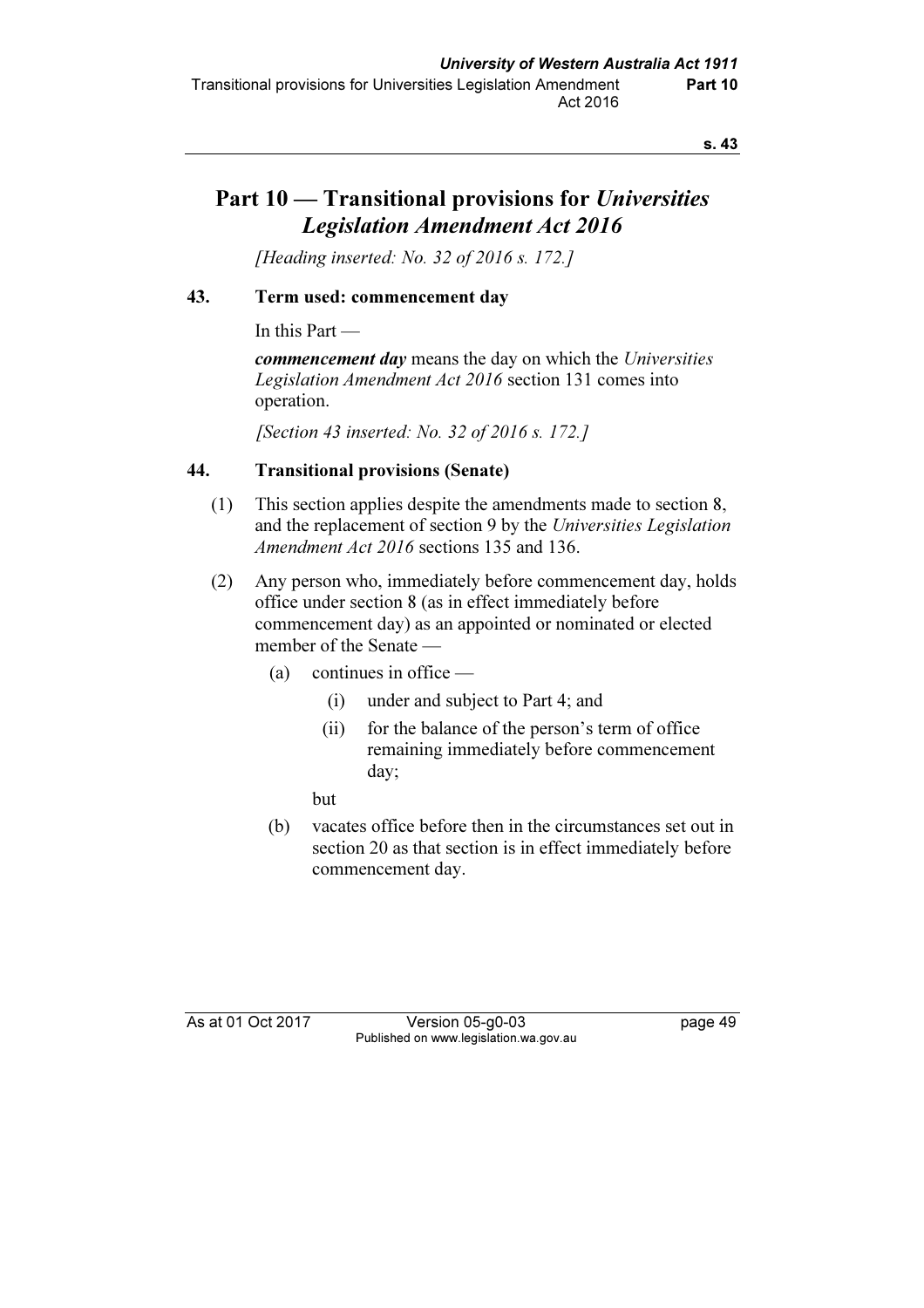# Part 10 — Transitional provisions for *Universities Legislation Amendment Act 2016*

*[Heading inserted: No. 32 of 2016 s. 172.]*

## 43. Term used: commencement day

In this Part —

***commencement day*** means the day on which the *Universities Legislation Amendment Act 2016* section 131 comes into operation.

*[Section 43 inserted: No. 32 of 2016 s. 172.]*

## 44. Transitional provisions (Senate)

(1) This section applies despite the amendments made to section 8, and the replacement of section 9 by the *Universities Legislation Amendment Act 2016* sections 135 and 136.

(2) Any person who, immediately before commencement day, holds office under section 8 (as in effect immediately before commencement day) as an appointed or nominated or elected member of the Senate —

- (a) continues in office —
  - (i) under and subject to Part 4; and
  - (ii) for the balance of the person's term of office remaining immediately before commencement day;

  but

- (b) vacates office before then in the circumstances set out in section 20 as that section is in effect immediately before commencement day.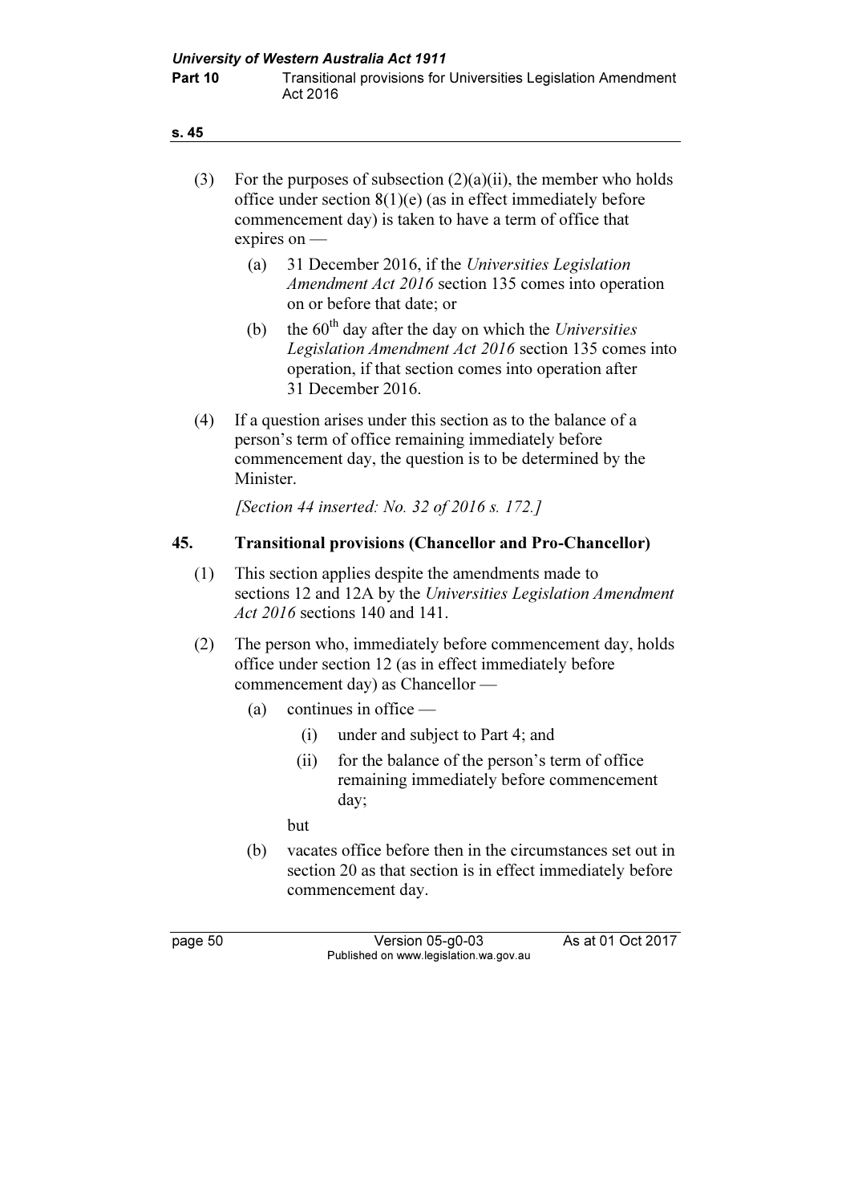(3) For the purposes of subsection (2)(a)(ii), the member who holds office under section 8(1)(e) (as in effect immediately before commencement day) is taken to have a term of office that expires on —

   (a) 31 December 2016, if the *Universities Legislation Amendment Act 2016* section 135 comes into operation on or before that date; or

   (b) the 60th day after the day on which the *Universities Legislation Amendment Act 2016* section 135 comes into operation, if that section comes into operation after 31 December 2016.

(4) If a question arises under this section as to the balance of a person's term of office remaining immediately before commencement day, the question is to be determined by the Minister.

*[Section 44 inserted: No. 32 of 2016 s. 172.]*

## 45. Transitional provisions (Chancellor and Pro-Chancellor)

(1) This section applies despite the amendments made to sections 12 and 12A by the *Universities Legislation Amendment Act 2016* sections 140 and 141.

(2) The person who, immediately before commencement day, holds office under section 12 (as in effect immediately before commencement day) as Chancellor —

   (a) continues in office —

      (i) under and subject to Part 4; and

      (ii) for the balance of the person's term of office remaining immediately before commencement day;

   but

   (b) vacates office before then in the circumstances set out in section 20 as that section is in effect immediately before commencement day.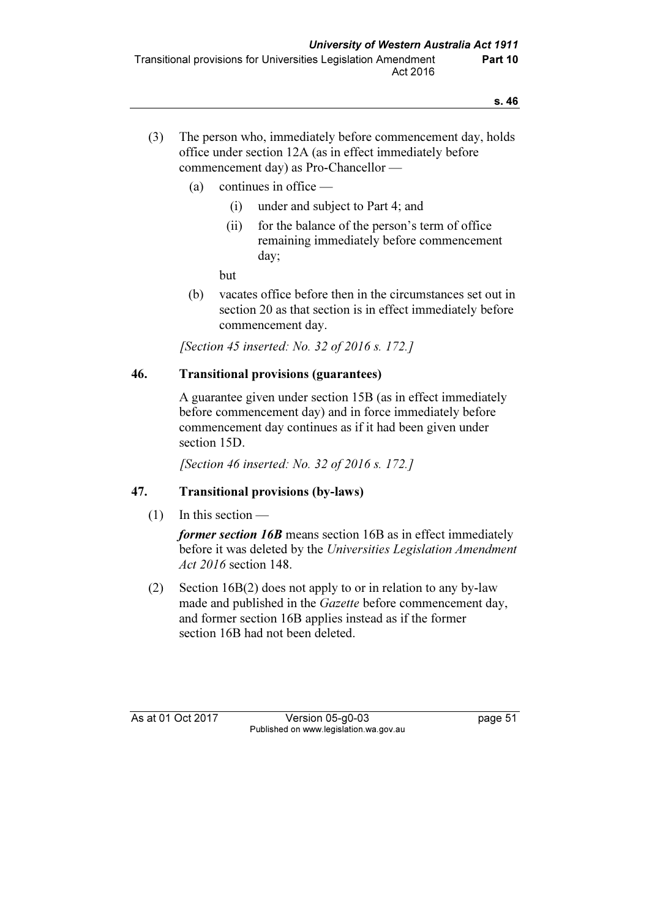(3) The person who, immediately before commencement day, holds office under section 12A (as in effect immediately before commencement day) as Pro-Chancellor —

(a) continues in office —

(i) under and subject to Part 4; and

(ii) for the balance of the person's term of office remaining immediately before commencement day;

but

(b) vacates office before then in the circumstances set out in section 20 as that section is in effect immediately before commencement day.

*[Section 45 inserted: No. 32 of 2016 s. 172.]*

## 46. Transitional provisions (guarantees)

A guarantee given under section 15B (as in effect immediately before commencement day) and in force immediately before commencement day continues as if it had been given under section 15D.

*[Section 46 inserted: No. 32 of 2016 s. 172.]*

## 47. Transitional provisions (by-laws)

(1) In this section —

***former section 16B*** means section 16B as in effect immediately before it was deleted by the *Universities Legislation Amendment Act 2016* section 148.

(2) Section 16B(2) does not apply to or in relation to any by-law made and published in the *Gazette* before commencement day, and former section 16B applies instead as if the former section 16B had not been deleted.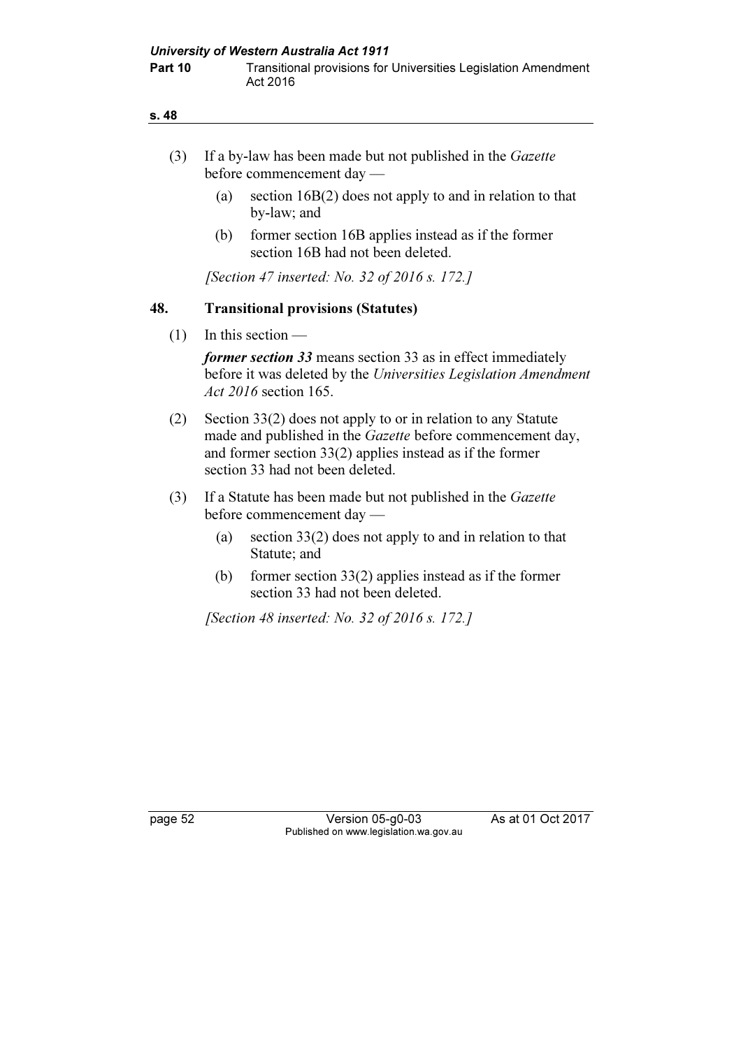(3) If a by-law has been made but not published in the *Gazette* before commencement day —

(a) section 16B(2) does not apply to and in relation to that by-law; and

(b) former section 16B applies instead as if the former section 16B had not been deleted.

*[Section 47 inserted: No. 32 of 2016 s. 172.]*

## 48. Transitional provisions (Statutes)

(1) In this section —

***former section 33*** means section 33 as in effect immediately before it was deleted by the *Universities Legislation Amendment Act 2016* section 165.

(2) Section 33(2) does not apply to or in relation to any Statute made and published in the *Gazette* before commencement day, and former section 33(2) applies instead as if the former section 33 had not been deleted.

(3) If a Statute has been made but not published in the *Gazette* before commencement day —

(a) section 33(2) does not apply to and in relation to that Statute; and

(b) former section 33(2) applies instead as if the former section 33 had not been deleted.

*[Section 48 inserted: No. 32 of 2016 s. 172.]*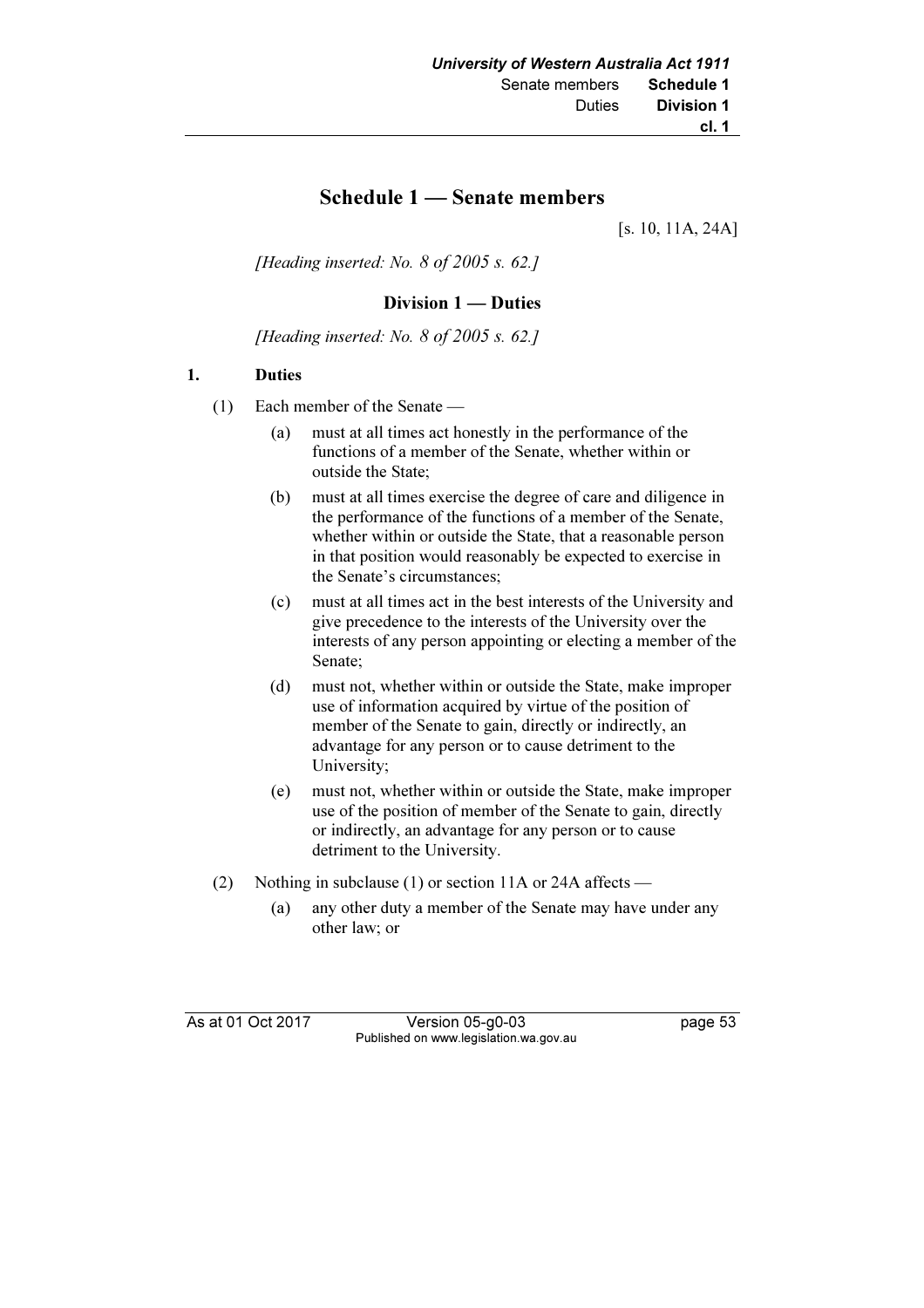# Schedule 1 — Senate members

[s. 10, 11A, 24A]

*[Heading inserted: No. 8 of 2005 s. 62.]*

## Division 1 — Duties

*[Heading inserted: No. 8 of 2005 s. 62.]*

### 1. Duties

(1) Each member of the Senate —

(a) must at all times act honestly in the performance of the functions of a member of the Senate, whether within or outside the State;

(b) must at all times exercise the degree of care and diligence in the performance of the functions of a member of the Senate, whether within or outside the State, that a reasonable person in that position would reasonably be expected to exercise in the Senate's circumstances;

(c) must at all times act in the best interests of the University and give precedence to the interests of the University over the interests of any person appointing or electing a member of the Senate;

(d) must not, whether within or outside the State, make improper use of information acquired by virtue of the position of member of the Senate to gain, directly or indirectly, an advantage for any person or to cause detriment to the University;

(e) must not, whether within or outside the State, make improper use of the position of member of the Senate to gain, directly or indirectly, an advantage for any person or to cause detriment to the University.

(2) Nothing in subclause (1) or section 11A or 24A affects —

(a) any other duty a member of the Senate may have under any other law; or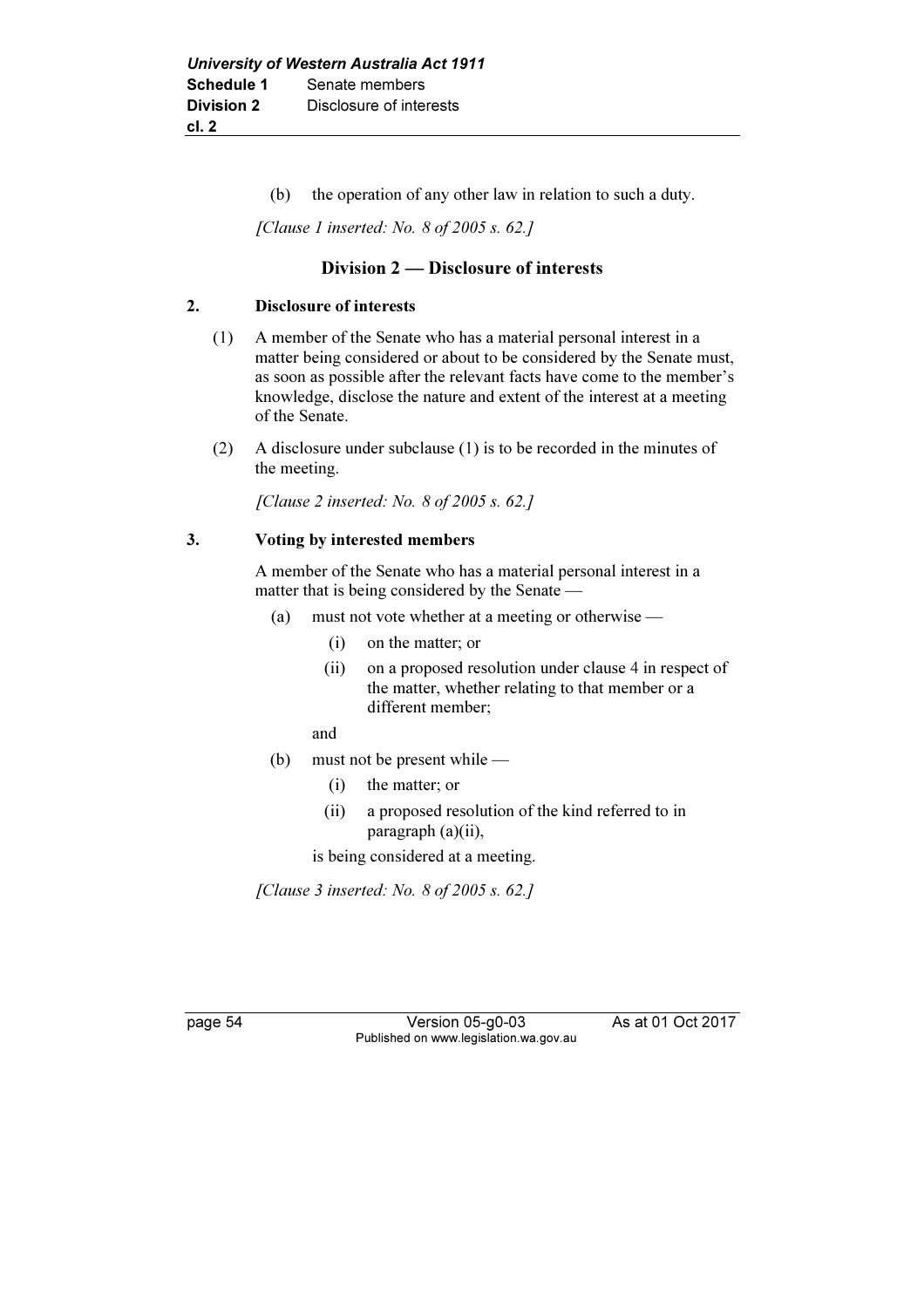(b) the operation of any other law in relation to such a duty.

*[Clause 1 inserted: No. 8 of 2005 s. 62.]*

## Division 2 — Disclosure of interests

### 2. Disclosure of interests

(1) A member of the Senate who has a material personal interest in a matter being considered or about to be considered by the Senate must, as soon as possible after the relevant facts have come to the member's knowledge, disclose the nature and extent of the interest at a meeting of the Senate.

(2) A disclosure under subclause (1) is to be recorded in the minutes of the meeting.

*[Clause 2 inserted: No. 8 of 2005 s. 62.]*

### 3. Voting by interested members

A member of the Senate who has a material personal interest in a matter that is being considered by the Senate —

(a) must not vote whether at a meeting or otherwise —

   (i) on the matter; or

   (ii) on a proposed resolution under clause 4 in respect of the matter, whether relating to that member or a different member;

and

(b) must not be present while —

   (i) the matter; or

   (ii) a proposed resolution of the kind referred to in paragraph (a)(ii),

is being considered at a meeting.

*[Clause 3 inserted: No. 8 of 2005 s. 62.]*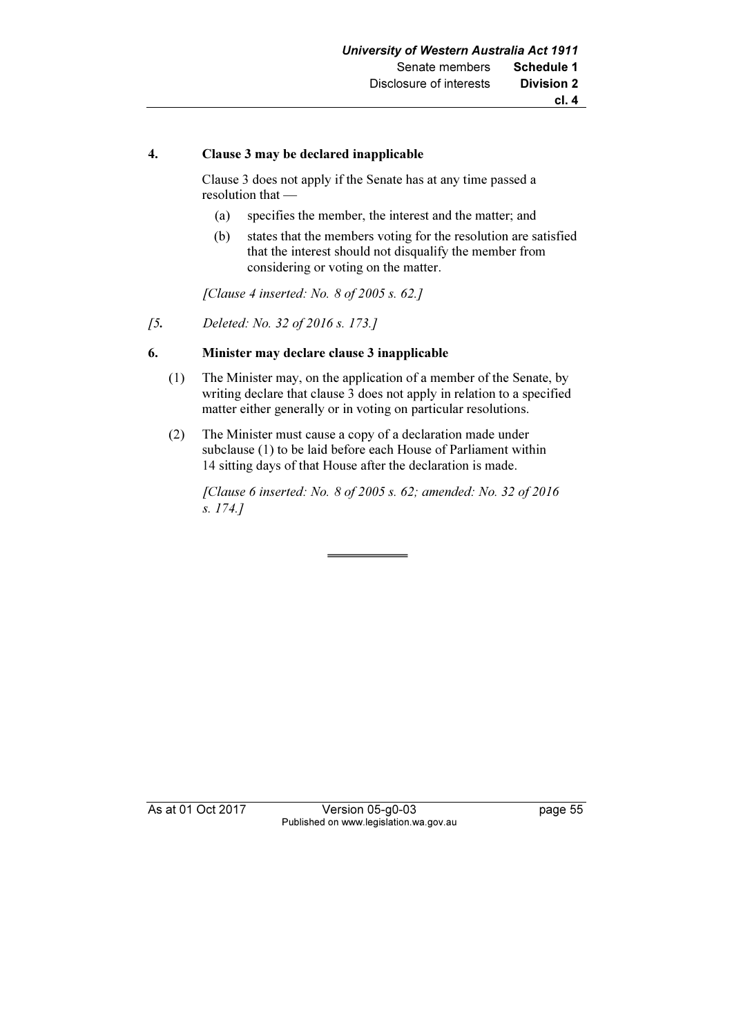#### 4. Clause 3 may be declared inapplicable

Clause 3 does not apply if the Senate has at any time passed a resolution that —

(a) specifies the member, the interest and the matter; and

(b) states that the members voting for the resolution are satisfied that the interest should not disqualify the member from considering or voting on the matter.

*[Clause 4 inserted: No. 8 of 2005 s. 62.]*

*[5. Deleted: No. 32 of 2016 s. 173.]*

#### 6. Minister may declare clause 3 inapplicable

(1) The Minister may, on the application of a member of the Senate, by writing declare that clause 3 does not apply in relation to a specified matter either generally or in voting on particular resolutions.

(2) The Minister must cause a copy of a declaration made under subclause (1) to be laid before each House of Parliament within 14 sitting days of that House after the declaration is made.

*[Clause 6 inserted: No. 8 of 2005 s. 62; amended: No. 32 of 2016 s. 174.]*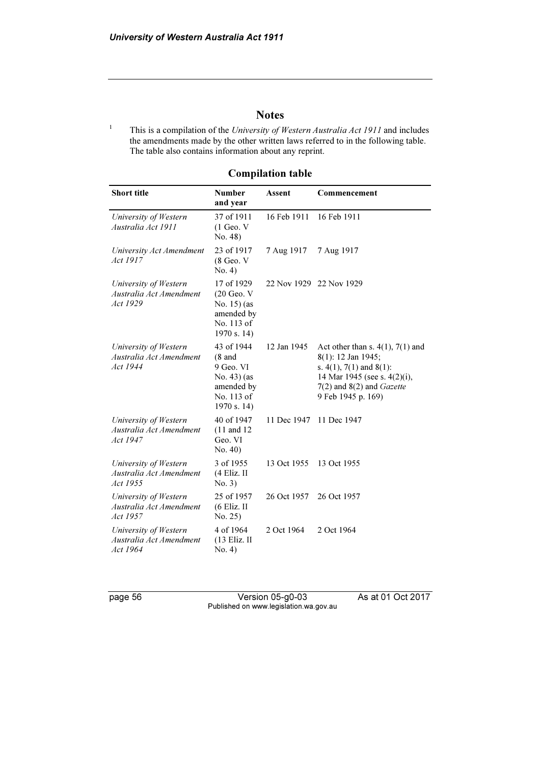# Notes

[1] This is a compilation of the *University of Western Australia Act 1911* and includes the amendments made by the other written laws referred to in the following table. The table also contains information about any reprint.

## Compilation table

| Short title | Number and year | Assent | Commencement |
|---|---|---|---|
| *University of Western Australia Act 1911* | 37 of 1911 (1 Geo. V No. 48) | 16 Feb 1911 | 16 Feb 1911 |
| *University Act Amendment Act 1917* | 23 of 1917 (8 Geo. V No. 4) | 7 Aug 1917 | 7 Aug 1917 |
| *University of Western Australia Act Amendment Act 1929* | 17 of 1929 (20 Geo. V No. 15) (as amended by No. 113 of 1970 s. 14) | 22 Nov 1929 | 22 Nov 1929 |
| *University of Western Australia Act Amendment Act 1944* | 43 of 1944 (8 and 9 Geo. VI No. 43) (as amended by No. 113 of 1970 s. 14) | 12 Jan 1945 | Act other than s. 4(1), 7(1) and 8(1): 12 Jan 1945; s. 4(1), 7(1) and 8(1): 14 Mar 1945 (see s. 4(2)(i), 7(2) and 8(2) and *Gazette* 9 Feb 1945 p. 169) |
| *University of Western Australia Act Amendment Act 1947* | 40 of 1947 (11 and 12 Geo. VI No. 40) | 11 Dec 1947 | 11 Dec 1947 |
| *University of Western Australia Act Amendment Act 1955* | 3 of 1955 (4 Eliz. II No. 3) | 13 Oct 1955 | 13 Oct 1955 |
| *University of Western Australia Act Amendment Act 1957* | 25 of 1957 (6 Eliz. II No. 25) | 26 Oct 1957 | 26 Oct 1957 |
| *University of Western Australia Act Amendment Act 1964* | 4 of 1964 (13 Eliz. II No. 4) | 2 Oct 1964 | 2 Oct 1964 |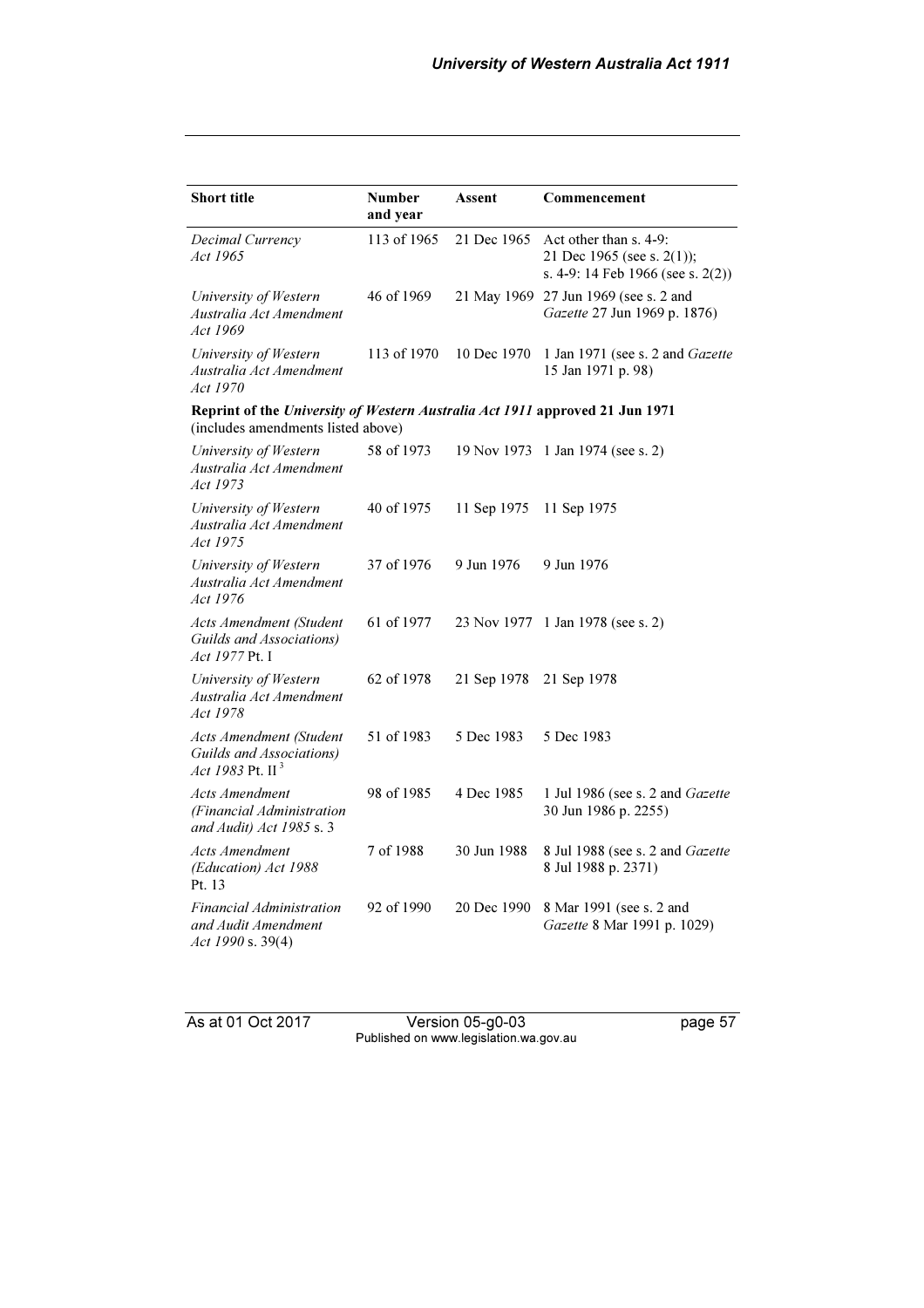| Short title | Number and year | Assent | Commencement |
|---|---|---|---|
| *Decimal Currency Act 1965* | 113 of 1965 | 21 Dec 1965 | Act other than s. 4-9: 21 Dec 1965 (see s. 2(1)); s. 4-9: 14 Feb 1966 (see s. 2(2)) |
| *University of Western Australia Act Amendment Act 1969* | 46 of 1969 | 21 May 1969 | 27 Jun 1969 (see s. 2 and *Gazette* 27 Jun 1969 p. 1876) |
| *University of Western Australia Act Amendment Act 1970* | 113 of 1970 | 10 Dec 1970 | 1 Jan 1971 (see s. 2 and *Gazette* 15 Jan 1971 p. 98) |
| **Reprint of the *University of Western Australia Act 1911* approved 21 Jun 1971** (includes amendments listed above) | | | |
| *University of Western Australia Act Amendment Act 1973* | 58 of 1973 | 19 Nov 1973 | 1 Jan 1974 (see s. 2) |
| *University of Western Australia Act Amendment Act 1975* | 40 of 1975 | 11 Sep 1975 | 11 Sep 1975 |
| *University of Western Australia Act Amendment Act 1976* | 37 of 1976 | 9 Jun 1976 | 9 Jun 1976 |
| *Acts Amendment (Student Guilds and Associations) Act 1977* Pt. I | 61 of 1977 | 23 Nov 1977 | 1 Jan 1978 (see s. 2) |
| *University of Western Australia Act Amendment Act 1978* | 62 of 1978 | 21 Sep 1978 | 21 Sep 1978 |
| *Acts Amendment (Student Guilds and Associations) Act 1983* Pt. II [3] | 51 of 1983 | 5 Dec 1983 | 5 Dec 1983 |
| *Acts Amendment (Financial Administration and Audit) Act 1985* s. 3 | 98 of 1985 | 4 Dec 1985 | 1 Jul 1986 (see s. 2 and *Gazette* 30 Jun 1986 p. 2255) |
| *Acts Amendment (Education) Act 1988* Pt. 13 | 7 of 1988 | 30 Jun 1988 | 8 Jul 1988 (see s. 2 and *Gazette* 8 Jul 1988 p. 2371) |
| *Financial Administration and Audit Amendment Act 1990* s. 39(4) | 92 of 1990 | 20 Dec 1990 | 8 Mar 1991 (see s. 2 and *Gazette* 8 Mar 1991 p. 1029) |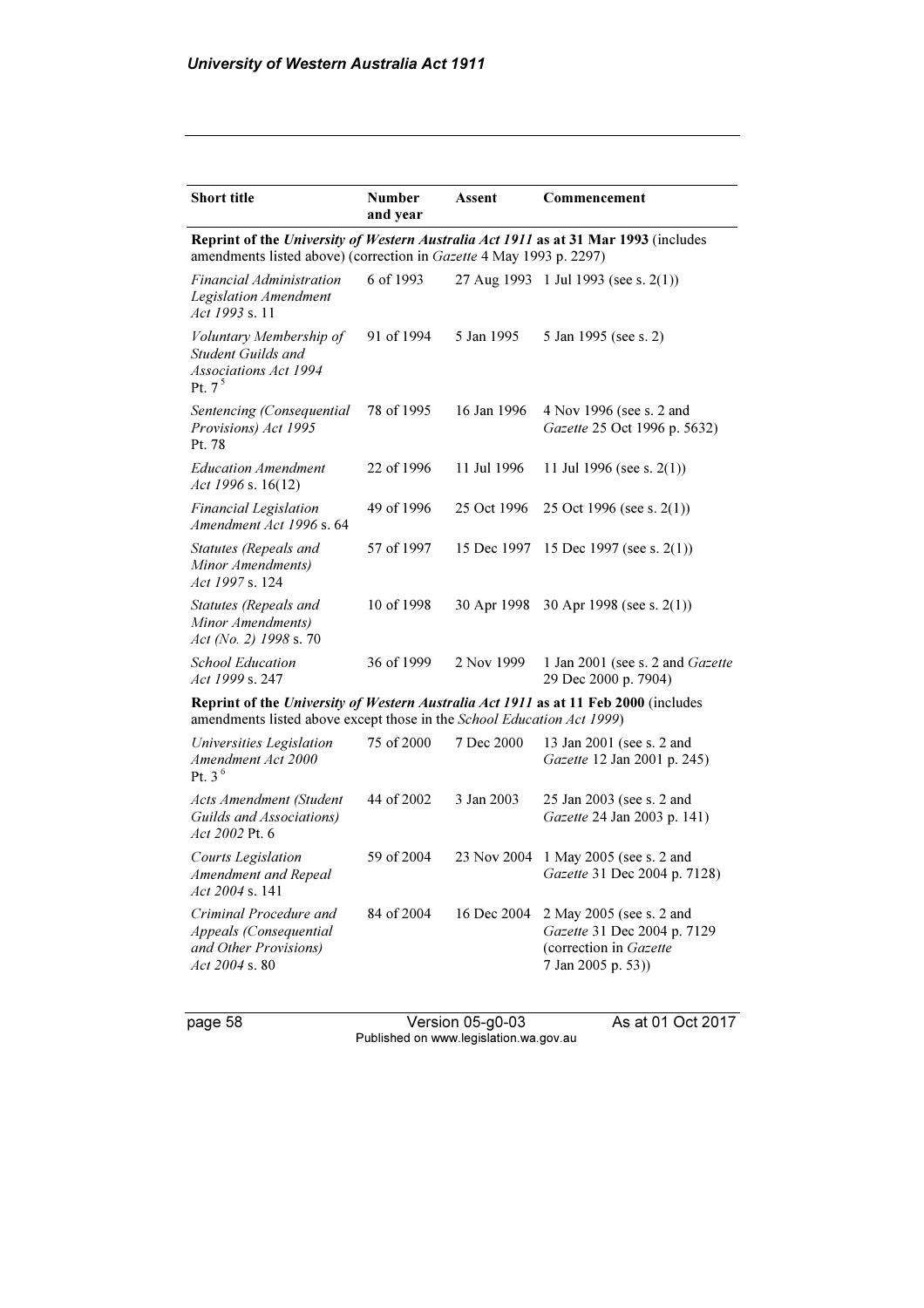| Short title | Number and year | Assent | Commencement |
|---|---|---|---|
| **Reprint of the *University of Western Australia Act 1911* as at 31 Mar 1993** (includes amendments listed above) (correction in *Gazette* 4 May 1993 p. 2297) | | | |
| *Financial Administration Legislation Amendment Act 1993* s. 11 | 6 of 1993 | 27 Aug 1993 | 1 Jul 1993 (see s. 2(1)) |
| *Voluntary Membership of Student Guilds and Associations Act 1994* Pt. 7 [5] | 91 of 1994 | 5 Jan 1995 | 5 Jan 1995 (see s. 2) |
| *Sentencing (Consequential Provisions) Act 1995* Pt. 78 | 78 of 1995 | 16 Jan 1996 | 4 Nov 1996 (see s. 2 and *Gazette* 25 Oct 1996 p. 5632) |
| *Education Amendment Act 1996* s. 16(12) | 22 of 1996 | 11 Jul 1996 | 11 Jul 1996 (see s. 2(1)) |
| *Financial Legislation Amendment Act 1996* s. 64 | 49 of 1996 | 25 Oct 1996 | 25 Oct 1996 (see s. 2(1)) |
| *Statutes (Repeals and Minor Amendments) Act 1997* s. 124 | 57 of 1997 | 15 Dec 1997 | 15 Dec 1997 (see s. 2(1)) |
| *Statutes (Repeals and Minor Amendments) Act (No. 2) 1998* s. 70 | 10 of 1998 | 30 Apr 1998 | 30 Apr 1998 (see s. 2(1)) |
| *School Education Act 1999* s. 247 | 36 of 1999 | 2 Nov 1999 | 1 Jan 2001 (see s. 2 and *Gazette* 29 Dec 2000 p. 7904) |
| **Reprint of the *University of Western Australia Act 1911* as at 11 Feb 2000** (includes amendments listed above except those in the *School Education Act 1999*) | | | |
| *Universities Legislation Amendment Act 2000* Pt. 3 [6] | 75 of 2000 | 7 Dec 2000 | 13 Jan 2001 (see s. 2 and *Gazette* 12 Jan 2001 p. 245) |
| *Acts Amendment (Student Guilds and Associations) Act 2002* Pt. 6 | 44 of 2002 | 3 Jan 2003 | 25 Jan 2003 (see s. 2 and *Gazette* 24 Jan 2003 p. 141) |
| *Courts Legislation Amendment and Repeal Act 2004* s. 141 | 59 of 2004 | 23 Nov 2004 | 1 May 2005 (see s. 2 and *Gazette* 31 Dec 2004 p. 7128) |
| *Criminal Procedure and Appeals (Consequential and Other Provisions) Act 2004* s. 80 | 84 of 2004 | 16 Dec 2004 | 2 May 2005 (see s. 2 and *Gazette* 31 Dec 2004 p. 7129 (correction in *Gazette* 7 Jan 2005 p. 53)) |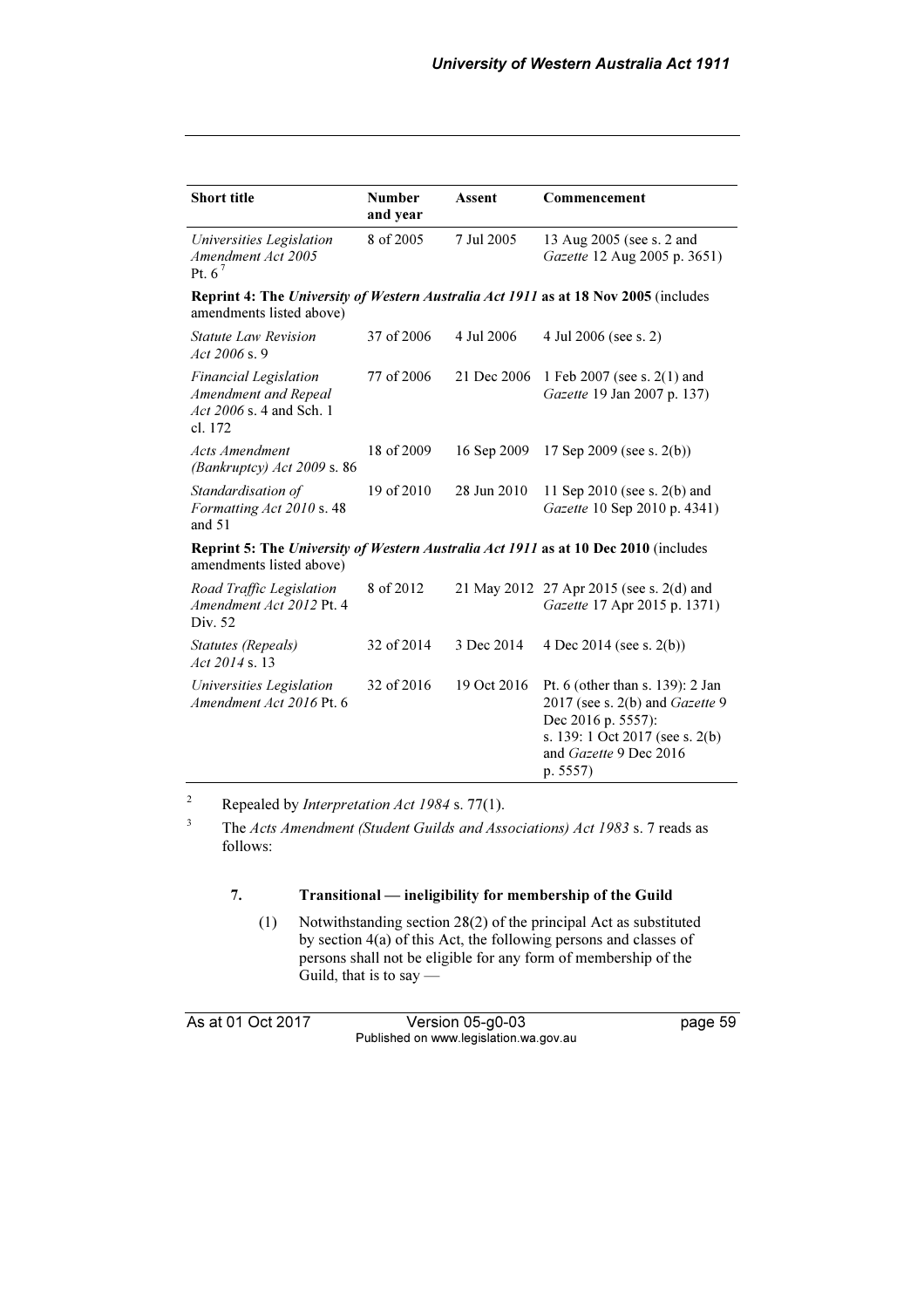| Short title | Number and year | Assent | Commencement |
|---|---|---|---|
| *Universities Legislation Amendment Act 2005* Pt. 6 [7] | 8 of 2005 | 7 Jul 2005 | 13 Aug 2005 (see s. 2 and *Gazette* 12 Aug 2005 p. 3651) |
| **Reprint 4: The *University of Western Australia Act 1911* as at 18 Nov 2005** (includes amendments listed above) | | | |
| *Statute Law Revision Act 2006* s. 9 | 37 of 2006 | 4 Jul 2006 | 4 Jul 2006 (see s. 2) |
| *Financial Legislation Amendment and Repeal Act 2006* s. 4 and Sch. 1 cl. 172 | 77 of 2006 | 21 Dec 2006 | 1 Feb 2007 (see s. 2(1) and *Gazette* 19 Jan 2007 p. 137) |
| *Acts Amendment (Bankruptcy) Act 2009* s. 86 | 18 of 2009 | 16 Sep 2009 | 17 Sep 2009 (see s. 2(b)) |
| *Standardisation of Formatting Act 2010* s. 48 and 51 | 19 of 2010 | 28 Jun 2010 | 11 Sep 2010 (see s. 2(b) and *Gazette* 10 Sep 2010 p. 4341) |
| **Reprint 5: The *University of Western Australia Act 1911* as at 10 Dec 2010** (includes amendments listed above) | | | |
| *Road Traffic Legislation Amendment Act 2012* Pt. 4 Div. 52 | 8 of 2012 | 21 May 2012 | 27 Apr 2015 (see s. 2(d) and *Gazette* 17 Apr 2015 p. 1371) |
| *Statutes (Repeals) Act 2014* s. 13 | 32 of 2014 | 3 Dec 2014 | 4 Dec 2014 (see s. 2(b)) |
| *Universities Legislation Amendment Act 2016* Pt. 6 | 32 of 2016 | 19 Oct 2016 | Pt. 6 (other than s. 139): 2 Jan 2017 (see s. 2(b) and *Gazette* 9 Dec 2016 p. 5557); s. 139: 1 Oct 2017 (see s. 2(b) and *Gazette* 9 Dec 2016 p. 5557) |

[2] Repealed by *Interpretation Act 1984* s. 77(1).

[3] The *Acts Amendment (Student Guilds and Associations) Act 1983* s. 7 reads as follows:

**7. Transitional — ineligibility for membership of the Guild**

(1) Notwithstanding section 28(2) of the principal Act as substituted by section 4(a) of this Act, the following persons and classes of persons shall not be eligible for any form of membership of the Guild, that is to say —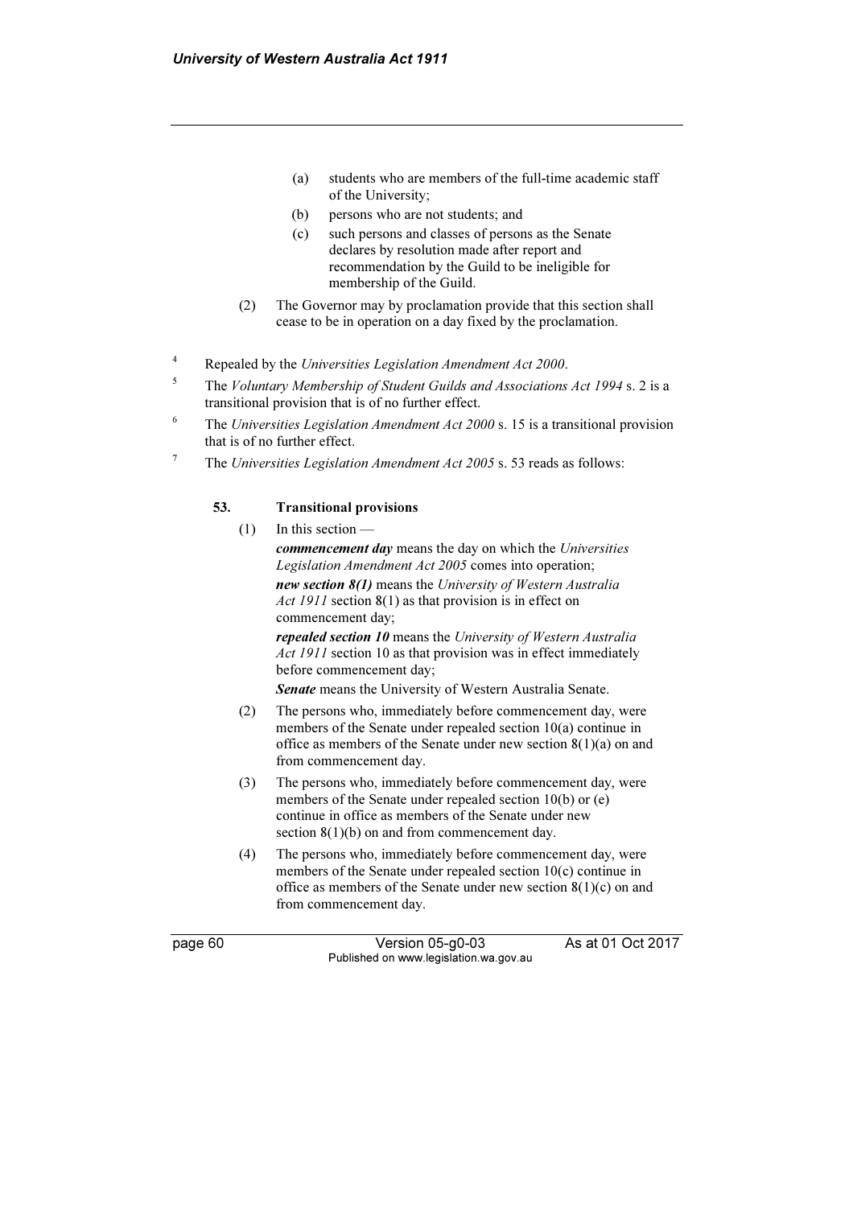(a) students who are members of the full-time academic staff of the University;

(b) persons who are not students; and

(c) such persons and classes of persons as the Senate declares by resolution made after report and recommendation by the Guild to be ineligible for membership of the Guild.

(2) The Governor may by proclamation provide that this section shall cease to be in operation on a day fixed by the proclamation.

[4] Repealed by the *Universities Legislation Amendment Act 2000*.

[5] The *Voluntary Membership of Student Guilds and Associations Act 1994* s. 2 is a transitional provision that is of no further effect.

[6] The *Universities Legislation Amendment Act 2000* s. 15 is a transitional provision that is of no further effect.

[7] The *Universities Legislation Amendment Act 2005* s. 53 reads as follows:

**53. Transitional provisions**

(1) In this section —

***commencement day*** means the day on which the *Universities Legislation Amendment Act 2005* comes into operation;

***new section 8(1)*** means the *University of Western Australia Act 1911* section 8(1) as that provision is in effect on commencement day;

***repealed section 10*** means the *University of Western Australia Act 1911* section 10 as that provision was in effect immediately before commencement day;

***Senate*** means the University of Western Australia Senate.

(2) The persons who, immediately before commencement day, were members of the Senate under repealed section 10(a) continue in office as members of the Senate under new section 8(1)(a) on and from commencement day.

(3) The persons who, immediately before commencement day, were members of the Senate under repealed section 10(b) or (e) continue in office as members of the Senate under new section 8(1)(b) on and from commencement day.

(4) The persons who, immediately before commencement day, were members of the Senate under repealed section 10(c) continue in office as members of the Senate under new section 8(1)(c) on and from commencement day.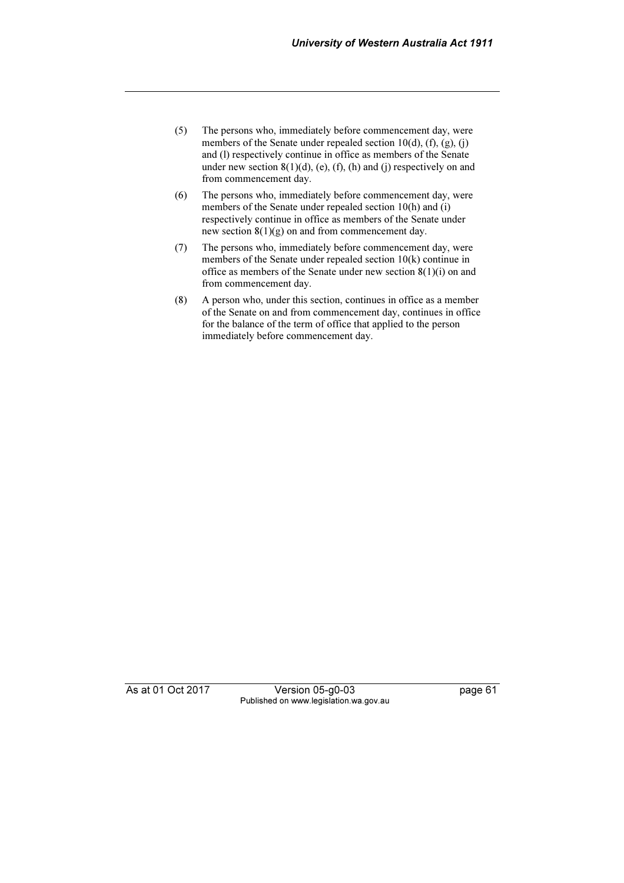(5) The persons who, immediately before commencement day, were members of the Senate under repealed section 10(d), (f), (g), (j) and (l) respectively continue in office as members of the Senate under new section 8(1)(d), (e), (f), (h) and (j) respectively on and from commencement day.

(6) The persons who, immediately before commencement day, were members of the Senate under repealed section 10(h) and (i) respectively continue in office as members of the Senate under new section 8(1)(g) on and from commencement day.

(7) The persons who, immediately before commencement day, were members of the Senate under repealed section 10(k) continue in office as members of the Senate under new section 8(1)(i) on and from commencement day.

(8) A person who, under this section, continues in office as a member of the Senate on and from commencement day, continues in office for the balance of the term of office that applied to the person immediately before commencement day.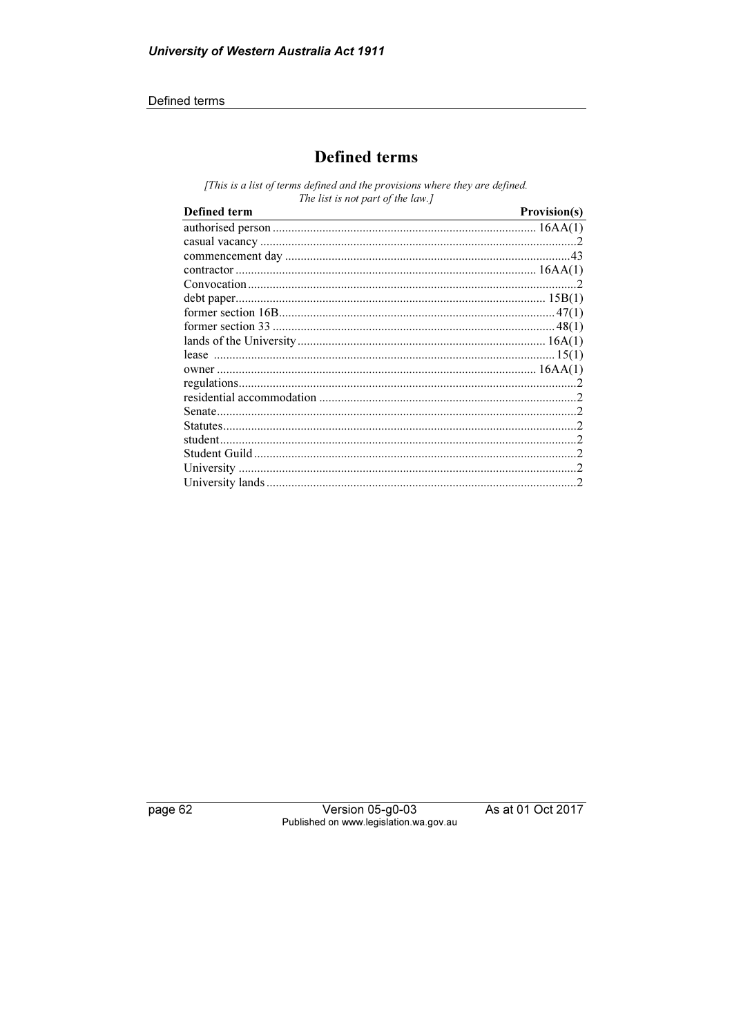# Defined terms

*[This is a list of terms defined and the provisions where they are defined. The list is not part of the law.]*

| Defined term | Provision(s) |
|---|---|
| authorised person | 16AA(1) |
| casual vacancy | 2 |
| commencement day | 43 |
| contractor | 16AA(1) |
| Convocation | 2 |
| debt paper | 15B(1) |
| former section 16B | 47(1) |
| former section 33 | 48(1) |
| lands of the University | 16A(1) |
| lease | 15(1) |
| owner | 16AA(1) |
| regulations | 2 |
| residential accommodation | 2 |
| Senate | 2 |
| Statutes | 2 |
| student | 2 |
| Student Guild | 2 |
| University | 2 |
| University lands | 2 |